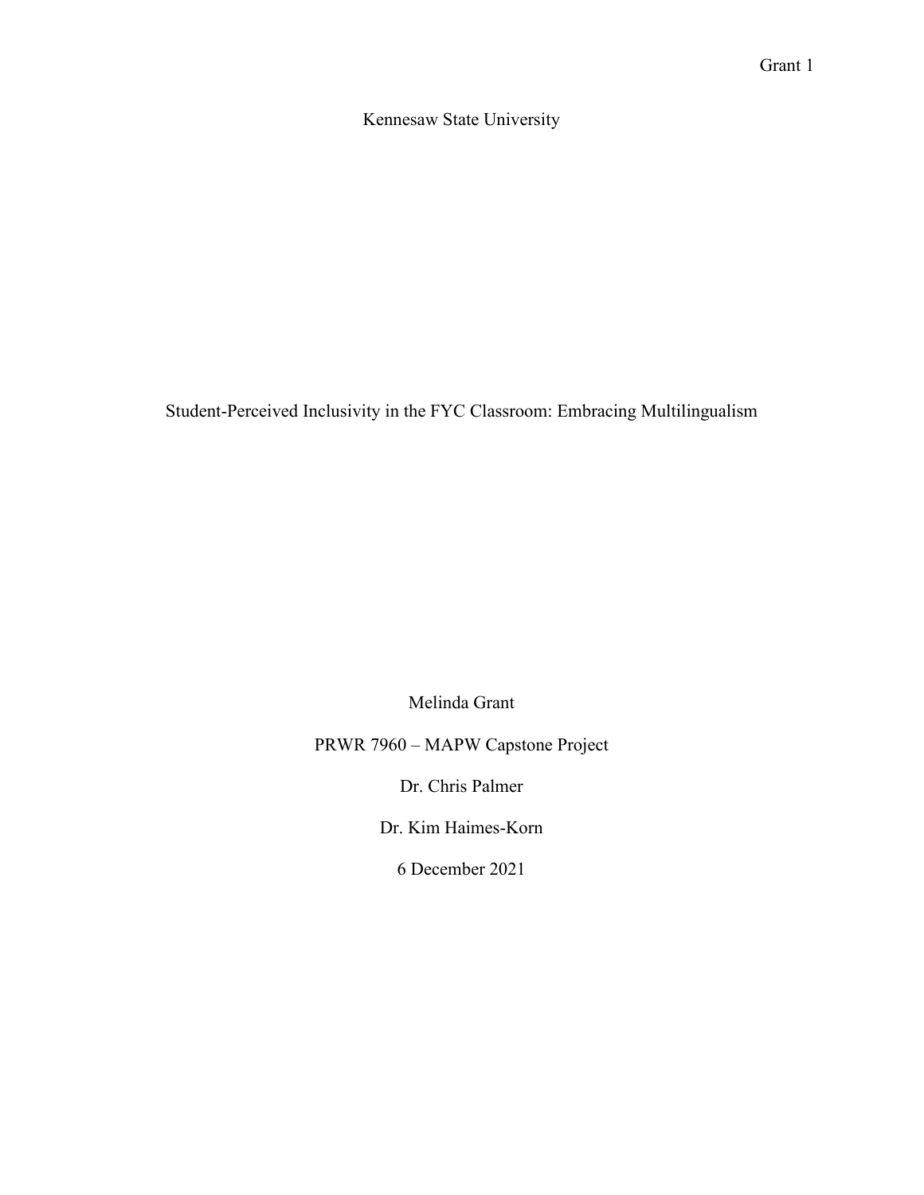Kennesaw State University

# Student-Perceived Inclusivity in the FYC Classroom: Embracing Multilingualism

Melinda Grant

PRWR 7960 – MAPW Capstone Project

Dr. Chris Palmer

Dr. Kim Haimes-Korn

6 December 2021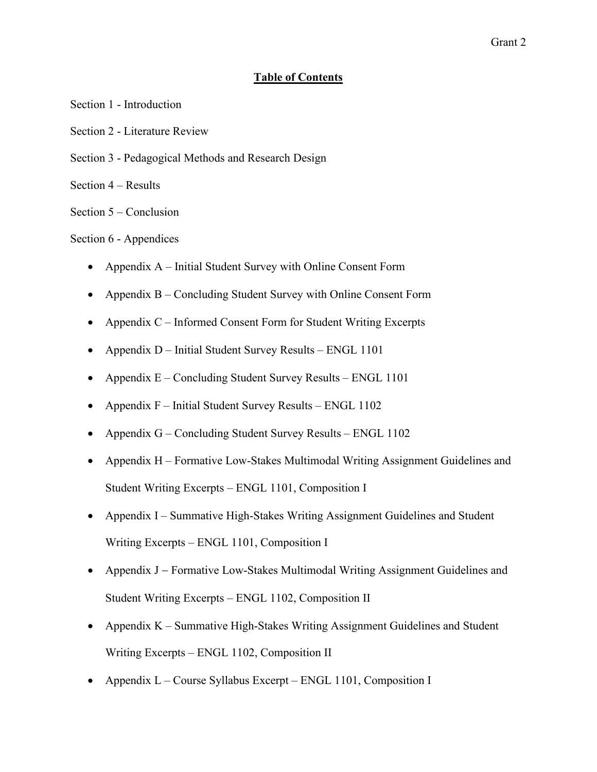## Table of Contents

Section 1 - Introduction

Section 2 - Literature Review

Section 3 - Pedagogical Methods and Research Design

Section 4 – Results

Section 5 – Conclusion

Section 6 - Appendices

- Appendix A – Initial Student Survey with Online Consent Form
- Appendix B – Concluding Student Survey with Online Consent Form
- Appendix C – Informed Consent Form for Student Writing Excerpts
- Appendix D – Initial Student Survey Results – ENGL 1101
- Appendix E – Concluding Student Survey Results – ENGL 1101
- Appendix F – Initial Student Survey Results – ENGL 1102
- Appendix G – Concluding Student Survey Results – ENGL 1102
- Appendix H – Formative Low-Stakes Multimodal Writing Assignment Guidelines and Student Writing Excerpts – ENGL 1101, Composition I
- Appendix I – Summative High-Stakes Writing Assignment Guidelines and Student Writing Excerpts – ENGL 1101, Composition I
- Appendix J – Formative Low-Stakes Multimodal Writing Assignment Guidelines and Student Writing Excerpts – ENGL 1102, Composition II
- Appendix K – Summative High-Stakes Writing Assignment Guidelines and Student Writing Excerpts – ENGL 1102, Composition II
- Appendix L – Course Syllabus Excerpt – ENGL 1101, Composition I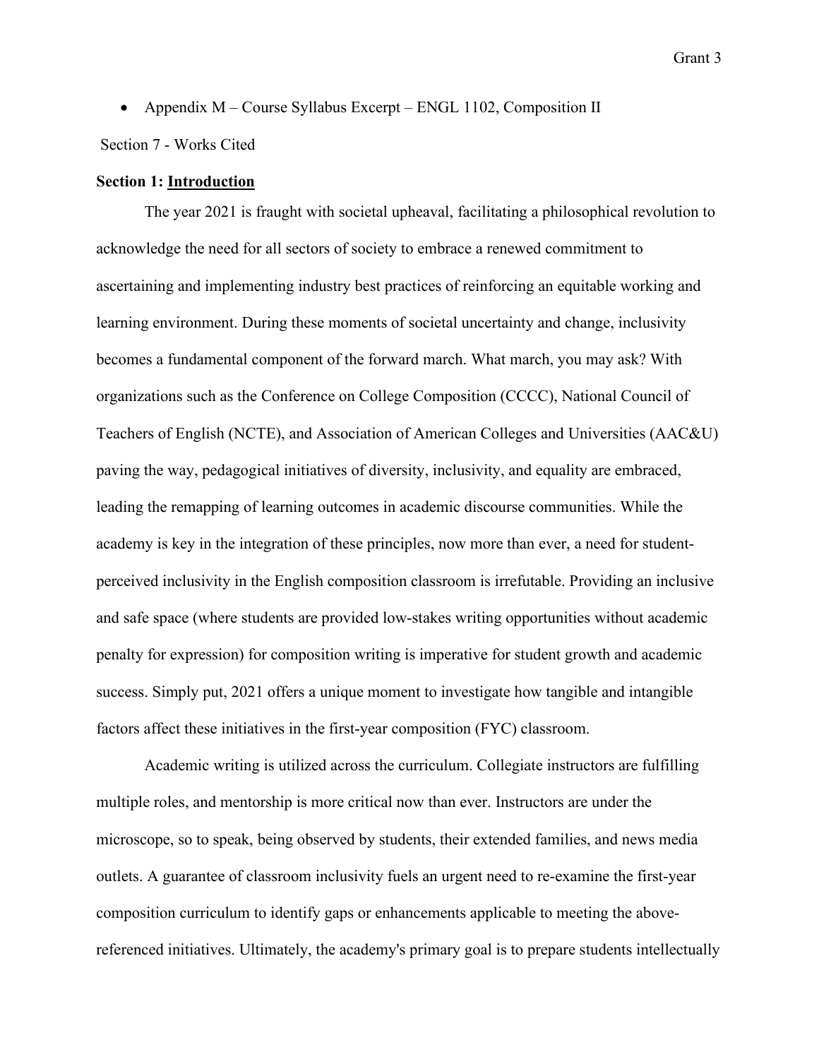- Appendix M – Course Syllabus Excerpt – ENGL 1102, Composition II

Section 7 - Works Cited

**Section 1: Introduction**

The year 2021 is fraught with societal upheaval, facilitating a philosophical revolution to acknowledge the need for all sectors of society to embrace a renewed commitment to ascertaining and implementing industry best practices of reinforcing an equitable working and learning environment. During these moments of societal uncertainty and change, inclusivity becomes a fundamental component of the forward march. What march, you may ask? With organizations such as the Conference on College Composition (CCCC), National Council of Teachers of English (NCTE), and Association of American Colleges and Universities (AAC&U) paving the way, pedagogical initiatives of diversity, inclusivity, and equality are embraced, leading the remapping of learning outcomes in academic discourse communities. While the academy is key in the integration of these principles, now more than ever, a need for student-perceived inclusivity in the English composition classroom is irrefutable. Providing an inclusive and safe space (where students are provided low-stakes writing opportunities without academic penalty for expression) for composition writing is imperative for student growth and academic success. Simply put, 2021 offers a unique moment to investigate how tangible and intangible factors affect these initiatives in the first-year composition (FYC) classroom.

Academic writing is utilized across the curriculum. Collegiate instructors are fulfilling multiple roles, and mentorship is more critical now than ever. Instructors are under the microscope, so to speak, being observed by students, their extended families, and news media outlets. A guarantee of classroom inclusivity fuels an urgent need to re-examine the first-year composition curriculum to identify gaps or enhancements applicable to meeting the above-referenced initiatives. Ultimately, the academy's primary goal is to prepare students intellectually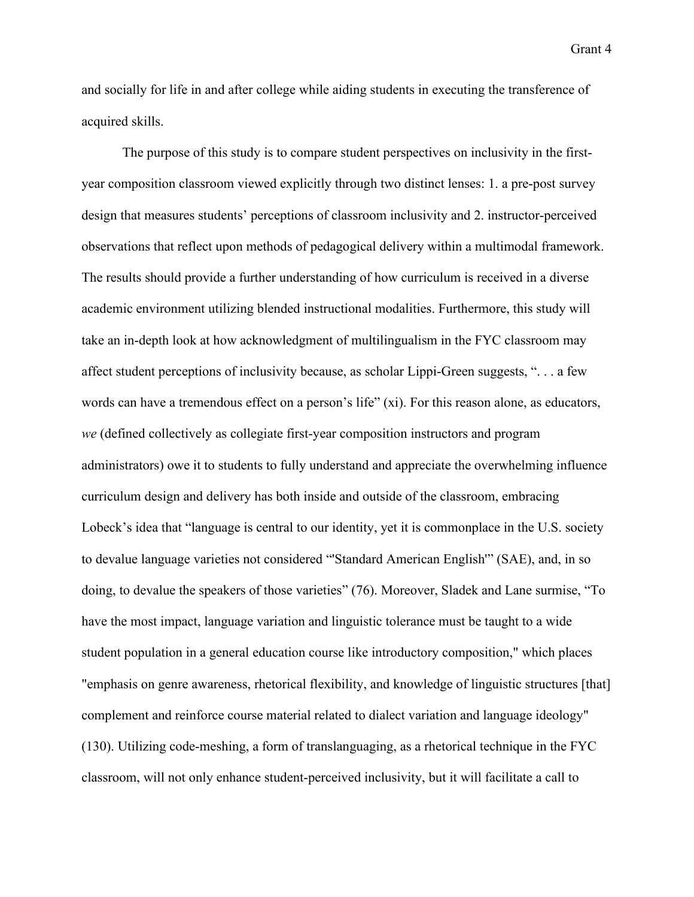and socially for life in and after college while aiding students in executing the transference of acquired skills.

The purpose of this study is to compare student perspectives on inclusivity in the first-year composition classroom viewed explicitly through two distinct lenses: 1. a pre-post survey design that measures students' perceptions of classroom inclusivity and 2. instructor-perceived observations that reflect upon methods of pedagogical delivery within a multimodal framework. The results should provide a further understanding of how curriculum is received in a diverse academic environment utilizing blended instructional modalities. Furthermore, this study will take an in-depth look at how acknowledgment of multilingualism in the FYC classroom may affect student perceptions of inclusivity because, as scholar Lippi-Green suggests, ". . . a few words can have a tremendous effect on a person's life" (xi). For this reason alone, as educators, *we* (defined collectively as collegiate first-year composition instructors and program administrators) owe it to students to fully understand and appreciate the overwhelming influence curriculum design and delivery has both inside and outside of the classroom, embracing Lobeck's idea that "language is central to our identity, yet it is commonplace in the U.S. society to devalue language varieties not considered "'Standard American English'" (SAE), and, in so doing, to devalue the speakers of those varieties" (76). Moreover, Sladek and Lane surmise, "To have the most impact, language variation and linguistic tolerance must be taught to a wide student population in a general education course like introductory composition," which places "emphasis on genre awareness, rhetorical flexibility, and knowledge of linguistic structures [that] complement and reinforce course material related to dialect variation and language ideology" (130). Utilizing code-meshing, a form of translanguaging, as a rhetorical technique in the FYC classroom, will not only enhance student-perceived inclusivity, but it will facilitate a call to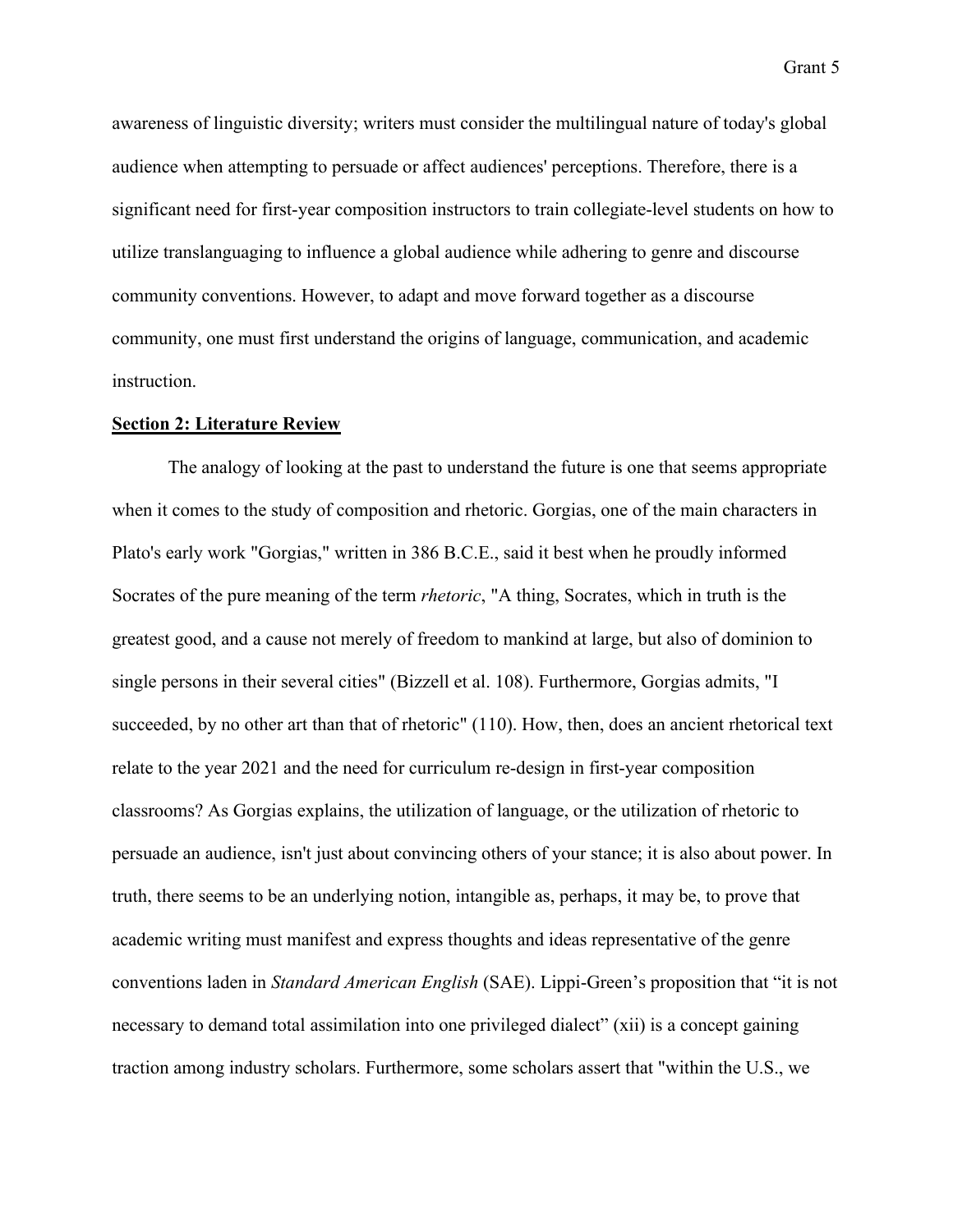awareness of linguistic diversity; writers must consider the multilingual nature of today's global audience when attempting to persuade or affect audiences' perceptions. Therefore, there is a significant need for first-year composition instructors to train collegiate-level students on how to utilize translanguaging to influence a global audience while adhering to genre and discourse community conventions. However, to adapt and move forward together as a discourse community, one must first understand the origins of language, communication, and academic instruction.

## Section 2: Literature Review

The analogy of looking at the past to understand the future is one that seems appropriate when it comes to the study of composition and rhetoric. Gorgias, one of the main characters in Plato's early work "Gorgias," written in 386 B.C.E., said it best when he proudly informed Socrates of the pure meaning of the term *rhetoric*, "A thing, Socrates, which in truth is the greatest good, and a cause not merely of freedom to mankind at large, but also of dominion to single persons in their several cities" (Bizzell et al. 108). Furthermore, Gorgias admits, "I succeeded, by no other art than that of rhetoric" (110). How, then, does an ancient rhetorical text relate to the year 2021 and the need for curriculum re-design in first-year composition classrooms? As Gorgias explains, the utilization of language, or the utilization of rhetoric to persuade an audience, isn't just about convincing others of your stance; it is also about power. In truth, there seems to be an underlying notion, intangible as, perhaps, it may be, to prove that academic writing must manifest and express thoughts and ideas representative of the genre conventions laden in *Standard American English* (SAE). Lippi-Green's proposition that "it is not necessary to demand total assimilation into one privileged dialect" (xii) is a concept gaining traction among industry scholars. Furthermore, some scholars assert that "within the U.S., we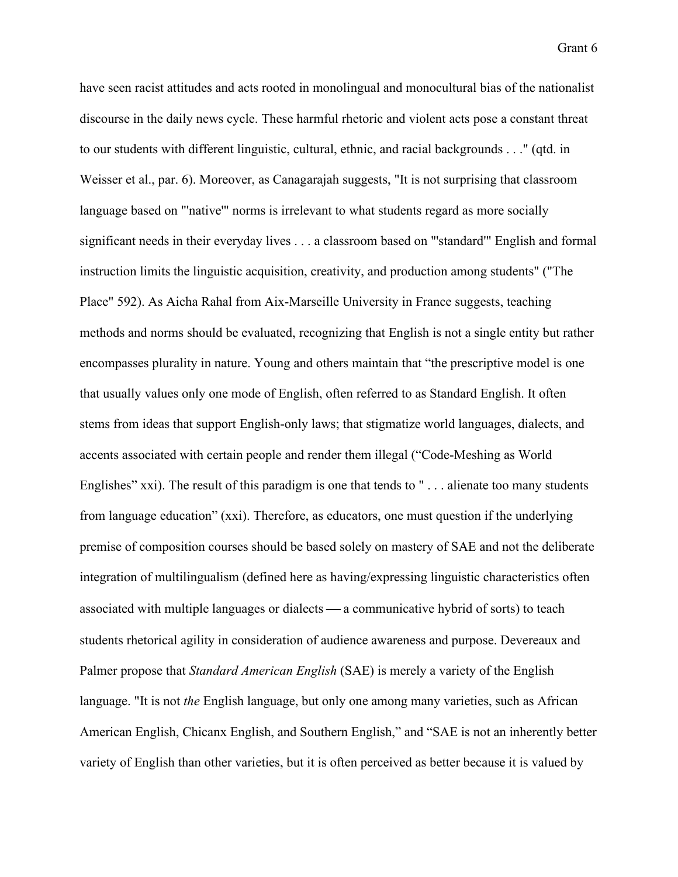have seen racist attitudes and acts rooted in monolingual and monocultural bias of the nationalist discourse in the daily news cycle. These harmful rhetoric and violent acts pose a constant threat to our students with different linguistic, cultural, ethnic, and racial backgrounds . . ." (qtd. in Weisser et al., par. 6). Moreover, as Canagarajah suggests, "It is not surprising that classroom language based on "'native'" norms is irrelevant to what students regard as more socially significant needs in their everyday lives . . . a classroom based on "'standard'" English and formal instruction limits the linguistic acquisition, creativity, and production among students" ("The Place" 592). As Aicha Rahal from Aix-Marseille University in France suggests, teaching methods and norms should be evaluated, recognizing that English is not a single entity but rather encompasses plurality in nature. Young and others maintain that "the prescriptive model is one that usually values only one mode of English, often referred to as Standard English. It often stems from ideas that support English-only laws; that stigmatize world languages, dialects, and accents associated with certain people and render them illegal ("Code-Meshing as World Englishes" xxi). The result of this paradigm is one that tends to " . . . alienate too many students from language education" (xxi). Therefore, as educators, one must question if the underlying premise of composition courses should be based solely on mastery of SAE and not the deliberate integration of multilingualism (defined here as having/expressing linguistic characteristics often associated with multiple languages or dialects — a communicative hybrid of sorts) to teach students rhetorical agility in consideration of audience awareness and purpose. Devereaux and Palmer propose that *Standard American English* (SAE) is merely a variety of the English language. "It is not *the* English language, but only one among many varieties, such as African American English, Chicanx English, and Southern English," and "SAE is not an inherently better variety of English than other varieties, but it is often perceived as better because it is valued by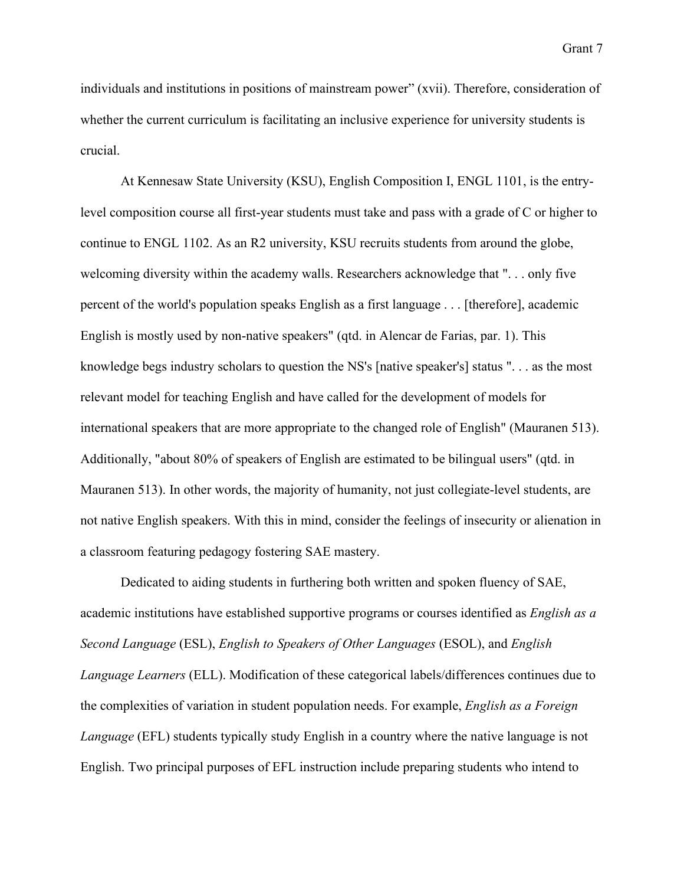individuals and institutions in positions of mainstream power" (xvii). Therefore, consideration of whether the current curriculum is facilitating an inclusive experience for university students is crucial.

At Kennesaw State University (KSU), English Composition I, ENGL 1101, is the entry-level composition course all first-year students must take and pass with a grade of C or higher to continue to ENGL 1102. As an R2 university, KSU recruits students from around the globe, welcoming diversity within the academy walls. Researchers acknowledge that ". . . only five percent of the world's population speaks English as a first language . . . [therefore], academic English is mostly used by non-native speakers" (qtd. in Alencar de Farias, par. 1). This knowledge begs industry scholars to question the NS's [native speaker's] status ". . . as the most relevant model for teaching English and have called for the development of models for international speakers that are more appropriate to the changed role of English" (Mauranen 513). Additionally, "about 80% of speakers of English are estimated to be bilingual users" (qtd. in Mauranen 513). In other words, the majority of humanity, not just collegiate-level students, are not native English speakers. With this in mind, consider the feelings of insecurity or alienation in a classroom featuring pedagogy fostering SAE mastery.

Dedicated to aiding students in furthering both written and spoken fluency of SAE, academic institutions have established supportive programs or courses identified as *English as a Second Language* (ESL), *English to Speakers of Other Languages* (ESOL), and *English Language Learners* (ELL). Modification of these categorical labels/differences continues due to the complexities of variation in student population needs. For example, *English as a Foreign Language* (EFL) students typically study English in a country where the native language is not English. Two principal purposes of EFL instruction include preparing students who intend to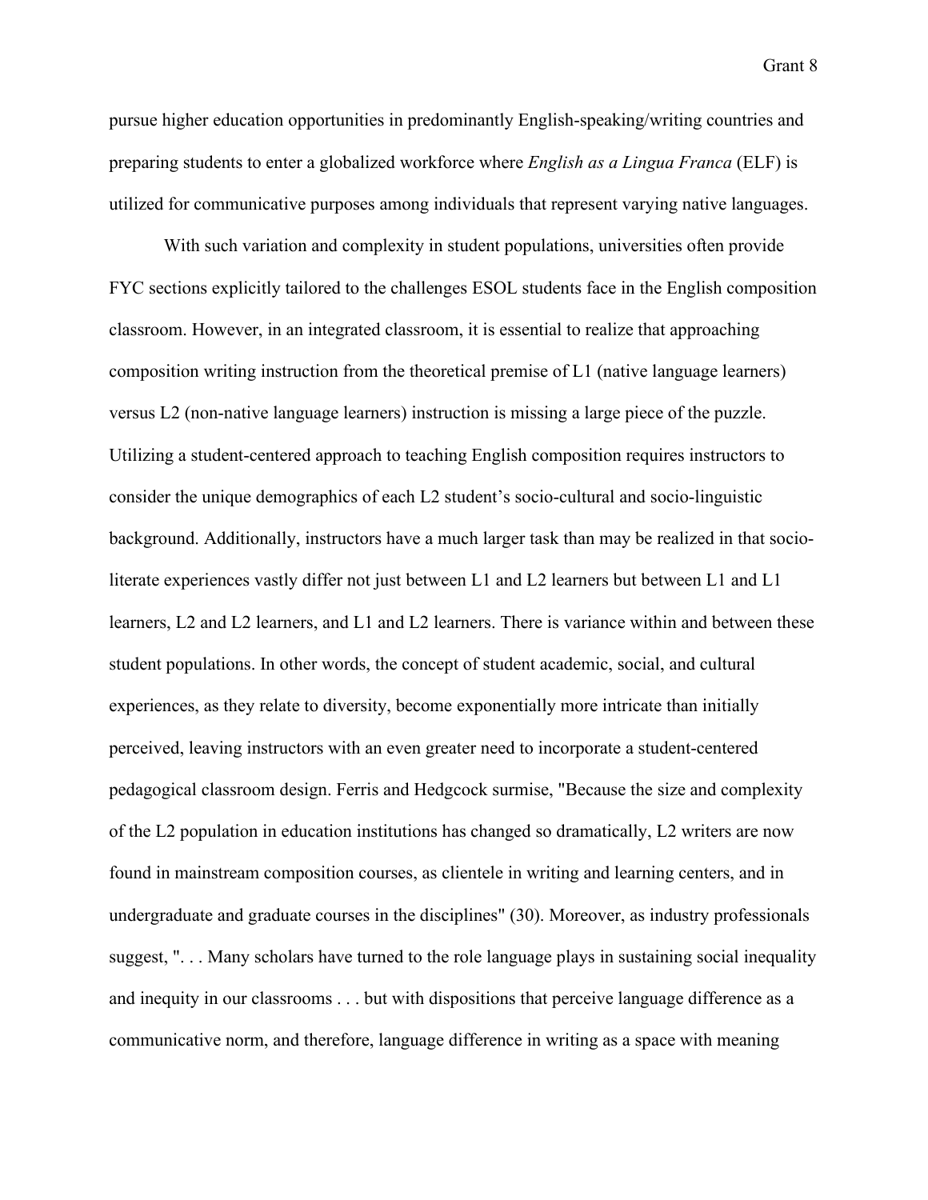pursue higher education opportunities in predominantly English-speaking/writing countries and preparing students to enter a globalized workforce where *English as a Lingua Franca* (ELF) is utilized for communicative purposes among individuals that represent varying native languages.

With such variation and complexity in student populations, universities often provide FYC sections explicitly tailored to the challenges ESOL students face in the English composition classroom. However, in an integrated classroom, it is essential to realize that approaching composition writing instruction from the theoretical premise of L1 (native language learners) versus L2 (non-native language learners) instruction is missing a large piece of the puzzle. Utilizing a student-centered approach to teaching English composition requires instructors to consider the unique demographics of each L2 student's socio-cultural and socio-linguistic background. Additionally, instructors have a much larger task than may be realized in that socio-literate experiences vastly differ not just between L1 and L2 learners but between L1 and L1 learners, L2 and L2 learners, and L1 and L2 learners. There is variance within and between these student populations. In other words, the concept of student academic, social, and cultural experiences, as they relate to diversity, become exponentially more intricate than initially perceived, leaving instructors with an even greater need to incorporate a student-centered pedagogical classroom design. Ferris and Hedgcock surmise, "Because the size and complexity of the L2 population in education institutions has changed so dramatically, L2 writers are now found in mainstream composition courses, as clientele in writing and learning centers, and in undergraduate and graduate courses in the disciplines" (30). Moreover, as industry professionals suggest, ". . . Many scholars have turned to the role language plays in sustaining social inequality and inequity in our classrooms . . . but with dispositions that perceive language difference as a communicative norm, and therefore, language difference in writing as a space with meaning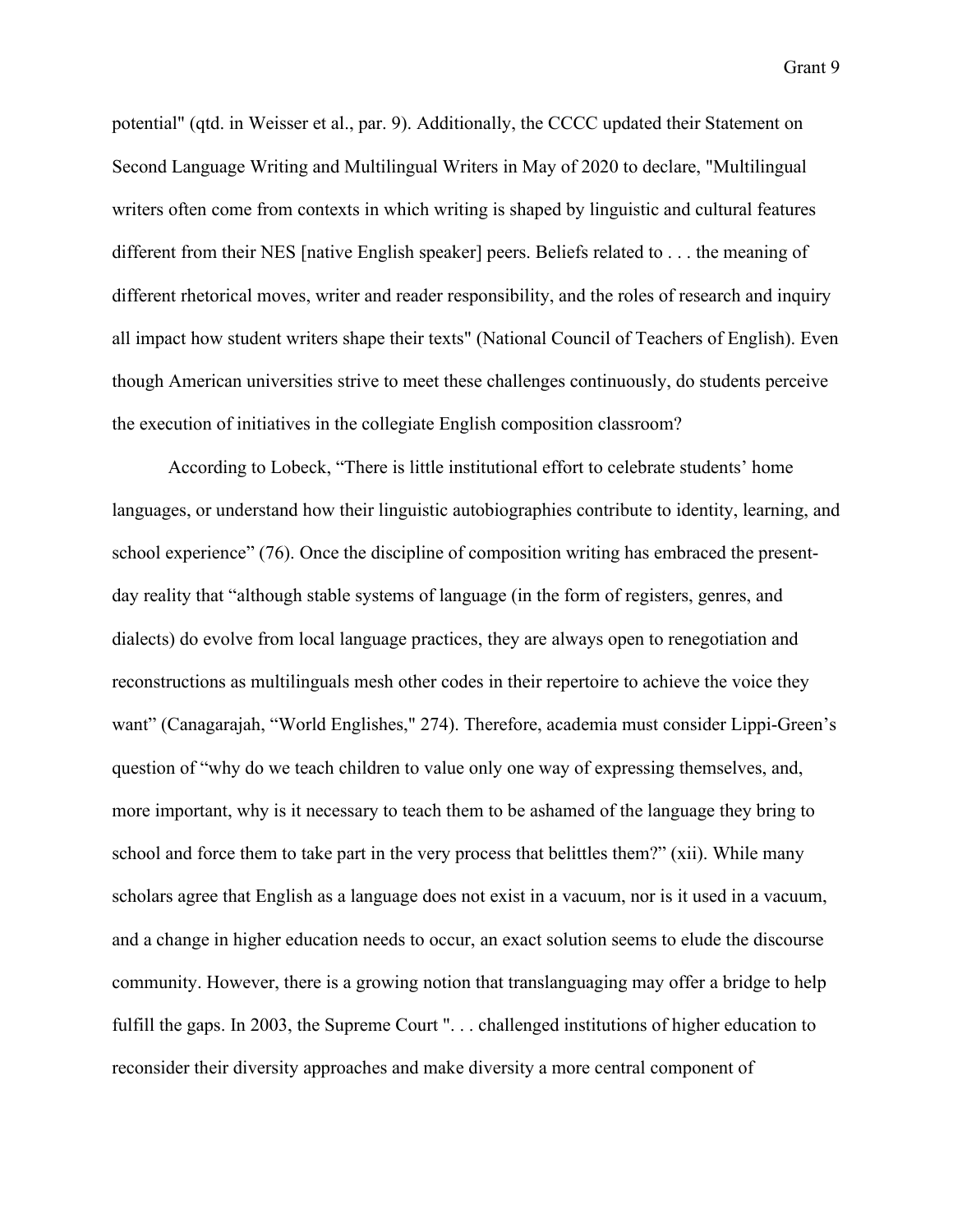potential" (qtd. in Weisser et al., par. 9). Additionally, the CCCC updated their Statement on Second Language Writing and Multilingual Writers in May of 2020 to declare, "Multilingual writers often come from contexts in which writing is shaped by linguistic and cultural features different from their NES [native English speaker] peers. Beliefs related to . . . the meaning of different rhetorical moves, writer and reader responsibility, and the roles of research and inquiry all impact how student writers shape their texts" (National Council of Teachers of English). Even though American universities strive to meet these challenges continuously, do students perceive the execution of initiatives in the collegiate English composition classroom?

According to Lobeck, "There is little institutional effort to celebrate students' home languages, or understand how their linguistic autobiographies contribute to identity, learning, and school experience" (76). Once the discipline of composition writing has embraced the present-day reality that "although stable systems of language (in the form of registers, genres, and dialects) do evolve from local language practices, they are always open to renegotiation and reconstructions as multilinguals mesh other codes in their repertoire to achieve the voice they want" (Canagarajah, "World Englishes," 274). Therefore, academia must consider Lippi-Green's question of "why do we teach children to value only one way of expressing themselves, and, more important, why is it necessary to teach them to be ashamed of the language they bring to school and force them to take part in the very process that belittles them?" (xii). While many scholars agree that English as a language does not exist in a vacuum, nor is it used in a vacuum, and a change in higher education needs to occur, an exact solution seems to elude the discourse community. However, there is a growing notion that translanguaging may offer a bridge to help fulfill the gaps. In 2003, the Supreme Court ". . . challenged institutions of higher education to reconsider their diversity approaches and make diversity a more central component of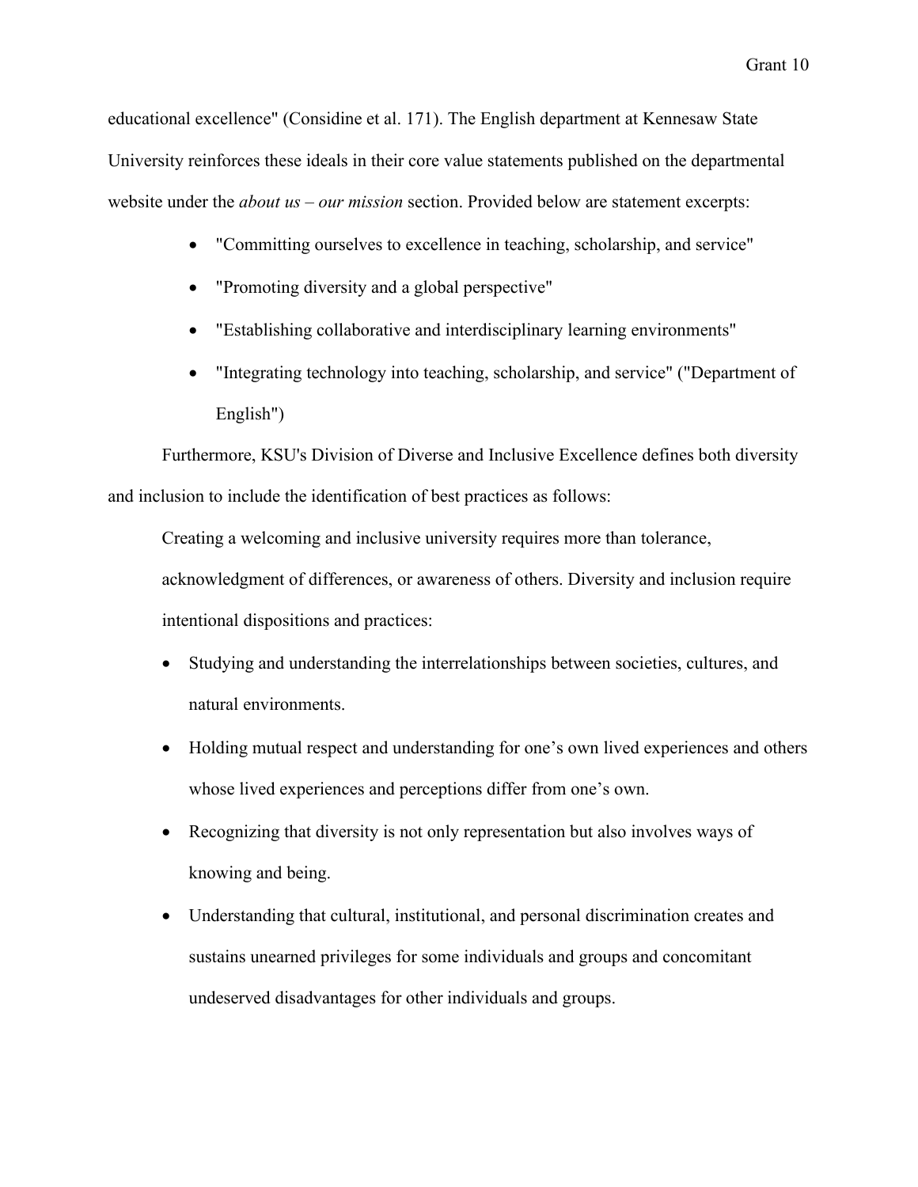educational excellence" (Considine et al. 171). The English department at Kennesaw State University reinforces these ideals in their core value statements published on the departmental website under the *about us – our mission* section. Provided below are statement excerpts:

- "Committing ourselves to excellence in teaching, scholarship, and service"
- "Promoting diversity and a global perspective"
- "Establishing collaborative and interdisciplinary learning environments"
- "Integrating technology into teaching, scholarship, and service" ("Department of English")

Furthermore, KSU's Division of Diverse and Inclusive Excellence defines both diversity and inclusion to include the identification of best practices as follows:

> Creating a welcoming and inclusive university requires more than tolerance, acknowledgment of differences, or awareness of others. Diversity and inclusion require intentional dispositions and practices:
>
> - Studying and understanding the interrelationships between societies, cultures, and natural environments.
> - Holding mutual respect and understanding for one's own lived experiences and others whose lived experiences and perceptions differ from one's own.
> - Recognizing that diversity is not only representation but also involves ways of knowing and being.
> - Understanding that cultural, institutional, and personal discrimination creates and sustains unearned privileges for some individuals and groups and concomitant undeserved disadvantages for other individuals and groups.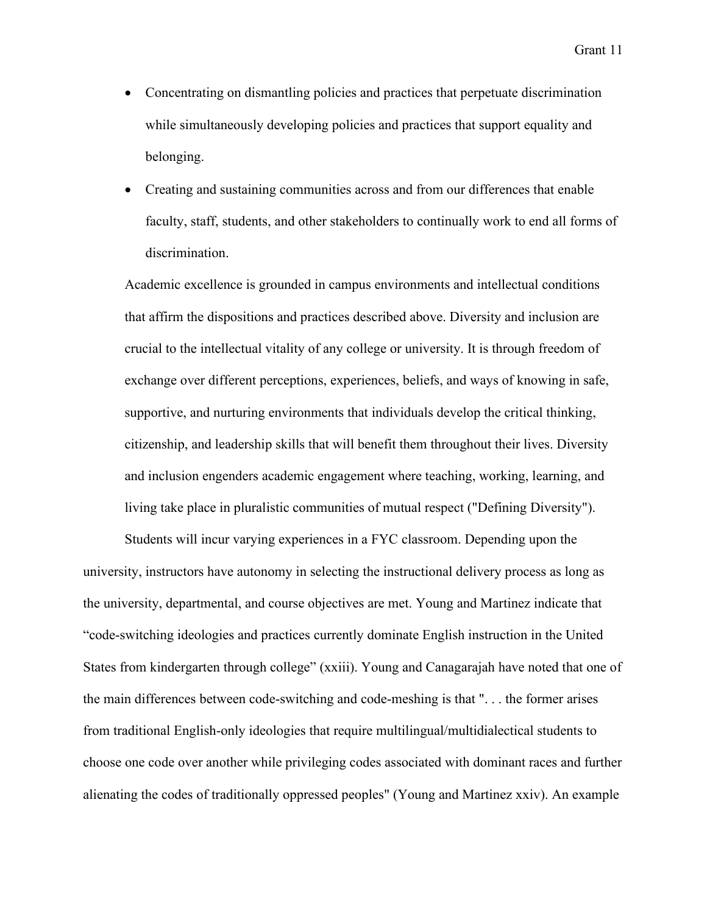- Concentrating on dismantling policies and practices that perpetuate discrimination while simultaneously developing policies and practices that support equality and belonging.
- Creating and sustaining communities across and from our differences that enable faculty, staff, students, and other stakeholders to continually work to end all forms of discrimination.

> Academic excellence is grounded in campus environments and intellectual conditions that affirm the dispositions and practices described above. Diversity and inclusion are crucial to the intellectual vitality of any college or university. It is through freedom of exchange over different perceptions, experiences, beliefs, and ways of knowing in safe, supportive, and nurturing environments that individuals develop the critical thinking, citizenship, and leadership skills that will benefit them throughout their lives. Diversity and inclusion engenders academic engagement where teaching, working, learning, and living take place in pluralistic communities of mutual respect ("Defining Diversity").

Students will incur varying experiences in a FYC classroom. Depending upon the university, instructors have autonomy in selecting the instructional delivery process as long as the university, departmental, and course objectives are met. Young and Martinez indicate that "code-switching ideologies and practices currently dominate English instruction in the United States from kindergarten through college" (xxiii). Young and Canagarajah have noted that one of the main differences between code-switching and code-meshing is that ". . . the former arises from traditional English-only ideologies that require multilingual/multidialectical students to choose one code over another while privileging codes associated with dominant races and further alienating the codes of traditionally oppressed peoples" (Young and Martinez xxiv). An example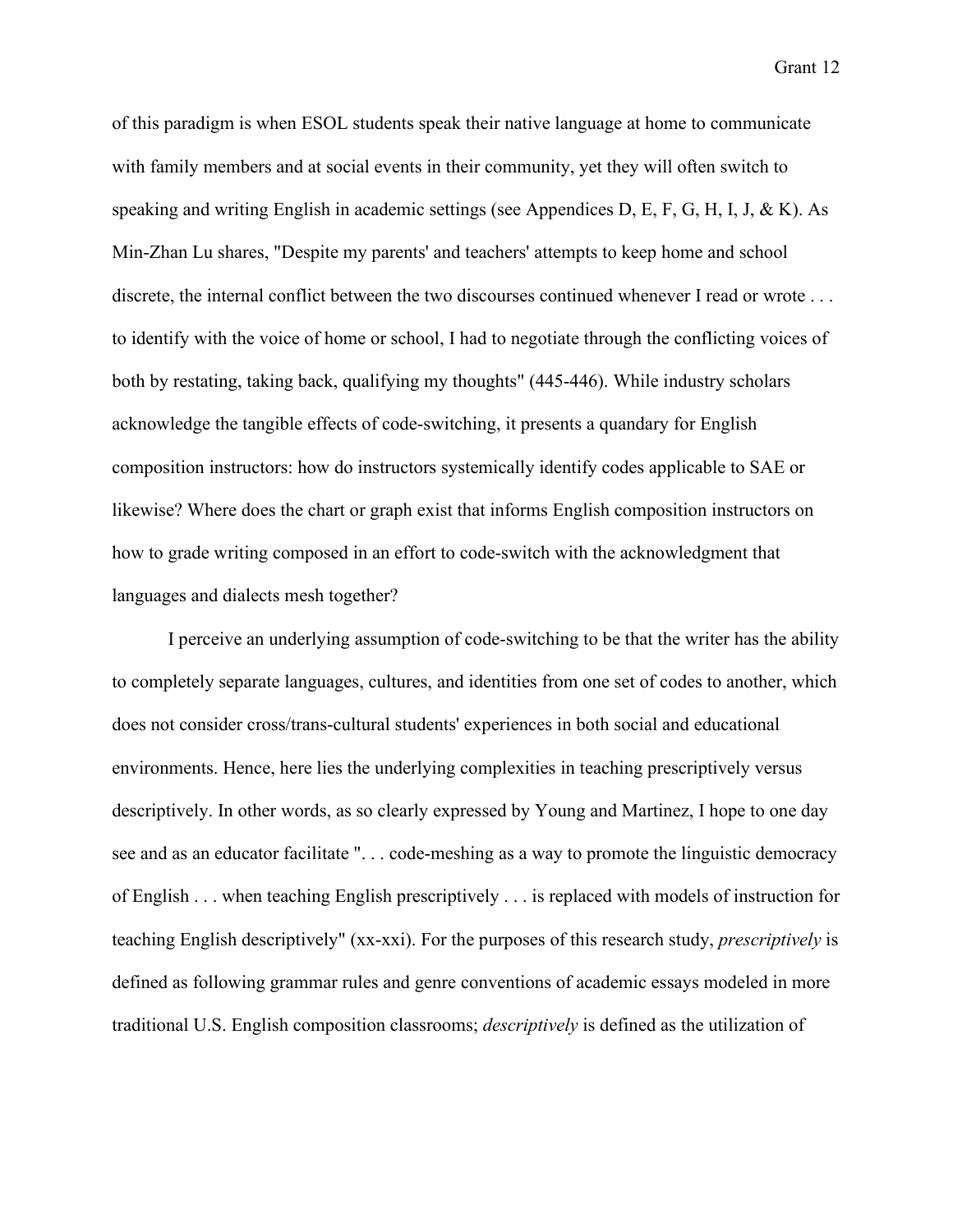of this paradigm is when ESOL students speak their native language at home to communicate with family members and at social events in their community, yet they will often switch to speaking and writing English in academic settings (see Appendices D, E, F, G, H, I, J, & K). As Min-Zhan Lu shares, "Despite my parents' and teachers' attempts to keep home and school discrete, the internal conflict between the two discourses continued whenever I read or wrote . . . to identify with the voice of home or school, I had to negotiate through the conflicting voices of both by restating, taking back, qualifying my thoughts" (445-446). While industry scholars acknowledge the tangible effects of code-switching, it presents a quandary for English composition instructors: how do instructors systemically identify codes applicable to SAE or likewise? Where does the chart or graph exist that informs English composition instructors on how to grade writing composed in an effort to code-switch with the acknowledgment that languages and dialects mesh together?

I perceive an underlying assumption of code-switching to be that the writer has the ability to completely separate languages, cultures, and identities from one set of codes to another, which does not consider cross/trans-cultural students' experiences in both social and educational environments. Hence, here lies the underlying complexities in teaching prescriptively versus descriptively. In other words, as so clearly expressed by Young and Martinez, I hope to one day see and as an educator facilitate ". . . code-meshing as a way to promote the linguistic democracy of English . . . when teaching English prescriptively . . . is replaced with models of instruction for teaching English descriptively" (xx-xxi). For the purposes of this research study, *prescriptively* is defined as following grammar rules and genre conventions of academic essays modeled in more traditional U.S. English composition classrooms; *descriptively* is defined as the utilization of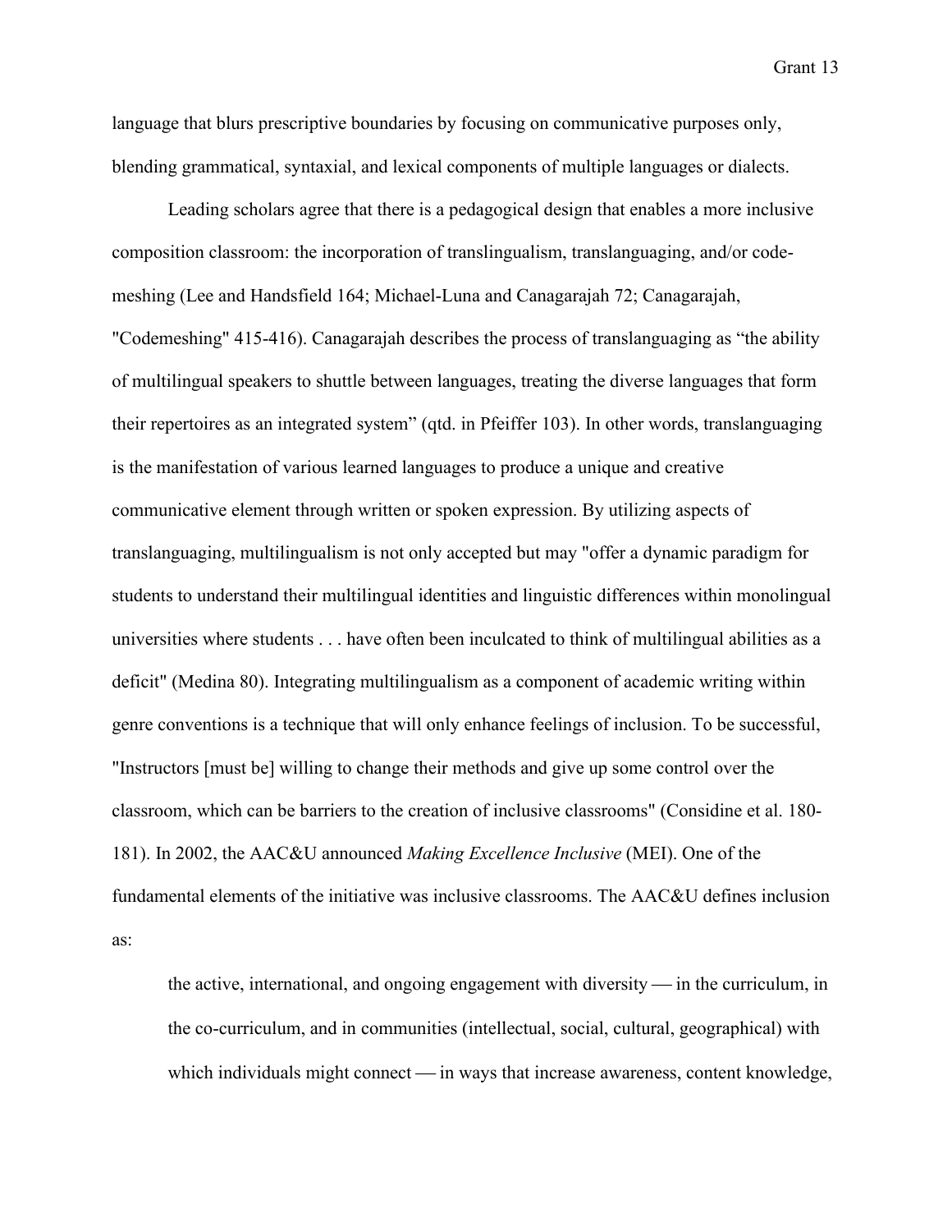language that blurs prescriptive boundaries by focusing on communicative purposes only, blending grammatical, syntaxial, and lexical components of multiple languages or dialects.

Leading scholars agree that there is a pedagogical design that enables a more inclusive composition classroom: the incorporation of translingualism, translanguaging, and/or code-meshing (Lee and Handsfield 164; Michael-Luna and Canagarajah 72; Canagarajah, "Codemeshing" 415-416). Canagarajah describes the process of translanguaging as "the ability of multilingual speakers to shuttle between languages, treating the diverse languages that form their repertoires as an integrated system" (qtd. in Pfeiffer 103). In other words, translanguaging is the manifestation of various learned languages to produce a unique and creative communicative element through written or spoken expression. By utilizing aspects of translanguaging, multilingualism is not only accepted but may "offer a dynamic paradigm for students to understand their multilingual identities and linguistic differences within monolingual universities where students . . . have often been inculcated to think of multilingual abilities as a deficit" (Medina 80). Integrating multilingualism as a component of academic writing within genre conventions is a technique that will only enhance feelings of inclusion. To be successful, "Instructors [must be] willing to change their methods and give up some control over the classroom, which can be barriers to the creation of inclusive classrooms" (Considine et al. 180-181). In 2002, the AAC&U announced *Making Excellence Inclusive* (MEI). One of the fundamental elements of the initiative was inclusive classrooms. The AAC&U defines inclusion as:

> the active, international, and ongoing engagement with diversity — in the curriculum, in the co-curriculum, and in communities (intellectual, social, cultural, geographical) with which individuals might connect — in ways that increase awareness, content knowledge,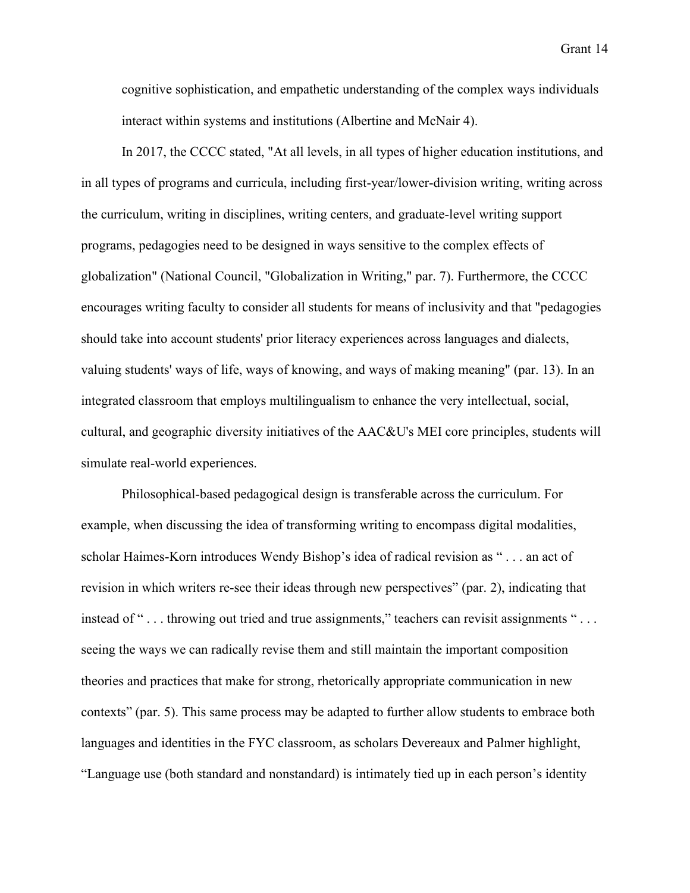cognitive sophistication, and empathetic understanding of the complex ways individuals interact within systems and institutions (Albertine and McNair 4).

In 2017, the CCCC stated, "At all levels, in all types of higher education institutions, and in all types of programs and curricula, including first-year/lower-division writing, writing across the curriculum, writing in disciplines, writing centers, and graduate-level writing support programs, pedagogies need to be designed in ways sensitive to the complex effects of globalization" (National Council, "Globalization in Writing," par. 7). Furthermore, the CCCC encourages writing faculty to consider all students for means of inclusivity and that "pedagogies should take into account students' prior literacy experiences across languages and dialects, valuing students' ways of life, ways of knowing, and ways of making meaning" (par. 13). In an integrated classroom that employs multilingualism to enhance the very intellectual, social, cultural, and geographic diversity initiatives of the AAC&U's MEI core principles, students will simulate real-world experiences.

Philosophical-based pedagogical design is transferable across the curriculum. For example, when discussing the idea of transforming writing to encompass digital modalities, scholar Haimes-Korn introduces Wendy Bishop's idea of radical revision as " . . . an act of revision in which writers re-see their ideas through new perspectives" (par. 2), indicating that instead of " . . . throwing out tried and true assignments," teachers can revisit assignments " . . . seeing the ways we can radically revise them and still maintain the important composition theories and practices that make for strong, rhetorically appropriate communication in new contexts" (par. 5). This same process may be adapted to further allow students to embrace both languages and identities in the FYC classroom, as scholars Devereaux and Palmer highlight, "Language use (both standard and nonstandard) is intimately tied up in each person's identity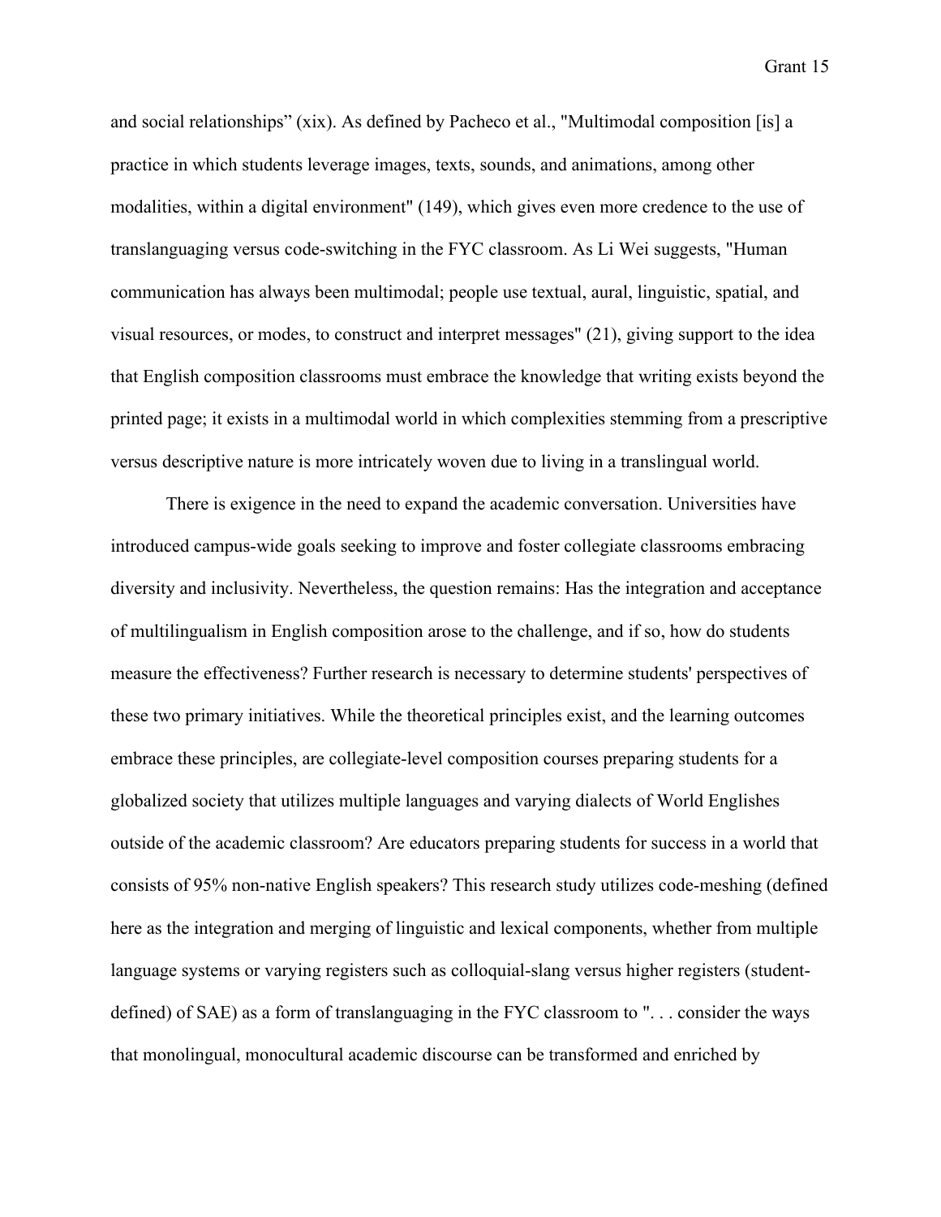and social relationships” (xix). As defined by Pacheco et al., "Multimodal composition [is] a practice in which students leverage images, texts, sounds, and animations, among other modalities, within a digital environment" (149), which gives even more credence to the use of translanguaging versus code-switching in the FYC classroom. As Li Wei suggests, "Human communication has always been multimodal; people use textual, aural, linguistic, spatial, and visual resources, or modes, to construct and interpret messages" (21), giving support to the idea that English composition classrooms must embrace the knowledge that writing exists beyond the printed page; it exists in a multimodal world in which complexities stemming from a prescriptive versus descriptive nature is more intricately woven due to living in a translingual world.

There is exigence in the need to expand the academic conversation. Universities have introduced campus-wide goals seeking to improve and foster collegiate classrooms embracing diversity and inclusivity. Nevertheless, the question remains: Has the integration and acceptance of multilingualism in English composition arose to the challenge, and if so, how do students measure the effectiveness? Further research is necessary to determine students' perspectives of these two primary initiatives. While the theoretical principles exist, and the learning outcomes embrace these principles, are collegiate-level composition courses preparing students for a globalized society that utilizes multiple languages and varying dialects of World Englishes outside of the academic classroom? Are educators preparing students for success in a world that consists of 95% non-native English speakers? This research study utilizes code-meshing (defined here as the integration and merging of linguistic and lexical components, whether from multiple language systems or varying registers such as colloquial-slang versus higher registers (student-defined) of SAE) as a form of translanguaging in the FYC classroom to ". . . consider the ways that monolingual, monocultural academic discourse can be transformed and enriched by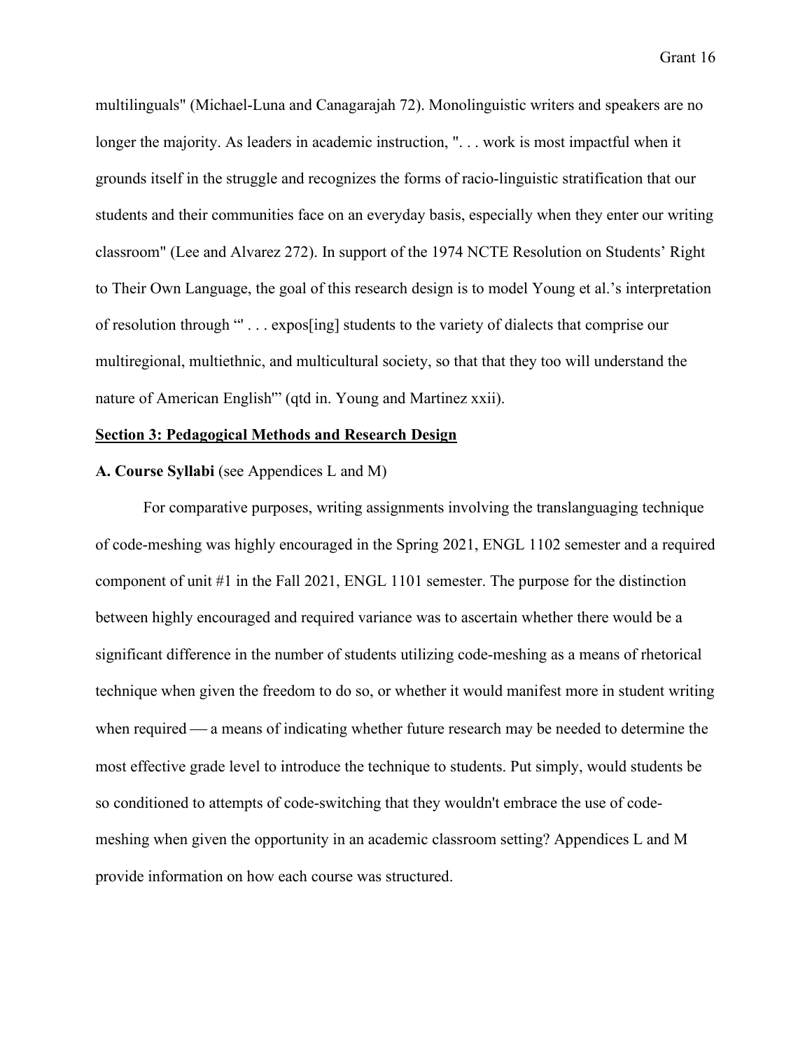multilinguals" (Michael-Luna and Canagarajah 72). Monolinguistic writers and speakers are no longer the majority. As leaders in academic instruction, ". . . work is most impactful when it grounds itself in the struggle and recognizes the forms of racio-linguistic stratification that our students and their communities face on an everyday basis, especially when they enter our writing classroom" (Lee and Alvarez 272). In support of the 1974 NCTE Resolution on Students' Right to Their Own Language, the goal of this research design is to model Young et al.'s interpretation of resolution through "' . . . expos[ing] students to the variety of dialects that comprise our multiregional, multiethnic, and multicultural society, so that that they too will understand the nature of American English'" (qtd in. Young and Martinez xxii).

## Section 3: Pedagogical Methods and Research Design

**A. Course Syllabi** (see Appendices L and M)

For comparative purposes, writing assignments involving the translanguaging technique of code-meshing was highly encouraged in the Spring 2021, ENGL 1102 semester and a required component of unit #1 in the Fall 2021, ENGL 1101 semester. The purpose for the distinction between highly encouraged and required variance was to ascertain whether there would be a significant difference in the number of students utilizing code-meshing as a means of rhetorical technique when given the freedom to do so, or whether it would manifest more in student writing when required — a means of indicating whether future research may be needed to determine the most effective grade level to introduce the technique to students. Put simply, would students be so conditioned to attempts of code-switching that they wouldn't embrace the use of code-meshing when given the opportunity in an academic classroom setting? Appendices L and M provide information on how each course was structured.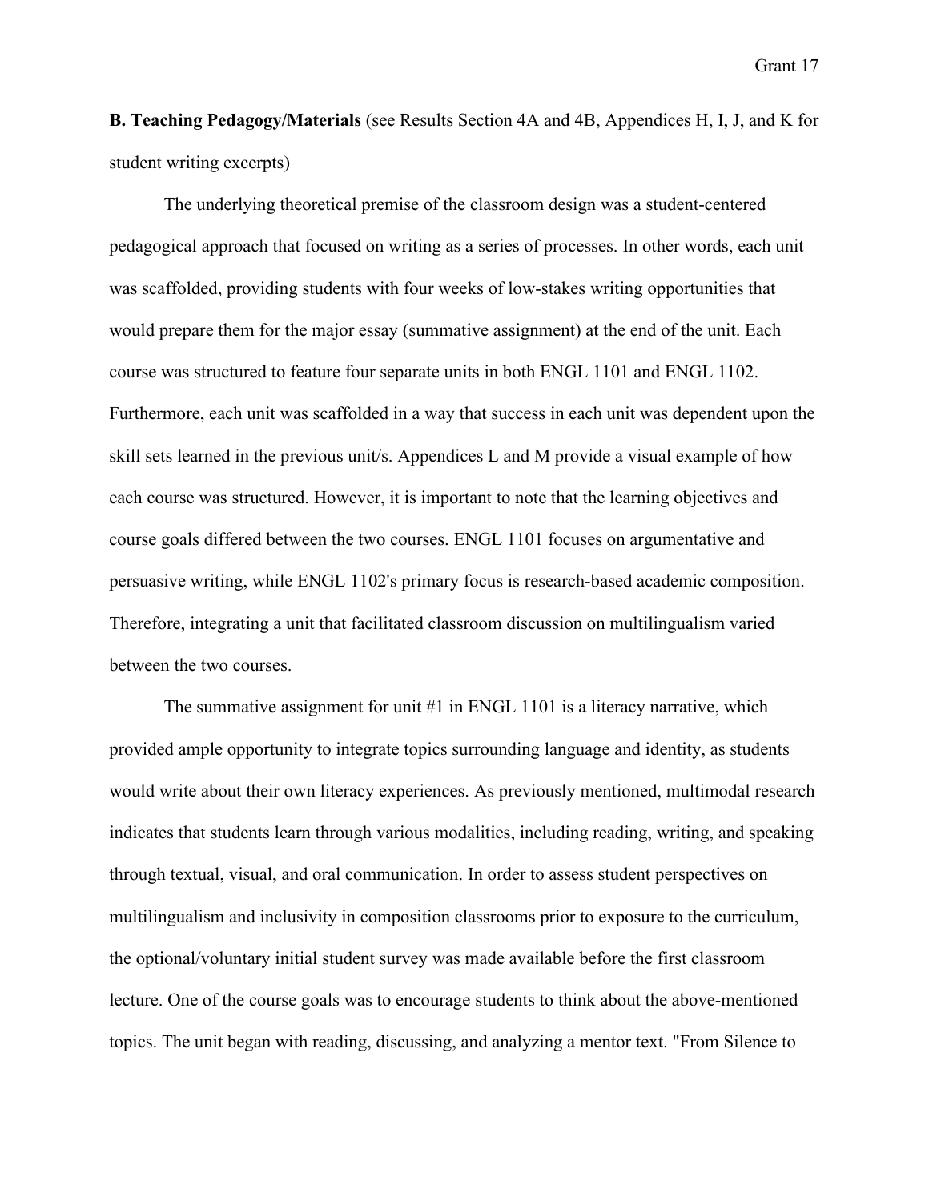**B. Teaching Pedagogy/Materials** (see Results Section 4A and 4B, Appendices H, I, J, and K for student writing excerpts)

The underlying theoretical premise of the classroom design was a student-centered pedagogical approach that focused on writing as a series of processes. In other words, each unit was scaffolded, providing students with four weeks of low-stakes writing opportunities that would prepare them for the major essay (summative assignment) at the end of the unit. Each course was structured to feature four separate units in both ENGL 1101 and ENGL 1102. Furthermore, each unit was scaffolded in a way that success in each unit was dependent upon the skill sets learned in the previous unit/s. Appendices L and M provide a visual example of how each course was structured. However, it is important to note that the learning objectives and course goals differed between the two courses. ENGL 1101 focuses on argumentative and persuasive writing, while ENGL 1102's primary focus is research-based academic composition. Therefore, integrating a unit that facilitated classroom discussion on multilingualism varied between the two courses.

The summative assignment for unit #1 in ENGL 1101 is a literacy narrative, which provided ample opportunity to integrate topics surrounding language and identity, as students would write about their own literacy experiences. As previously mentioned, multimodal research indicates that students learn through various modalities, including reading, writing, and speaking through textual, visual, and oral communication. In order to assess student perspectives on multilingualism and inclusivity in composition classrooms prior to exposure to the curriculum, the optional/voluntary initial student survey was made available before the first classroom lecture. One of the course goals was to encourage students to think about the above-mentioned topics. The unit began with reading, discussing, and analyzing a mentor text. "From Silence to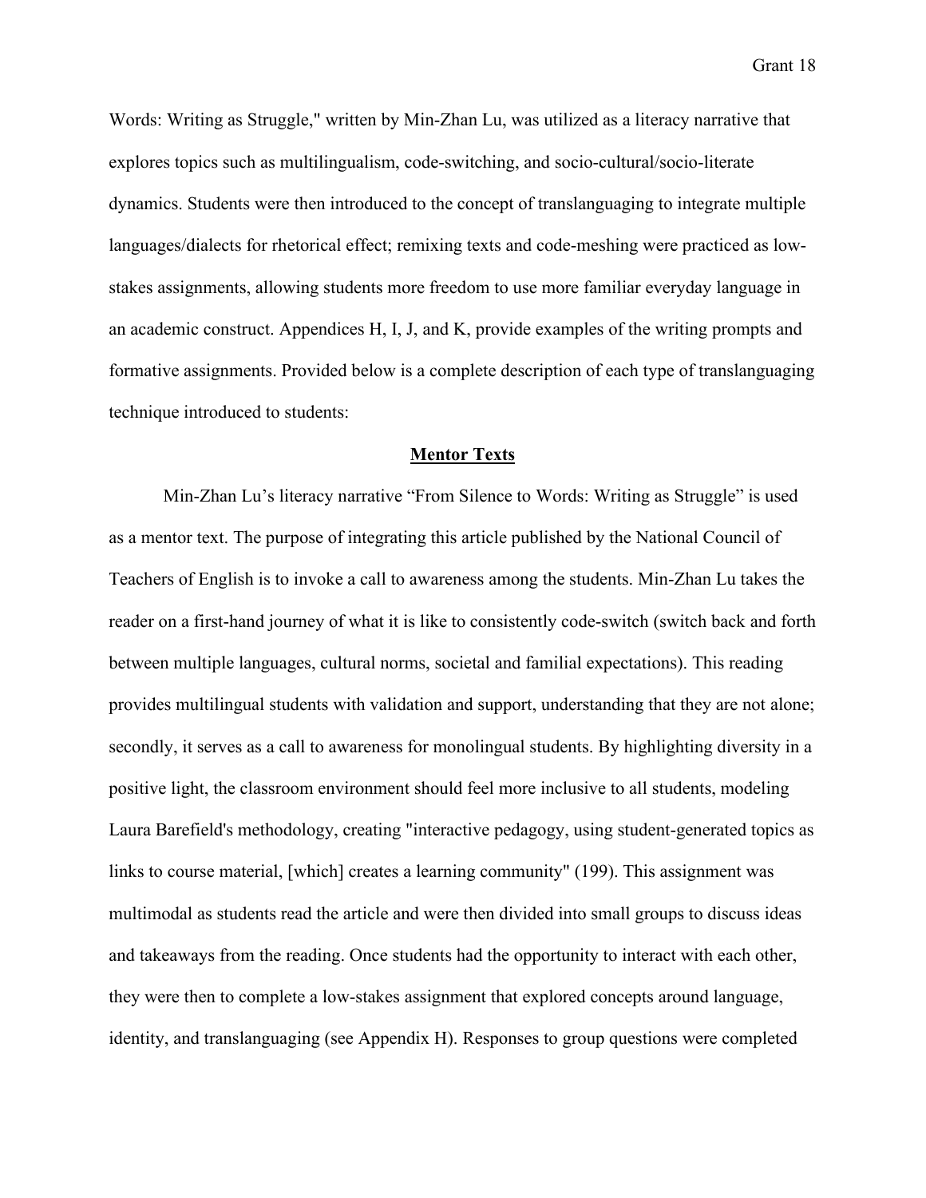Words: Writing as Struggle," written by Min-Zhan Lu, was utilized as a literacy narrative that explores topics such as multilingualism, code-switching, and socio-cultural/socio-literate dynamics. Students were then introduced to the concept of translanguaging to integrate multiple languages/dialects for rhetorical effect; remixing texts and code-meshing were practiced as low-stakes assignments, allowing students more freedom to use more familiar everyday language in an academic construct. Appendices H, I, J, and K, provide examples of the writing prompts and formative assignments. Provided below is a complete description of each type of translanguaging technique introduced to students:

## Mentor Texts

Min-Zhan Lu's literacy narrative "From Silence to Words: Writing as Struggle" is used as a mentor text. The purpose of integrating this article published by the National Council of Teachers of English is to invoke a call to awareness among the students. Min-Zhan Lu takes the reader on a first-hand journey of what it is like to consistently code-switch (switch back and forth between multiple languages, cultural norms, societal and familial expectations). This reading provides multilingual students with validation and support, understanding that they are not alone; secondly, it serves as a call to awareness for monolingual students. By highlighting diversity in a positive light, the classroom environment should feel more inclusive to all students, modeling Laura Barefield's methodology, creating "interactive pedagogy, using student-generated topics as links to course material, [which] creates a learning community" (199). This assignment was multimodal as students read the article and were then divided into small groups to discuss ideas and takeaways from the reading. Once students had the opportunity to interact with each other, they were then to complete a low-stakes assignment that explored concepts around language, identity, and translanguaging (see Appendix H). Responses to group questions were completed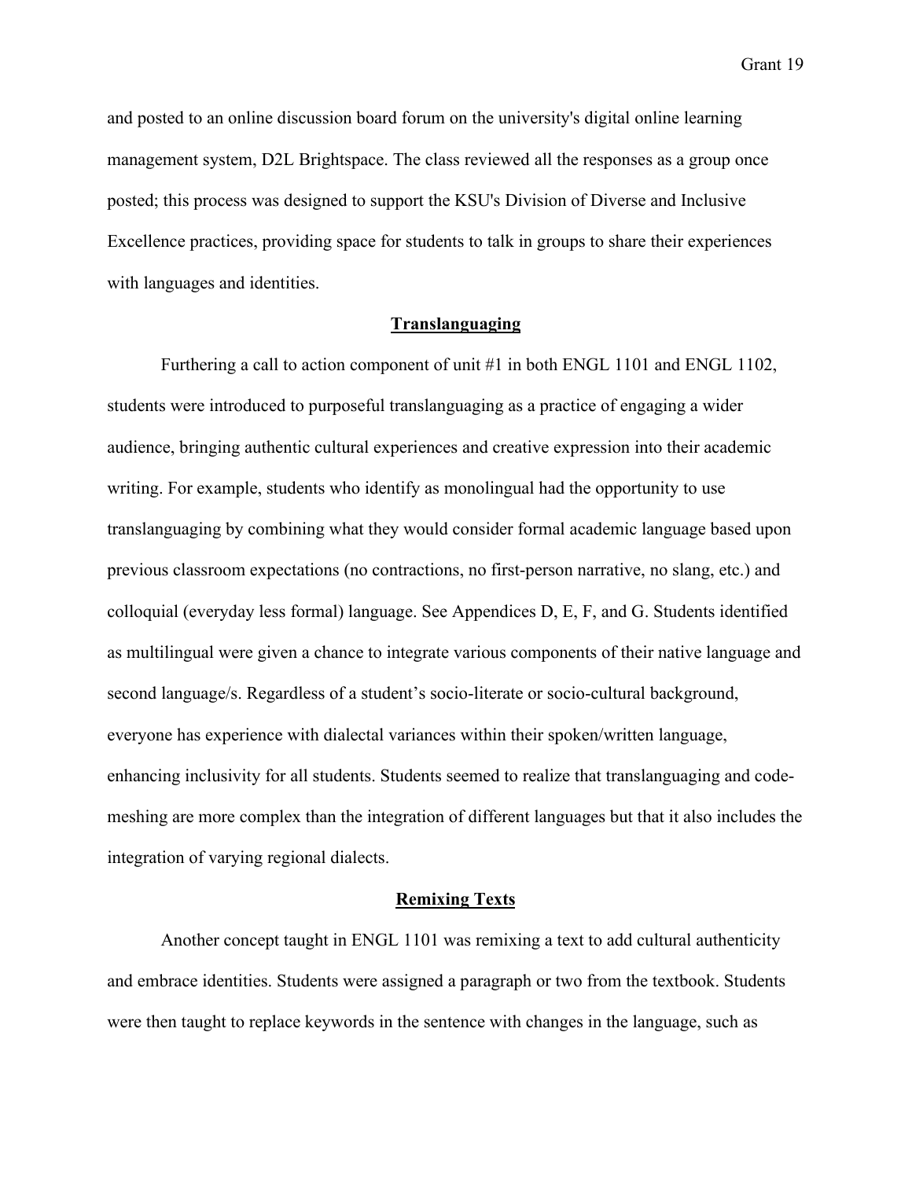and posted to an online discussion board forum on the university's digital online learning management system, D2L Brightspace. The class reviewed all the responses as a group once posted; this process was designed to support the KSU's Division of Diverse and Inclusive Excellence practices, providing space for students to talk in groups to share their experiences with languages and identities.

## Translanguaging

Furthering a call to action component of unit #1 in both ENGL 1101 and ENGL 1102, students were introduced to purposeful translanguaging as a practice of engaging a wider audience, bringing authentic cultural experiences and creative expression into their academic writing. For example, students who identify as monolingual had the opportunity to use translanguaging by combining what they would consider formal academic language based upon previous classroom expectations (no contractions, no first-person narrative, no slang, etc.) and colloquial (everyday less formal) language. See Appendices D, E, F, and G. Students identified as multilingual were given a chance to integrate various components of their native language and second language/s. Regardless of a student's socio-literate or socio-cultural background, everyone has experience with dialectal variances within their spoken/written language, enhancing inclusivity for all students. Students seemed to realize that translanguaging and code-meshing are more complex than the integration of different languages but that it also includes the integration of varying regional dialects.

## Remixing Texts

Another concept taught in ENGL 1101 was remixing a text to add cultural authenticity and embrace identities. Students were assigned a paragraph or two from the textbook. Students were then taught to replace keywords in the sentence with changes in the language, such as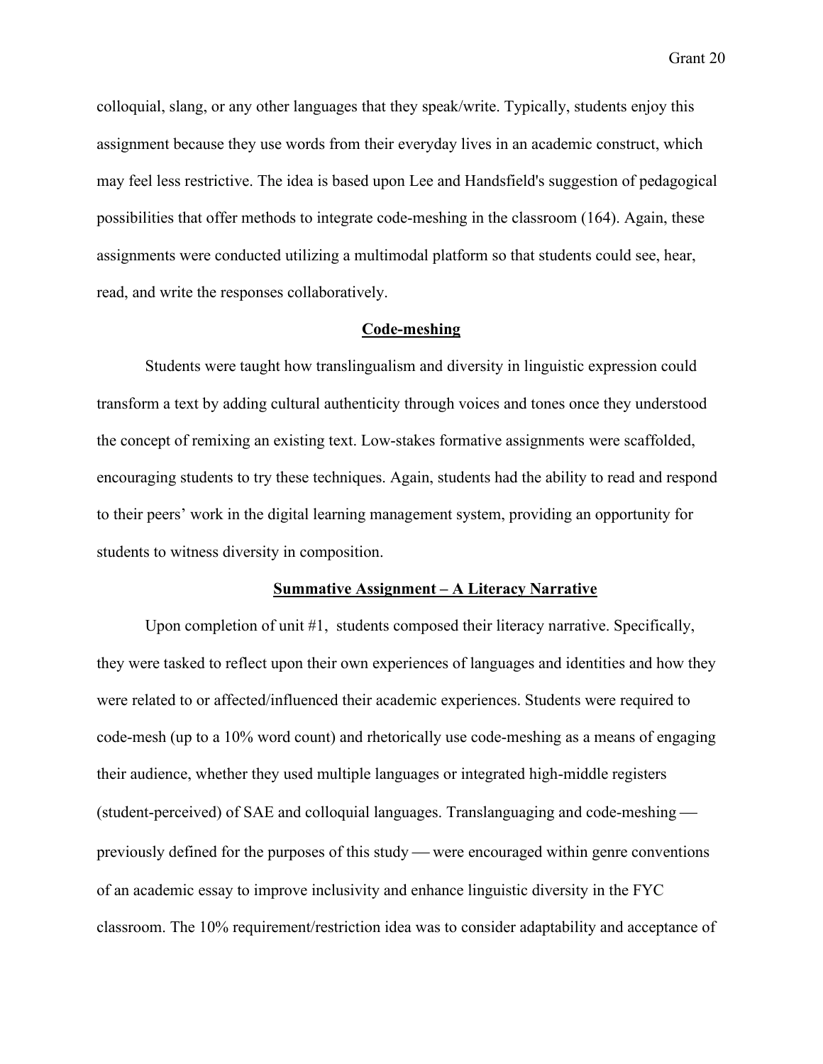colloquial, slang, or any other languages that they speak/write. Typically, students enjoy this assignment because they use words from their everyday lives in an academic construct, which may feel less restrictive. The idea is based upon Lee and Handsfield's suggestion of pedagogical possibilities that offer methods to integrate code-meshing in the classroom (164). Again, these assignments were conducted utilizing a multimodal platform so that students could see, hear, read, and write the responses collaboratively.

## Code-meshing

Students were taught how translingualism and diversity in linguistic expression could transform a text by adding cultural authenticity through voices and tones once they understood the concept of remixing an existing text. Low-stakes formative assignments were scaffolded, encouraging students to try these techniques. Again, students had the ability to read and respond to their peers' work in the digital learning management system, providing an opportunity for students to witness diversity in composition.

## Summative Assignment – A Literacy Narrative

Upon completion of unit #1, students composed their literacy narrative. Specifically, they were tasked to reflect upon their own experiences of languages and identities and how they were related to or affected/influenced their academic experiences. Students were required to code-mesh (up to a 10% word count) and rhetorically use code-meshing as a means of engaging their audience, whether they used multiple languages or integrated high-middle registers (student-perceived) of SAE and colloquial languages. Translanguaging and code-meshing — previously defined for the purposes of this study — were encouraged within genre conventions of an academic essay to improve inclusivity and enhance linguistic diversity in the FYC classroom. The 10% requirement/restriction idea was to consider adaptability and acceptance of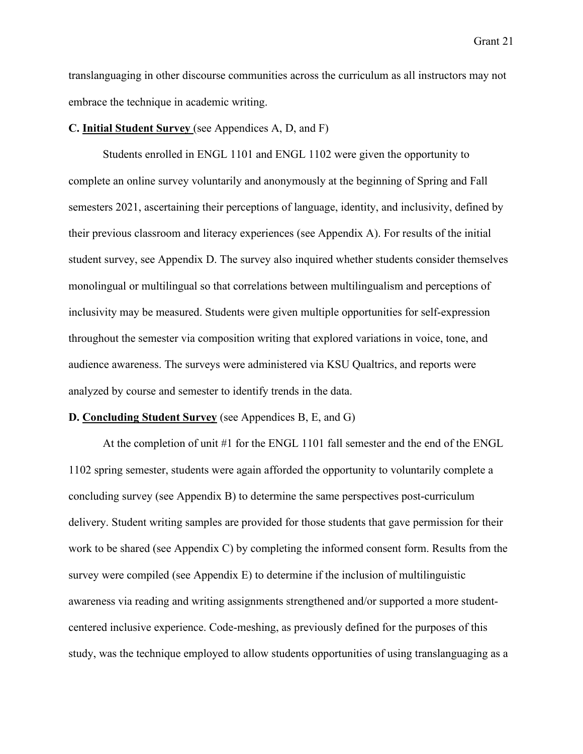translanguaging in other discourse communities across the curriculum as all instructors may not embrace the technique in academic writing.

**C. <u>Initial Student Survey</u>** (see Appendices A, D, and F)

Students enrolled in ENGL 1101 and ENGL 1102 were given the opportunity to complete an online survey voluntarily and anonymously at the beginning of Spring and Fall semesters 2021, ascertaining their perceptions of language, identity, and inclusivity, defined by their previous classroom and literacy experiences (see Appendix A). For results of the initial student survey, see Appendix D. The survey also inquired whether students consider themselves monolingual or multilingual so that correlations between multilingualism and perceptions of inclusivity may be measured. Students were given multiple opportunities for self-expression throughout the semester via composition writing that explored variations in voice, tone, and audience awareness. The surveys were administered via KSU Qualtrics, and reports were analyzed by course and semester to identify trends in the data.

**D. <u>Concluding Student Survey</u>** (see Appendices B, E, and G)

At the completion of unit #1 for the ENGL 1101 fall semester and the end of the ENGL 1102 spring semester, students were again afforded the opportunity to voluntarily complete a concluding survey (see Appendix B) to determine the same perspectives post-curriculum delivery. Student writing samples are provided for those students that gave permission for their work to be shared (see Appendix C) by completing the informed consent form. Results from the survey were compiled (see Appendix E) to determine if the inclusion of multilinguistic awareness via reading and writing assignments strengthened and/or supported a more student-centered inclusive experience. Code-meshing, as previously defined for the purposes of this study, was the technique employed to allow students opportunities of using translanguaging as a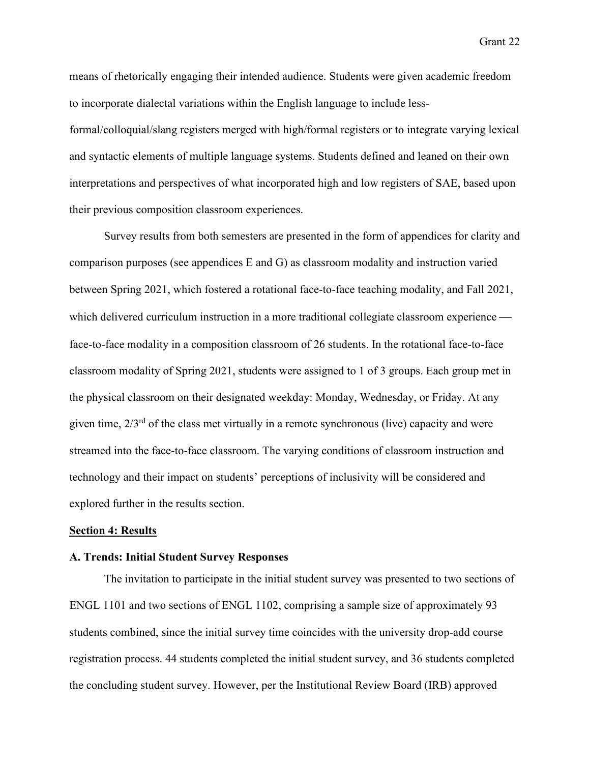means of rhetorically engaging their intended audience. Students were given academic freedom to incorporate dialectal variations within the English language to include less-formal/colloquial/slang registers merged with high/formal registers or to integrate varying lexical and syntactic elements of multiple language systems. Students defined and leaned on their own interpretations and perspectives of what incorporated high and low registers of SAE, based upon their previous composition classroom experiences.

Survey results from both semesters are presented in the form of appendices for clarity and comparison purposes (see appendices E and G) as classroom modality and instruction varied between Spring 2021, which fostered a rotational face-to-face teaching modality, and Fall 2021, which delivered curriculum instruction in a more traditional collegiate classroom experience — face-to-face modality in a composition classroom of 26 students. In the rotational face-to-face classroom modality of Spring 2021, students were assigned to 1 of 3 groups. Each group met in the physical classroom on their designated weekday: Monday, Wednesday, or Friday. At any given time, 2/3rd of the class met virtually in a remote synchronous (live) capacity and were streamed into the face-to-face classroom. The varying conditions of classroom instruction and technology and their impact on students' perceptions of inclusivity will be considered and explored further in the results section.

## Section 4: Results

### A. Trends: Initial Student Survey Responses

The invitation to participate in the initial student survey was presented to two sections of ENGL 1101 and two sections of ENGL 1102, comprising a sample size of approximately 93 students combined, since the initial survey time coincides with the university drop-add course registration process. 44 students completed the initial student survey, and 36 students completed the concluding student survey. However, per the Institutional Review Board (IRB) approved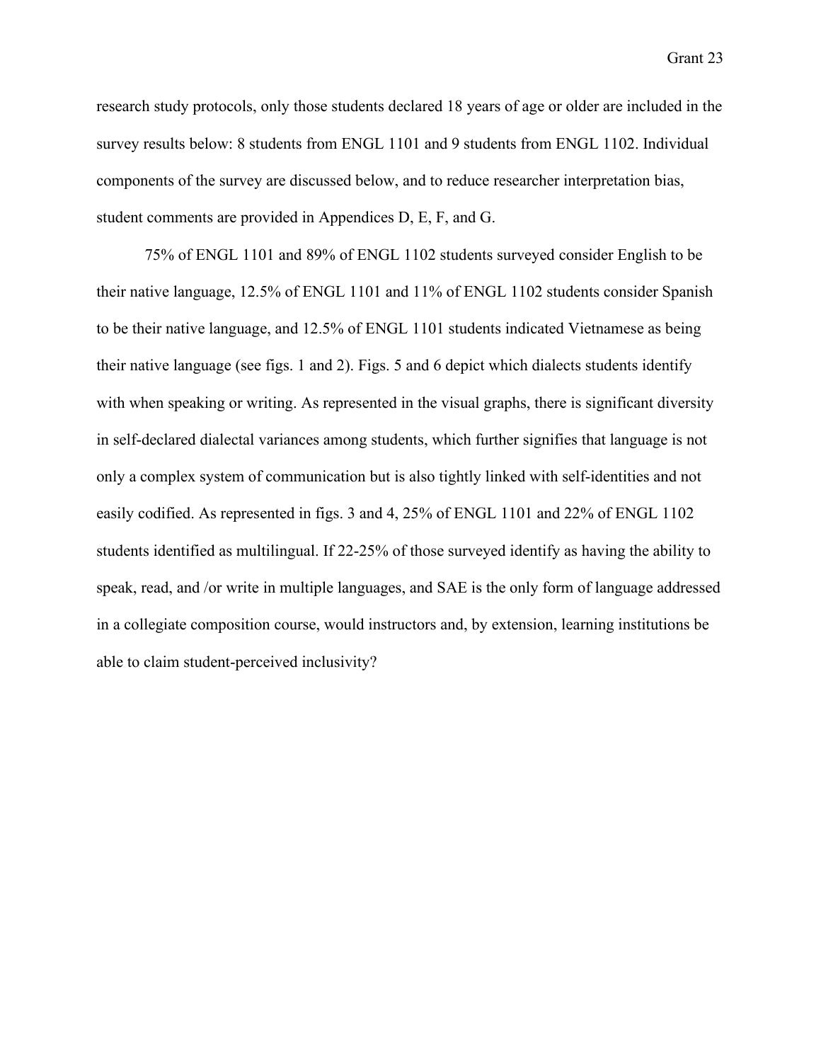research study protocols, only those students declared 18 years of age or older are included in the survey results below: 8 students from ENGL 1101 and 9 students from ENGL 1102. Individual components of the survey are discussed below, and to reduce researcher interpretation bias, student comments are provided in Appendices D, E, F, and G.

75% of ENGL 1101 and 89% of ENGL 1102 students surveyed consider English to be their native language, 12.5% of ENGL 1101 and 11% of ENGL 1102 students consider Spanish to be their native language, and 12.5% of ENGL 1101 students indicated Vietnamese as being their native language (see figs. 1 and 2). Figs. 5 and 6 depict which dialects students identify with when speaking or writing. As represented in the visual graphs, there is significant diversity in self-declared dialectal variances among students, which further signifies that language is not only a complex system of communication but is also tightly linked with self-identities and not easily codified. As represented in figs. 3 and 4, 25% of ENGL 1101 and 22% of ENGL 1102 students identified as multilingual. If 22-25% of those surveyed identify as having the ability to speak, read, and /or write in multiple languages, and SAE is the only form of language addressed in a collegiate composition course, would instructors and, by extension, learning institutions be able to claim student-perceived inclusivity?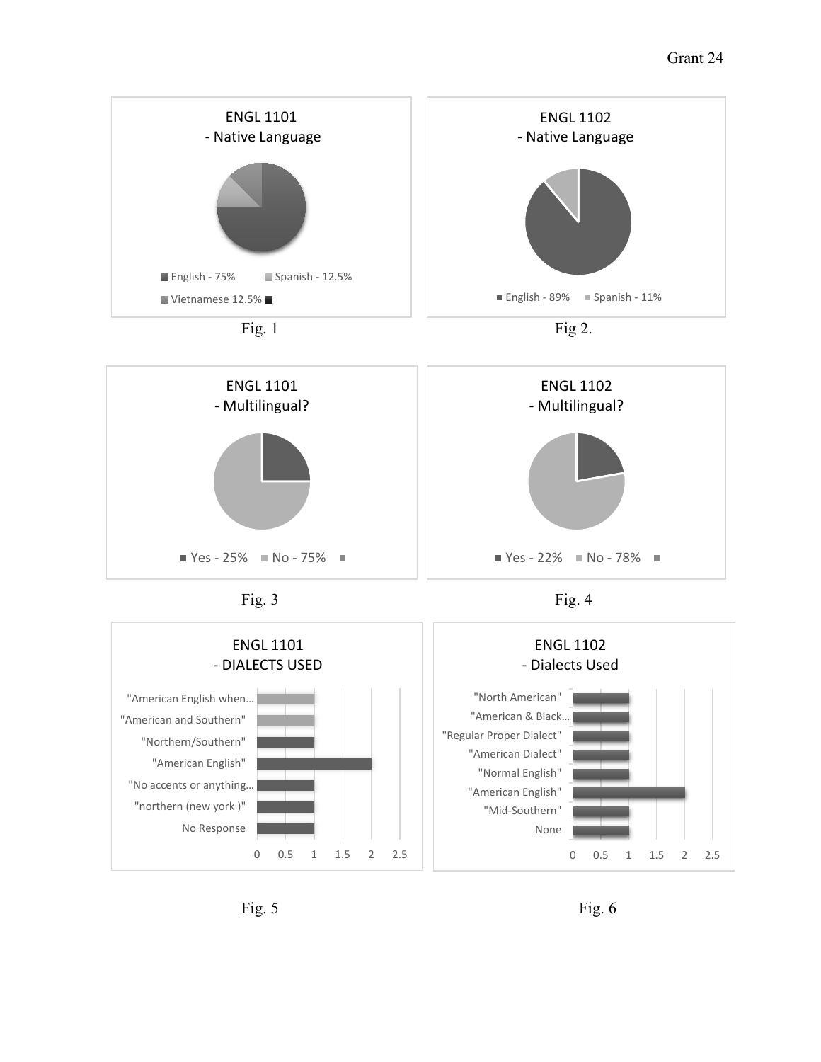**ENGL 1101 - Native Language**

- English - 75%
- Spanish - 12.5%
- Vietnamese 12.5%

Fig. 1

**ENGL 1102 - Native Language**

- English - 89%
- Spanish - 11%

Fig 2.

**ENGL 1101 - Multilingual?**

- Yes - 25%
- No - 75%

Fig. 3

**ENGL 1102 - Multilingual?**

- Yes - 22%
- No - 78%

Fig. 4

**ENGL 1101 - DIALECTS USED**

| Dialect | Count |
|---|---|
| "American English when… | 1 |
| "American and Southern" | 1 |
| "Northern/Southern" | 1 |
| "American English" | 2 |
| "No accents or anything… | 1 |
| "northern (new york )" | 1 |
| No Response | 1 |

Fig. 5

**ENGL 1102 - Dialects Used**

| Dialect | Count |
|---|---|
| "North American" | 1 |
| "American & Black… | 1 |
| "Regular Proper Dialect" | 1 |
| "American Dialect" | 1 |
| "Normal English" | 1 |
| "American English" | 2 |
| "Mid-Southern" | 1 |
| None | 1 |

Fig. 6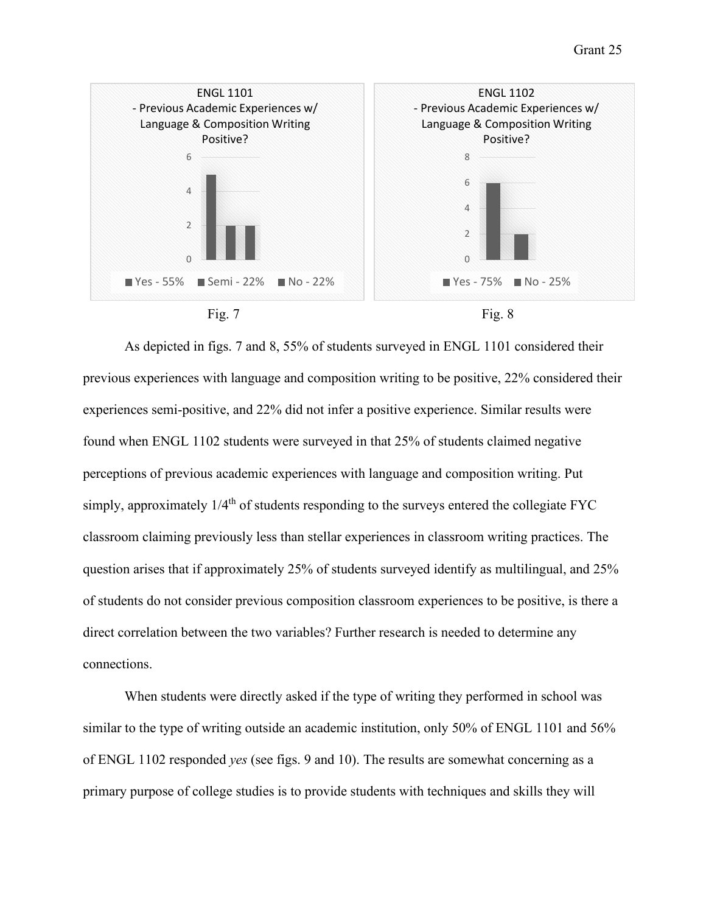ENGL 1101 - Previous Academic Experiences w/ Language & Composition Writing Positive?

| | Count |
| --- | --- |
| Yes - 55% | 5 |
| Semi - 22% | 2 |
| No - 22% | 2 |

Fig. 7

ENGL 1102 - Previous Academic Experiences w/ Language & Composition Writing Positive?

| | Count |
| --- | --- |
| Yes - 75% | 6 |
| No - 25% | 2 |

Fig. 8

As depicted in figs. 7 and 8, 55% of students surveyed in ENGL 1101 considered their previous experiences with language and composition writing to be positive, 22% considered their experiences semi-positive, and 22% did not infer a positive experience. Similar results were found when ENGL 1102 students were surveyed in that 25% of students claimed negative perceptions of previous academic experiences with language and composition writing. Put simply, approximately 1/4th of students responding to the surveys entered the collegiate FYC classroom claiming previously less than stellar experiences in classroom writing practices. The question arises that if approximately 25% of students surveyed identify as multilingual, and 25% of students do not consider previous composition classroom experiences to be positive, is there a direct correlation between the two variables? Further research is needed to determine any connections.

When students were directly asked if the type of writing they performed in school was similar to the type of writing outside an academic institution, only 50% of ENGL 1101 and 56% of ENGL 1102 responded *yes* (see figs. 9 and 10). The results are somewhat concerning as a primary purpose of college studies is to provide students with techniques and skills they will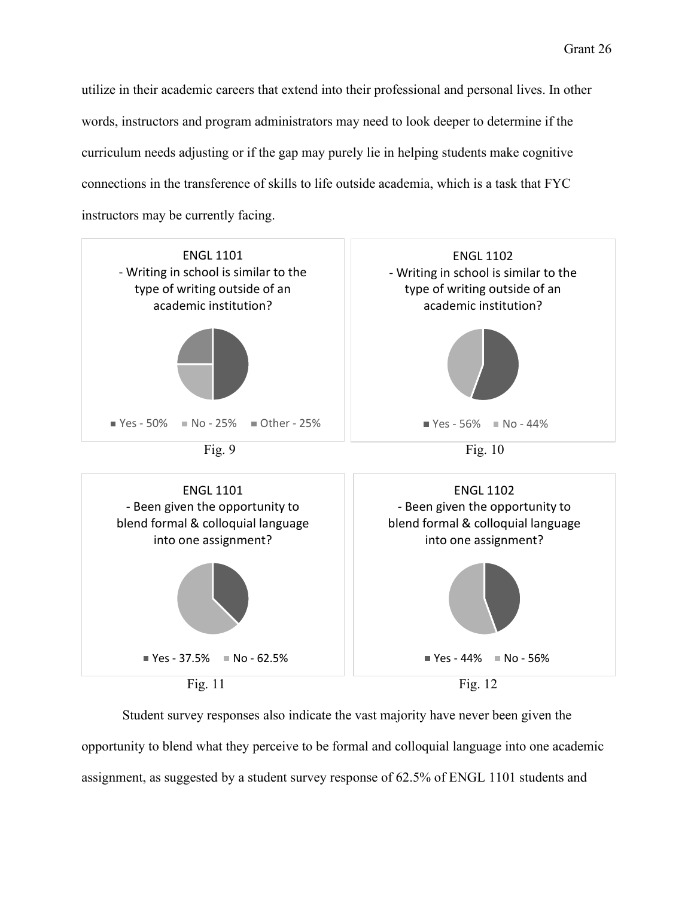utilize in their academic careers that extend into their professional and personal lives. In other words, instructors and program administrators may need to look deeper to determine if the curriculum needs adjusting or if the gap may purely lie in helping students make cognitive connections in the transference of skills to life outside academia, which is a task that FYC instructors may be currently facing.

ENGL 1101 - Writing in school is similar to the type of writing outside of an academic institution?

Yes - 50% No - 25% Other - 25%

Fig. 9

ENGL 1102 - Writing in school is similar to the type of writing outside of an academic institution?

Yes - 56% No - 44%

Fig. 10

ENGL 1101 - Been given the opportunity to blend formal & colloquial language into one assignment?

Yes - 37.5% No - 62.5%

Fig. 11

ENGL 1102 - Been given the opportunity to blend formal & colloquial language into one assignment?

Yes - 44% No - 56%

Fig. 12

Student survey responses also indicate the vast majority have never been given the opportunity to blend what they perceive to be formal and colloquial language into one academic assignment, as suggested by a student survey response of 62.5% of ENGL 1101 students and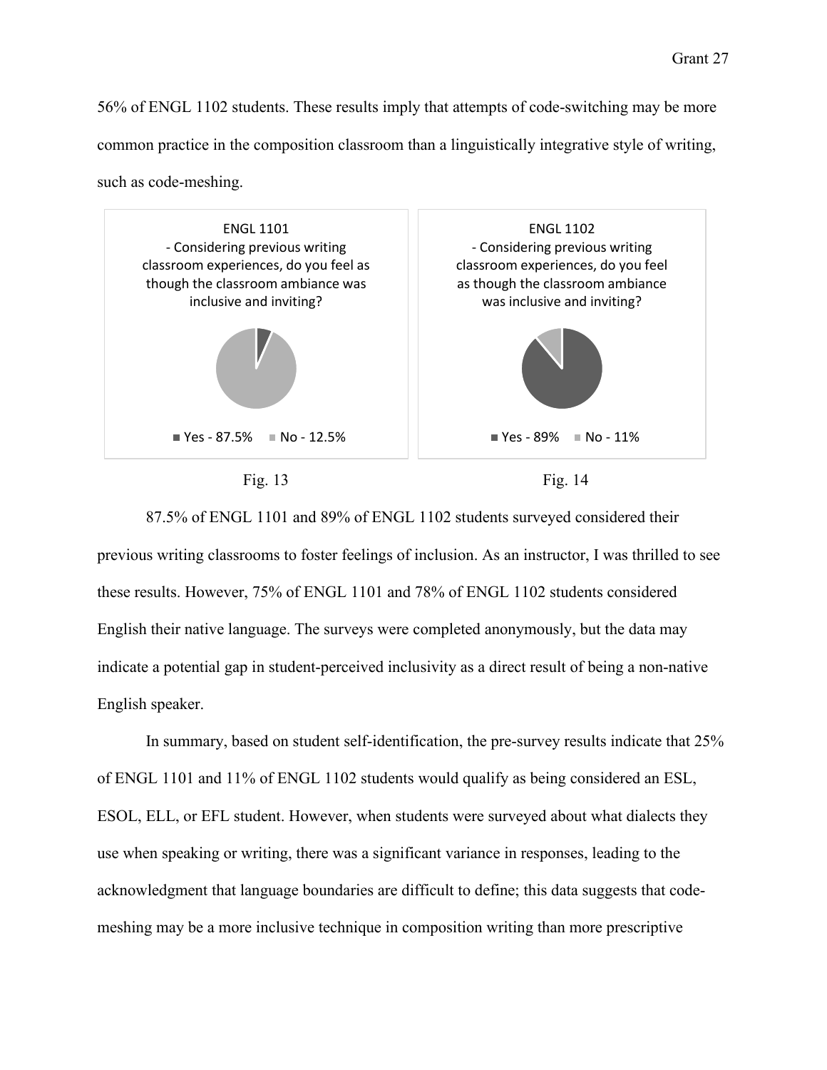56% of ENGL 1102 students. These results imply that attempts of code-switching may be more common practice in the composition classroom than a linguistically integrative style of writing, such as code-meshing.

ENGL 1101 - Considering previous writing classroom experiences, do you feel as though the classroom ambiance was inclusive and inviting?

Yes - 87.5% No - 12.5%

Fig. 13

ENGL 1102 - Considering previous writing classroom experiences, do you feel as though the classroom ambiance was inclusive and inviting?

Yes - 89% No - 11%

Fig. 14

87.5% of ENGL 1101 and 89% of ENGL 1102 students surveyed considered their previous writing classrooms to foster feelings of inclusion. As an instructor, I was thrilled to see these results. However, 75% of ENGL 1101 and 78% of ENGL 1102 students considered English their native language. The surveys were completed anonymously, but the data may indicate a potential gap in student-perceived inclusivity as a direct result of being a non-native English speaker.

In summary, based on student self-identification, the pre-survey results indicate that 25% of ENGL 1101 and 11% of ENGL 1102 students would qualify as being considered an ESL, ESOL, ELL, or EFL student. However, when students were surveyed about what dialects they use when speaking or writing, there was a significant variance in responses, leading to the acknowledgment that language boundaries are difficult to define; this data suggests that code-meshing may be a more inclusive technique in composition writing than more prescriptive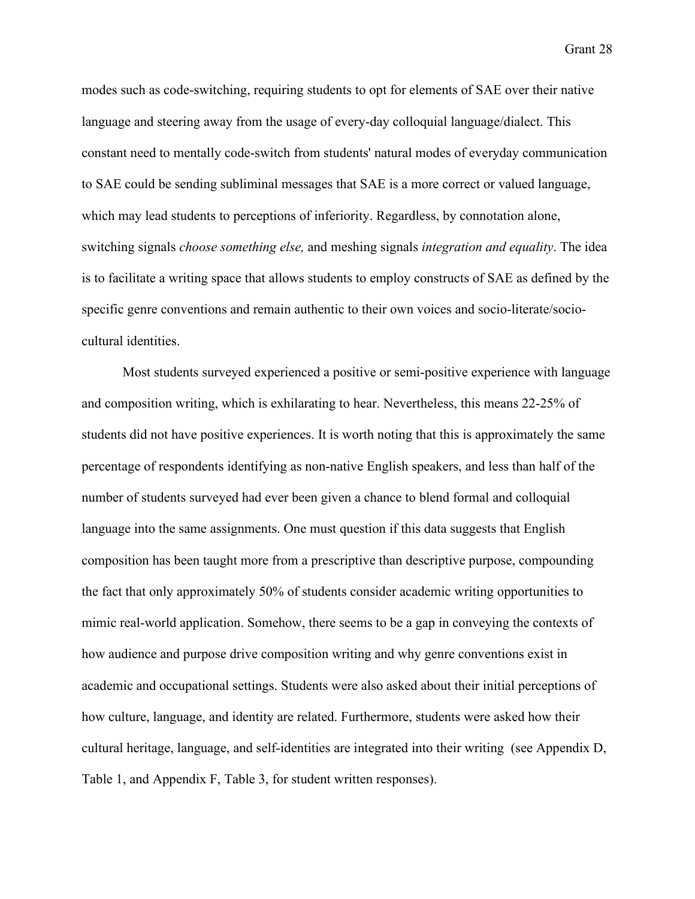modes such as code-switching, requiring students to opt for elements of SAE over their native language and steering away from the usage of every-day colloquial language/dialect. This constant need to mentally code-switch from students' natural modes of everyday communication to SAE could be sending subliminal messages that SAE is a more correct or valued language, which may lead students to perceptions of inferiority. Regardless, by connotation alone, switching signals *choose something else,* and meshing signals *integration and equality*. The idea is to facilitate a writing space that allows students to employ constructs of SAE as defined by the specific genre conventions and remain authentic to their own voices and socio-literate/socio-cultural identities.

Most students surveyed experienced a positive or semi-positive experience with language and composition writing, which is exhilarating to hear. Nevertheless, this means 22-25% of students did not have positive experiences. It is worth noting that this is approximately the same percentage of respondents identifying as non-native English speakers, and less than half of the number of students surveyed had ever been given a chance to blend formal and colloquial language into the same assignments. One must question if this data suggests that English composition has been taught more from a prescriptive than descriptive purpose, compounding the fact that only approximately 50% of students consider academic writing opportunities to mimic real-world application. Somehow, there seems to be a gap in conveying the contexts of how audience and purpose drive composition writing and why genre conventions exist in academic and occupational settings. Students were also asked about their initial perceptions of how culture, language, and identity are related. Furthermore, students were asked how their cultural heritage, language, and self-identities are integrated into their writing (see Appendix D, Table 1, and Appendix F, Table 3, for student written responses).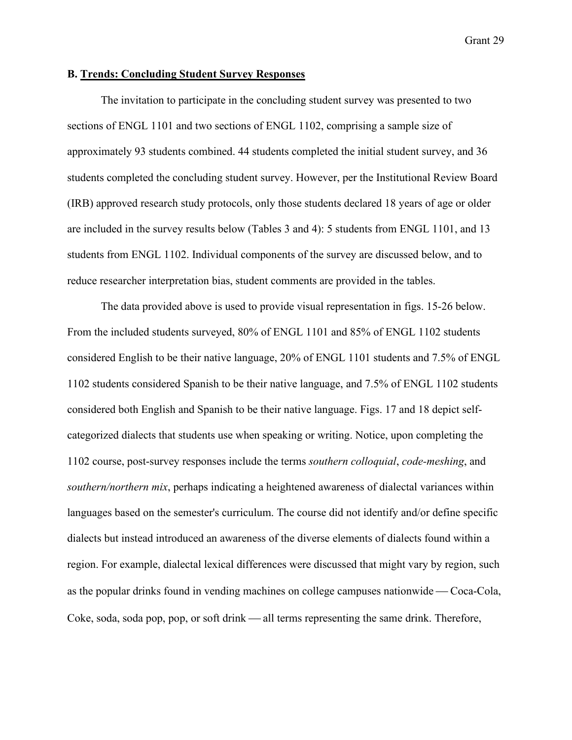**B. Trends: Concluding Student Survey Responses**

The invitation to participate in the concluding student survey was presented to two sections of ENGL 1101 and two sections of ENGL 1102, comprising a sample size of approximately 93 students combined. 44 students completed the initial student survey, and 36 students completed the concluding student survey. However, per the Institutional Review Board (IRB) approved research study protocols, only those students declared 18 years of age or older are included in the survey results below (Tables 3 and 4): 5 students from ENGL 1101, and 13 students from ENGL 1102. Individual components of the survey are discussed below, and to reduce researcher interpretation bias, student comments are provided in the tables.

The data provided above is used to provide visual representation in figs. 15-26 below. From the included students surveyed, 80% of ENGL 1101 and 85% of ENGL 1102 students considered English to be their native language, 20% of ENGL 1101 students and 7.5% of ENGL 1102 students considered Spanish to be their native language, and 7.5% of ENGL 1102 students considered both English and Spanish to be their native language. Figs. 17 and 18 depict self-categorized dialects that students use when speaking or writing. Notice, upon completing the 1102 course, post-survey responses include the terms *southern colloquial*, *code-meshing*, and *southern/northern mix*, perhaps indicating a heightened awareness of dialectal variances within languages based on the semester's curriculum. The course did not identify and/or define specific dialects but instead introduced an awareness of the diverse elements of dialects found within a region. For example, dialectal lexical differences were discussed that might vary by region, such as the popular drinks found in vending machines on college campuses nationwide — Coca-Cola, Coke, soda, soda pop, pop, or soft drink — all terms representing the same drink. Therefore,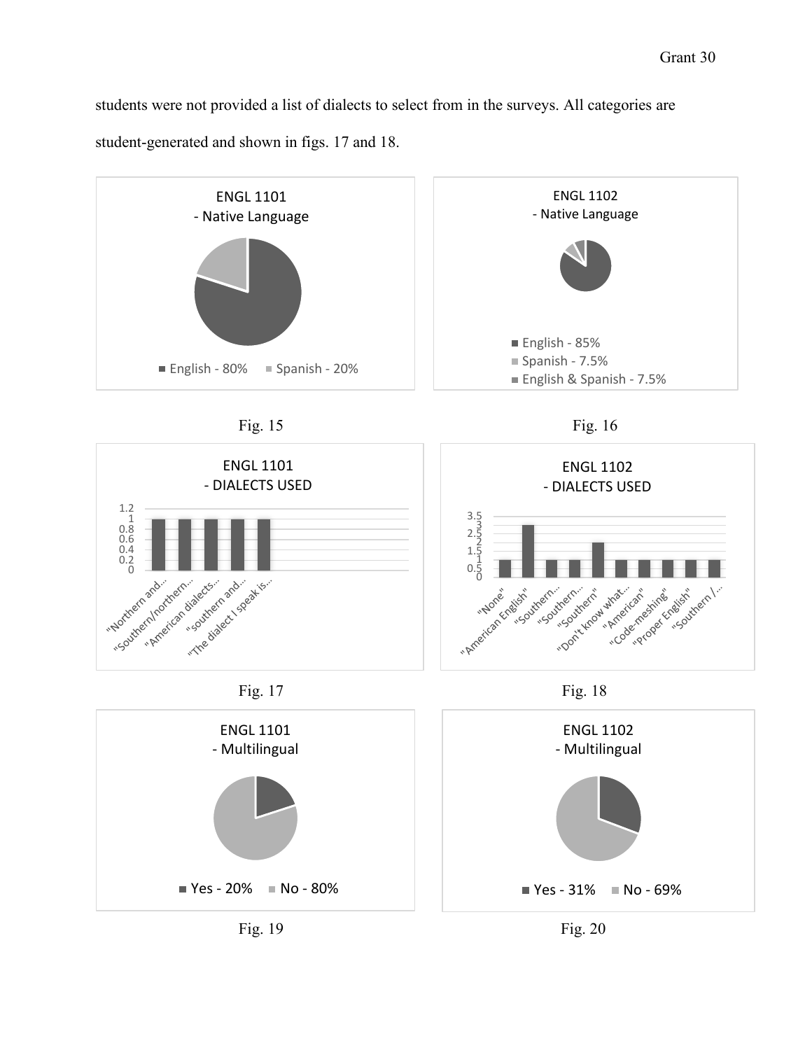students were not provided a list of dialects to select from in the surveys. All categories are student-generated and shown in figs. 17 and 18.

ENGL 1101
- Native Language

English - 80% Spanish - 20%

Fig. 15

ENGL 1102
- Native Language

English - 85%
Spanish - 7.5%
English & Spanish - 7.5%

Fig. 16

ENGL 1101
- DIALECTS USED

1.2
1
0.8
0.6
0.4
0.2
0

"Northern and... "Southern/northern... "American dialects... "southern and... "The dialect I speak is...

Fig. 17

ENGL 1102
- DIALECTS USED

3.5
3
2.5
2
1.5
1
0.5
0

"None" "American English" "Southern... "Southern... "Southern" "Don't know what... "American" "Code-meshing" "Proper English" "Southern /...

Fig. 18

ENGL 1101
- Multilingual

Yes - 20% No - 80%

Fig. 19

ENGL 1102
- Multilingual

Yes - 31% No - 69%

Fig. 20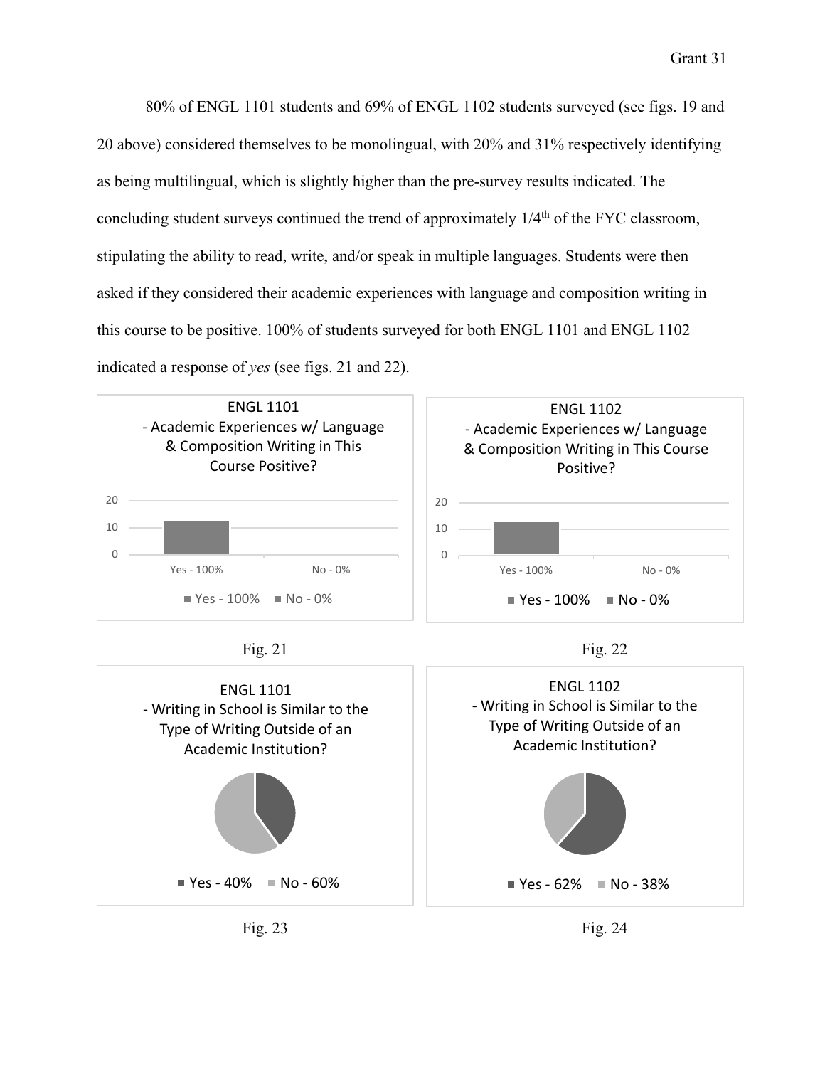80% of ENGL 1101 students and 69% of ENGL 1102 students surveyed (see figs. 19 and 20 above) considered themselves to be monolingual, with 20% and 31% respectively identifying as being multilingual, which is slightly higher than the pre-survey results indicated. The concluding student surveys continued the trend of approximately 1/4th of the FYC classroom, stipulating the ability to read, write, and/or speak in multiple languages. Students were then asked if they considered their academic experiences with language and composition writing in this course to be positive. 100% of students surveyed for both ENGL 1101 and ENGL 1102 indicated a response of *yes* (see figs. 21 and 22).

ENGL 1101 - Academic Experiences w/ Language & Composition Writing in This Course Positive?

Yes - 100% | No - 0%

Fig. 21

ENGL 1102 - Academic Experiences w/ Language & Composition Writing in This Course Positive?

Yes - 100% | No - 0%

Fig. 22

ENGL 1101 - Writing in School is Similar to the Type of Writing Outside of an Academic Institution?

Yes - 40% | No - 60%

Fig. 23

ENGL 1102 - Writing in School is Similar to the Type of Writing Outside of an Academic Institution?

Yes - 62% | No - 38%

Fig. 24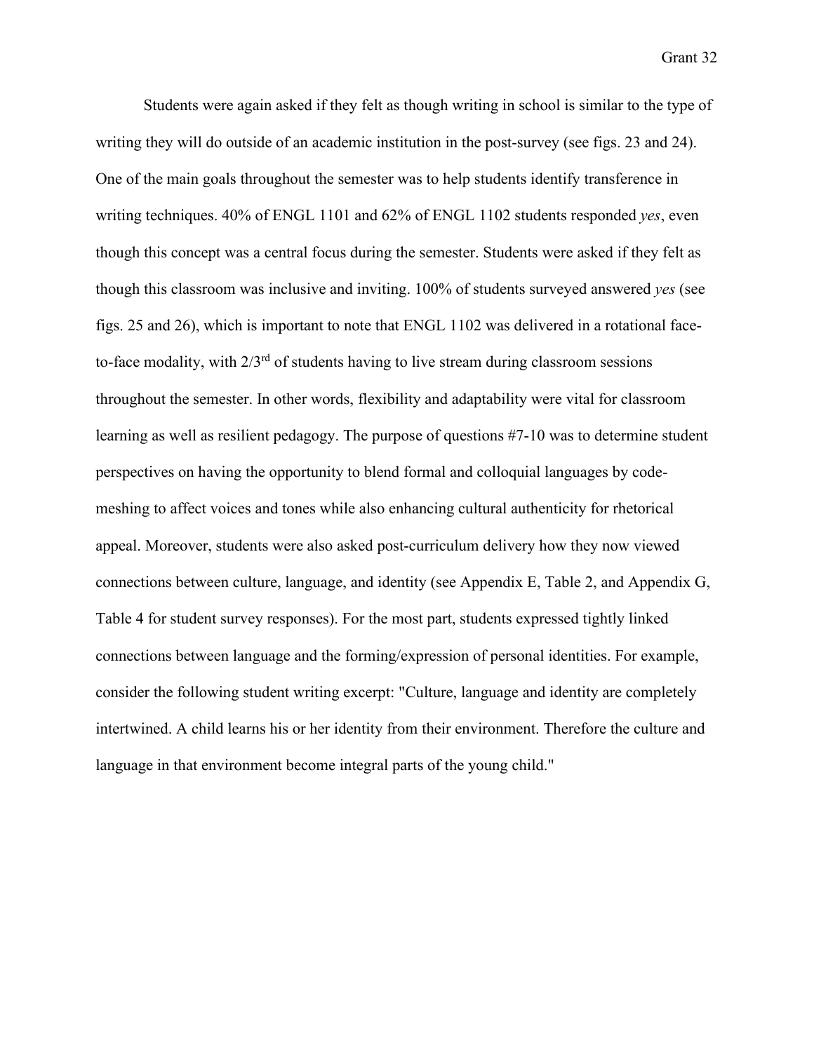Students were again asked if they felt as though writing in school is similar to the type of writing they will do outside of an academic institution in the post-survey (see figs. 23 and 24). One of the main goals throughout the semester was to help students identify transference in writing techniques. 40% of ENGL 1101 and 62% of ENGL 1102 students responded *yes*, even though this concept was a central focus during the semester. Students were asked if they felt as though this classroom was inclusive and inviting. 100% of students surveyed answered *yes* (see figs. 25 and 26), which is important to note that ENGL 1102 was delivered in a rotational face-to-face modality, with 2/3rd of students having to live stream during classroom sessions throughout the semester. In other words, flexibility and adaptability were vital for classroom learning as well as resilient pedagogy. The purpose of questions #7-10 was to determine student perspectives on having the opportunity to blend formal and colloquial languages by code-meshing to affect voices and tones while also enhancing cultural authenticity for rhetorical appeal. Moreover, students were also asked post-curriculum delivery how they now viewed connections between culture, language, and identity (see Appendix E, Table 2, and Appendix G, Table 4 for student survey responses). For the most part, students expressed tightly linked connections between language and the forming/expression of personal identities. For example, consider the following student writing excerpt: "Culture, language and identity are completely intertwined. A child learns his or her identity from their environment. Therefore the culture and language in that environment become integral parts of the young child."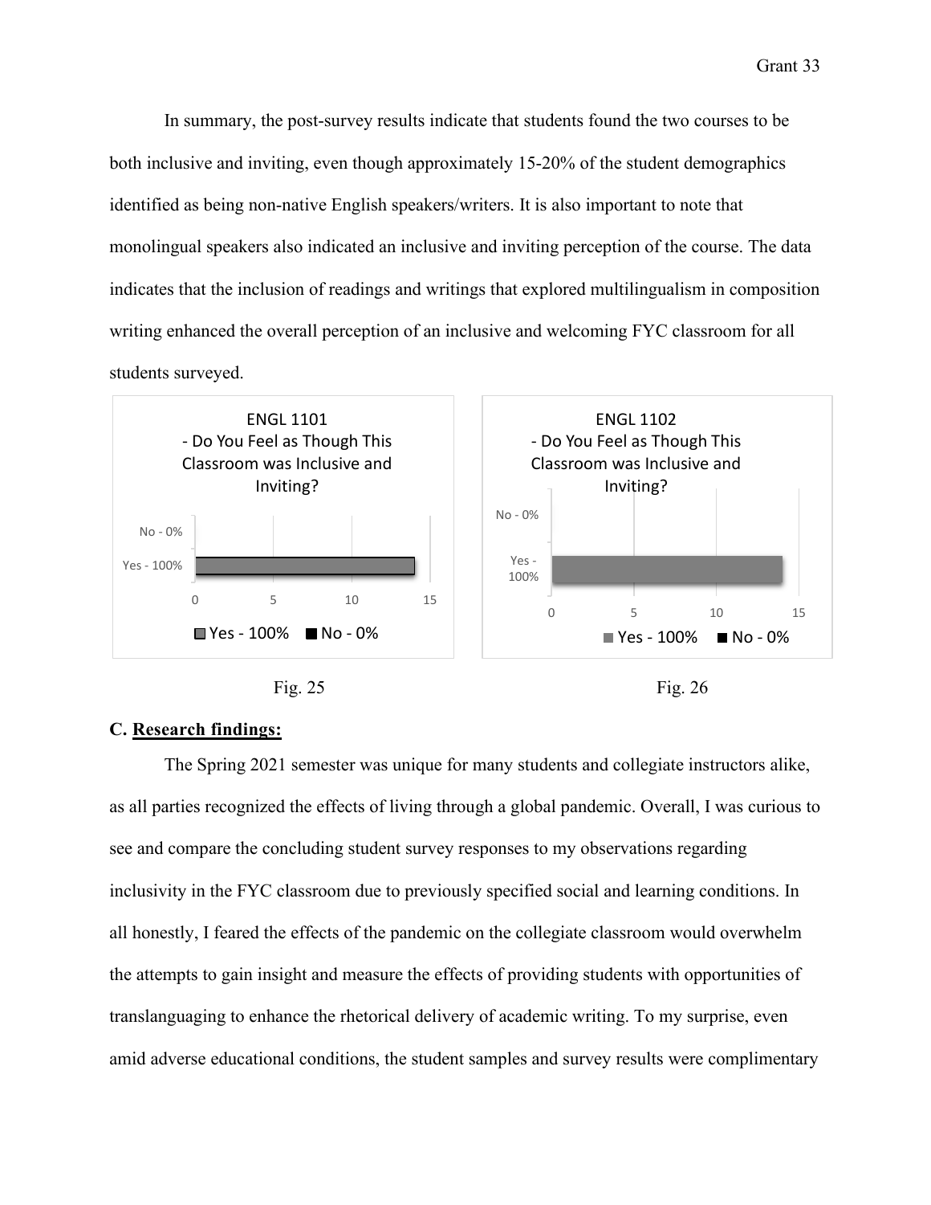In summary, the post-survey results indicate that students found the two courses to be both inclusive and inviting, even though approximately 15-20% of the student demographics identified as being non-native English speakers/writers. It is also important to note that monolingual speakers also indicated an inclusive and inviting perception of the course. The data indicates that the inclusion of readings and writings that explored multilingualism in composition writing enhanced the overall perception of an inclusive and welcoming FYC classroom for all students surveyed.

ENGL 1101 - Do You Feel as Though This Classroom was Inclusive and Inviting?

Fig. 25

ENGL 1102 - Do You Feel as Though This Classroom was Inclusive and Inviting?

Fig. 26

## C. Research findings:

The Spring 2021 semester was unique for many students and collegiate instructors alike, as all parties recognized the effects of living through a global pandemic. Overall, I was curious to see and compare the concluding student survey responses to my observations regarding inclusivity in the FYC classroom due to previously specified social and learning conditions. In all honestly, I feared the effects of the pandemic on the collegiate classroom would overwhelm the attempts to gain insight and measure the effects of providing students with opportunities of translanguaging to enhance the rhetorical delivery of academic writing. To my surprise, even amid adverse educational conditions, the student samples and survey results were complimentary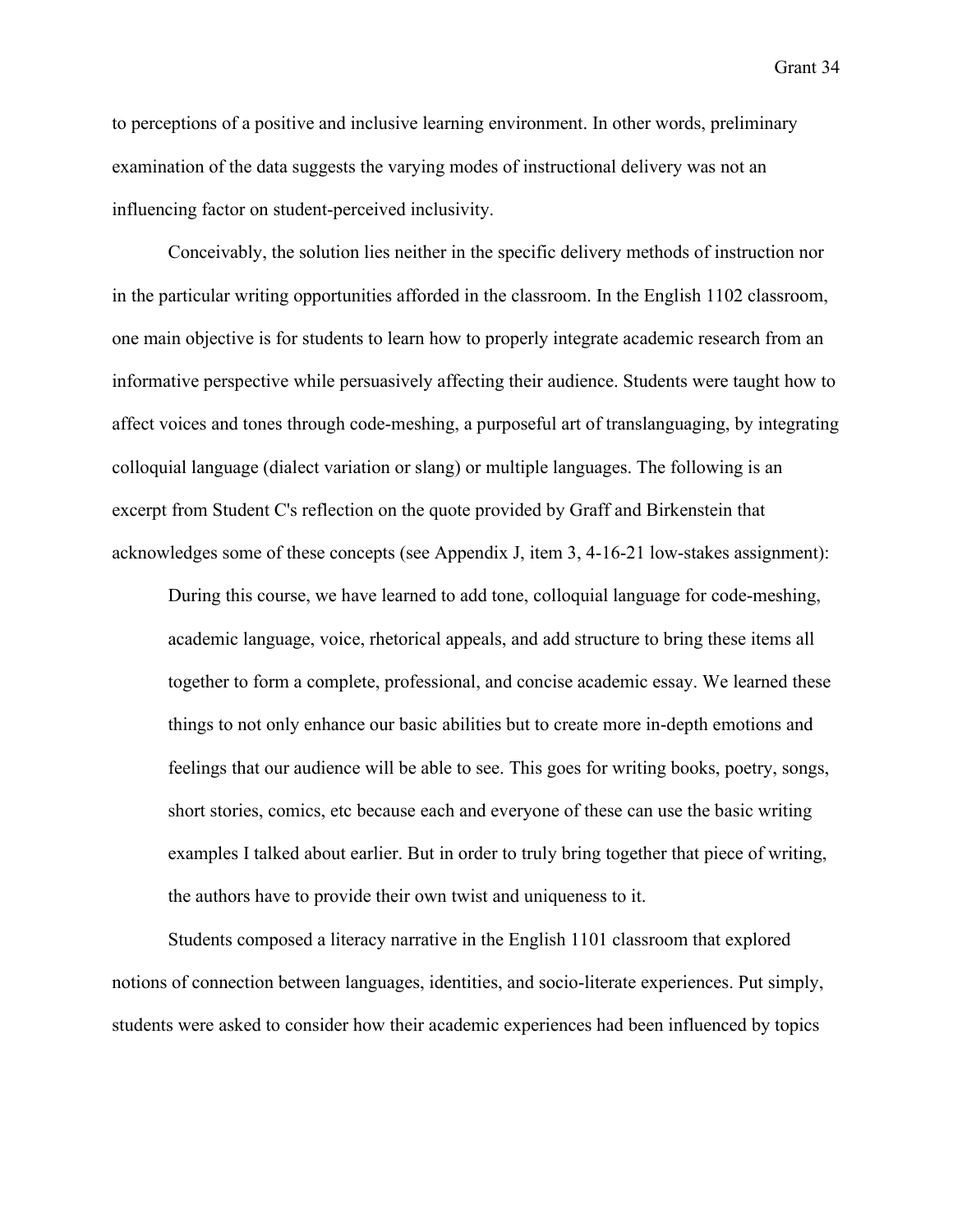to perceptions of a positive and inclusive learning environment. In other words, preliminary examination of the data suggests the varying modes of instructional delivery was not an influencing factor on student-perceived inclusivity.

Conceivably, the solution lies neither in the specific delivery methods of instruction nor in the particular writing opportunities afforded in the classroom. In the English 1102 classroom, one main objective is for students to learn how to properly integrate academic research from an informative perspective while persuasively affecting their audience. Students were taught how to affect voices and tones through code-meshing, a purposeful art of translanguaging, by integrating colloquial language (dialect variation or slang) or multiple languages. The following is an excerpt from Student C's reflection on the quote provided by Graff and Birkenstein that acknowledges some of these concepts (see Appendix J, item 3, 4-16-21 low-stakes assignment):

> During this course, we have learned to add tone, colloquial language for code-meshing, academic language, voice, rhetorical appeals, and add structure to bring these items all together to form a complete, professional, and concise academic essay. We learned these things to not only enhance our basic abilities but to create more in-depth emotions and feelings that our audience will be able to see. This goes for writing books, poetry, songs, short stories, comics, etc because each and everyone of these can use the basic writing examples I talked about earlier. But in order to truly bring together that piece of writing, the authors have to provide their own twist and uniqueness to it.

Students composed a literacy narrative in the English 1101 classroom that explored notions of connection between languages, identities, and socio-literate experiences. Put simply, students were asked to consider how their academic experiences had been influenced by topics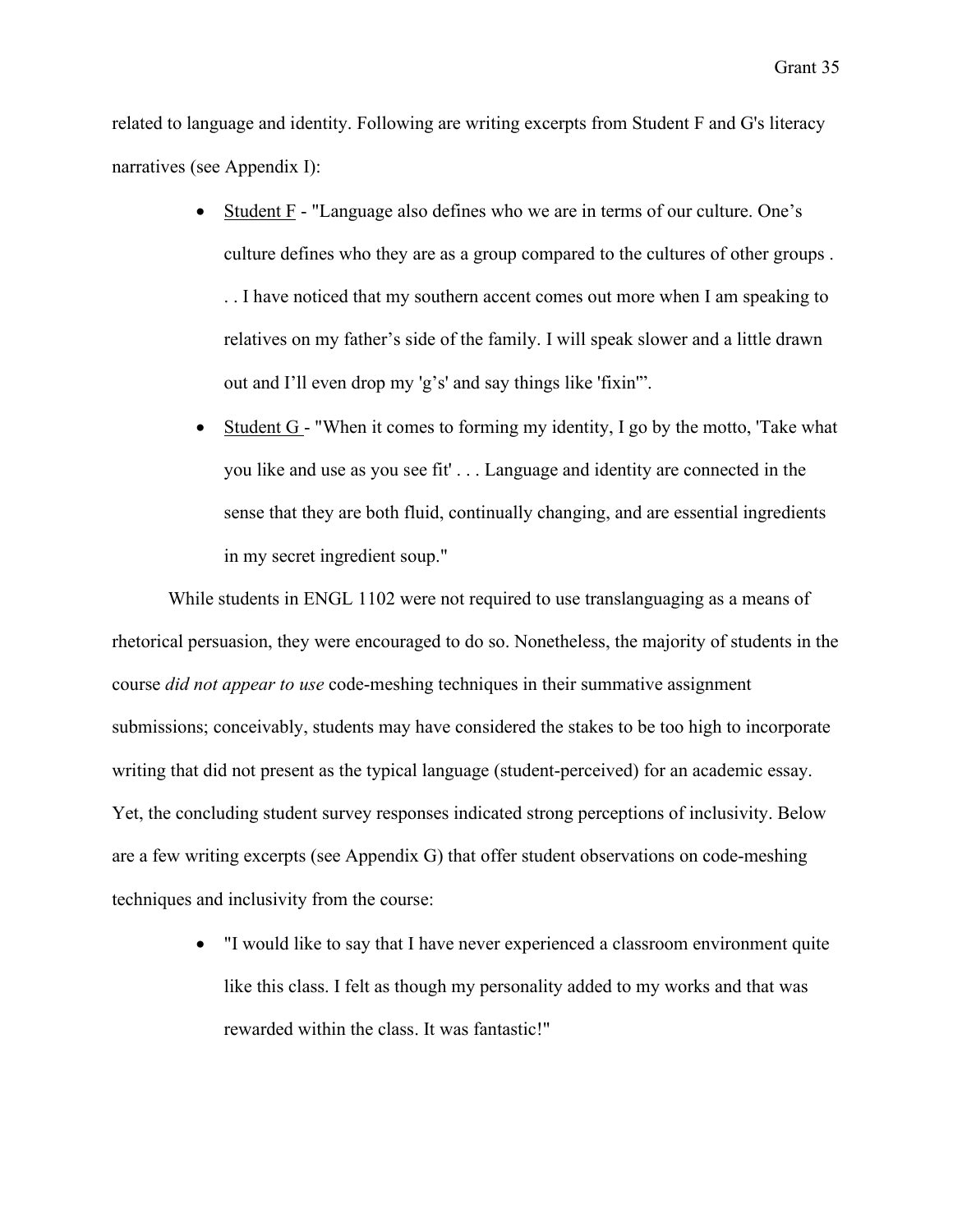related to language and identity. Following are writing excerpts from Student F and G's literacy narratives (see Appendix I):

- Student F - "Language also defines who we are in terms of our culture. One's culture defines who they are as a group compared to the cultures of other groups . . . I have noticed that my southern accent comes out more when I am speaking to relatives on my father's side of the family. I will speak slower and a little drawn out and I'll even drop my 'g's' and say things like 'fixin'".
- Student G - "When it comes to forming my identity, I go by the motto, 'Take what you like and use as you see fit' . . . Language and identity are connected in the sense that they are both fluid, continually changing, and are essential ingredients in my secret ingredient soup."

While students in ENGL 1102 were not required to use translanguaging as a means of rhetorical persuasion, they were encouraged to do so. Nonetheless, the majority of students in the course *did not appear to use* code-meshing techniques in their summative assignment submissions; conceivably, students may have considered the stakes to be too high to incorporate writing that did not present as the typical language (student-perceived) for an academic essay. Yet, the concluding student survey responses indicated strong perceptions of inclusivity. Below are a few writing excerpts (see Appendix G) that offer student observations on code-meshing techniques and inclusivity from the course:

- "I would like to say that I have never experienced a classroom environment quite like this class. I felt as though my personality added to my works and that was rewarded within the class. It was fantastic!"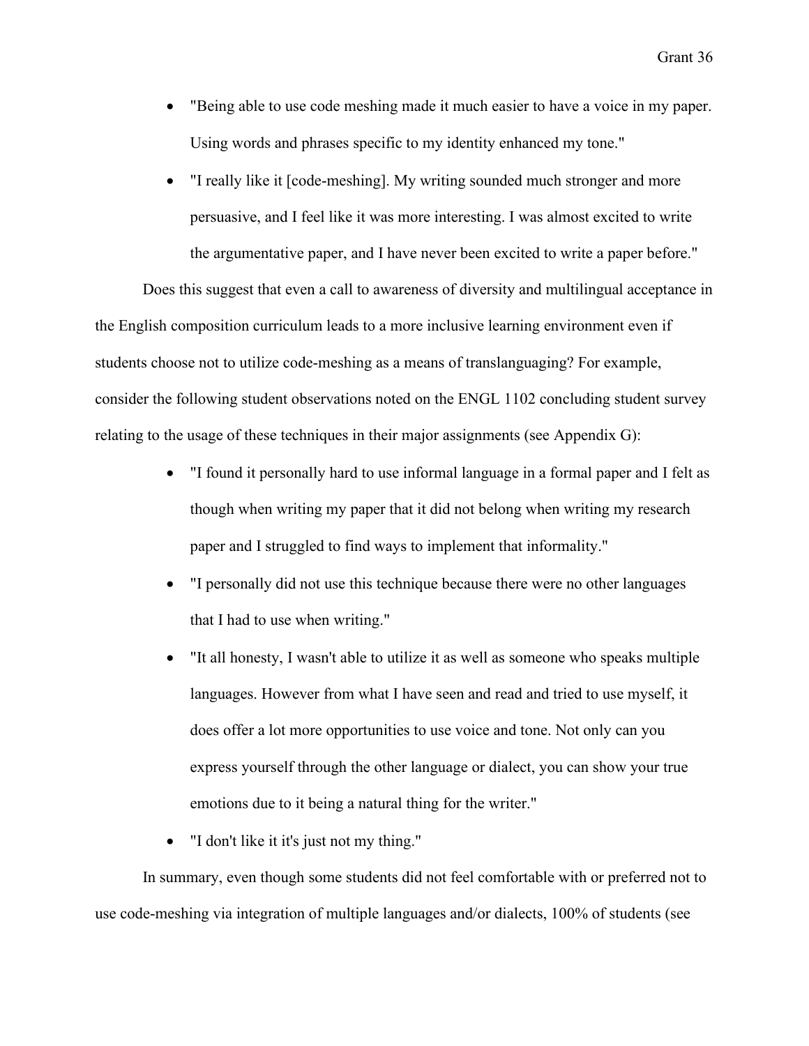- "Being able to use code meshing made it much easier to have a voice in my paper. Using words and phrases specific to my identity enhanced my tone."
- "I really like it [code-meshing]. My writing sounded much stronger and more persuasive, and I feel like it was more interesting. I was almost excited to write the argumentative paper, and I have never been excited to write a paper before."

Does this suggest that even a call to awareness of diversity and multilingual acceptance in the English composition curriculum leads to a more inclusive learning environment even if students choose not to utilize code-meshing as a means of translanguaging? For example, consider the following student observations noted on the ENGL 1102 concluding student survey relating to the usage of these techniques in their major assignments (see Appendix G):

- "I found it personally hard to use informal language in a formal paper and I felt as though when writing my paper that it did not belong when writing my research paper and I struggled to find ways to implement that informality."
- "I personally did not use this technique because there were no other languages that I had to use when writing."
- "It all honesty, I wasn't able to utilize it as well as someone who speaks multiple languages. However from what I have seen and read and tried to use myself, it does offer a lot more opportunities to use voice and tone. Not only can you express yourself through the other language or dialect, you can show your true emotions due to it being a natural thing for the writer."
- "I don't like it it's just not my thing."

In summary, even though some students did not feel comfortable with or preferred not to use code-meshing via integration of multiple languages and/or dialects, 100% of students (see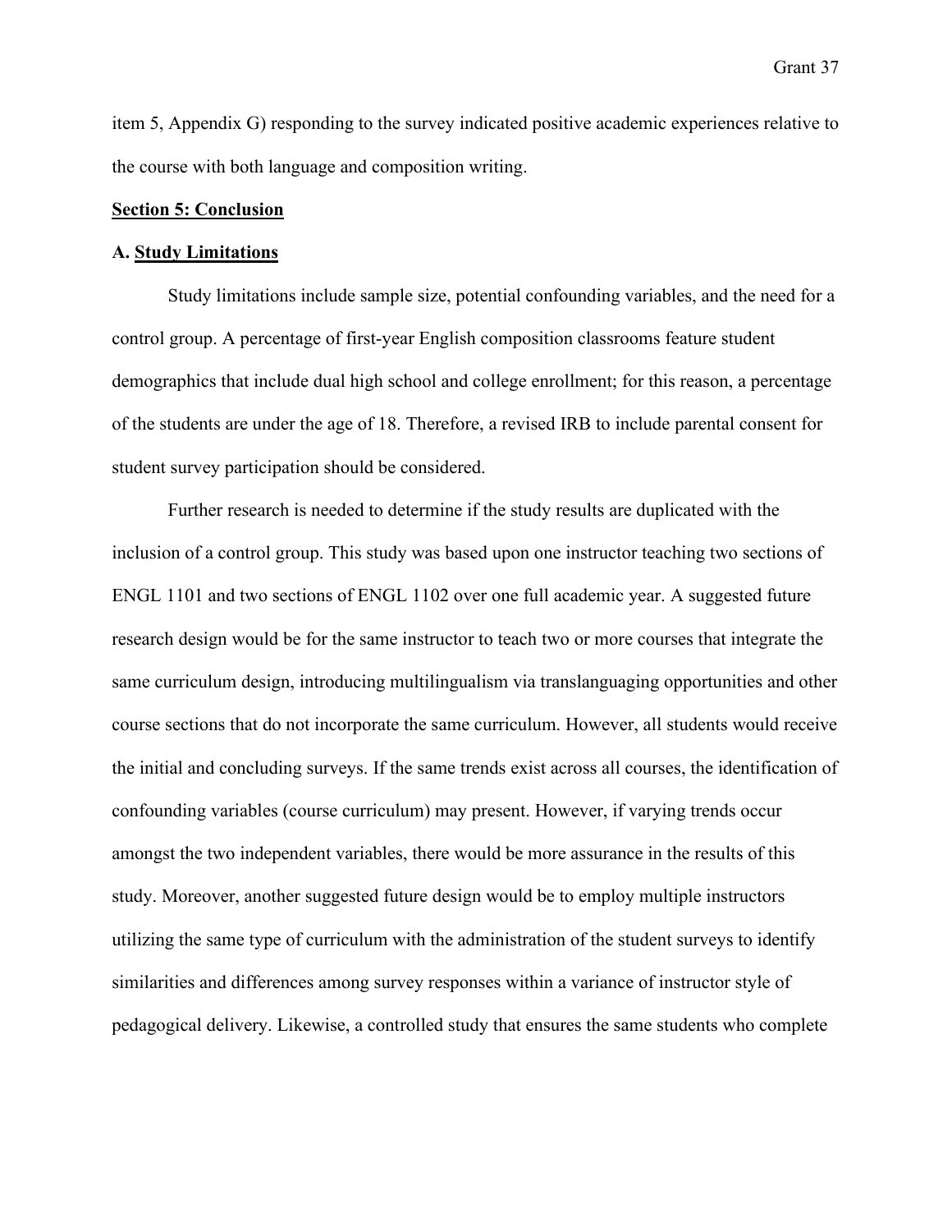item 5, Appendix G) responding to the survey indicated positive academic experiences relative to the course with both language and composition writing.

## Section 5: Conclusion

### A. Study Limitations

Study limitations include sample size, potential confounding variables, and the need for a control group. A percentage of first-year English composition classrooms feature student demographics that include dual high school and college enrollment; for this reason, a percentage of the students are under the age of 18. Therefore, a revised IRB to include parental consent for student survey participation should be considered.

Further research is needed to determine if the study results are duplicated with the inclusion of a control group. This study was based upon one instructor teaching two sections of ENGL 1101 and two sections of ENGL 1102 over one full academic year. A suggested future research design would be for the same instructor to teach two or more courses that integrate the same curriculum design, introducing multilingualism via translanguaging opportunities and other course sections that do not incorporate the same curriculum. However, all students would receive the initial and concluding surveys. If the same trends exist across all courses, the identification of confounding variables (course curriculum) may present. However, if varying trends occur amongst the two independent variables, there would be more assurance in the results of this study. Moreover, another suggested future design would be to employ multiple instructors utilizing the same type of curriculum with the administration of the student surveys to identify similarities and differences among survey responses within a variance of instructor style of pedagogical delivery. Likewise, a controlled study that ensures the same students who complete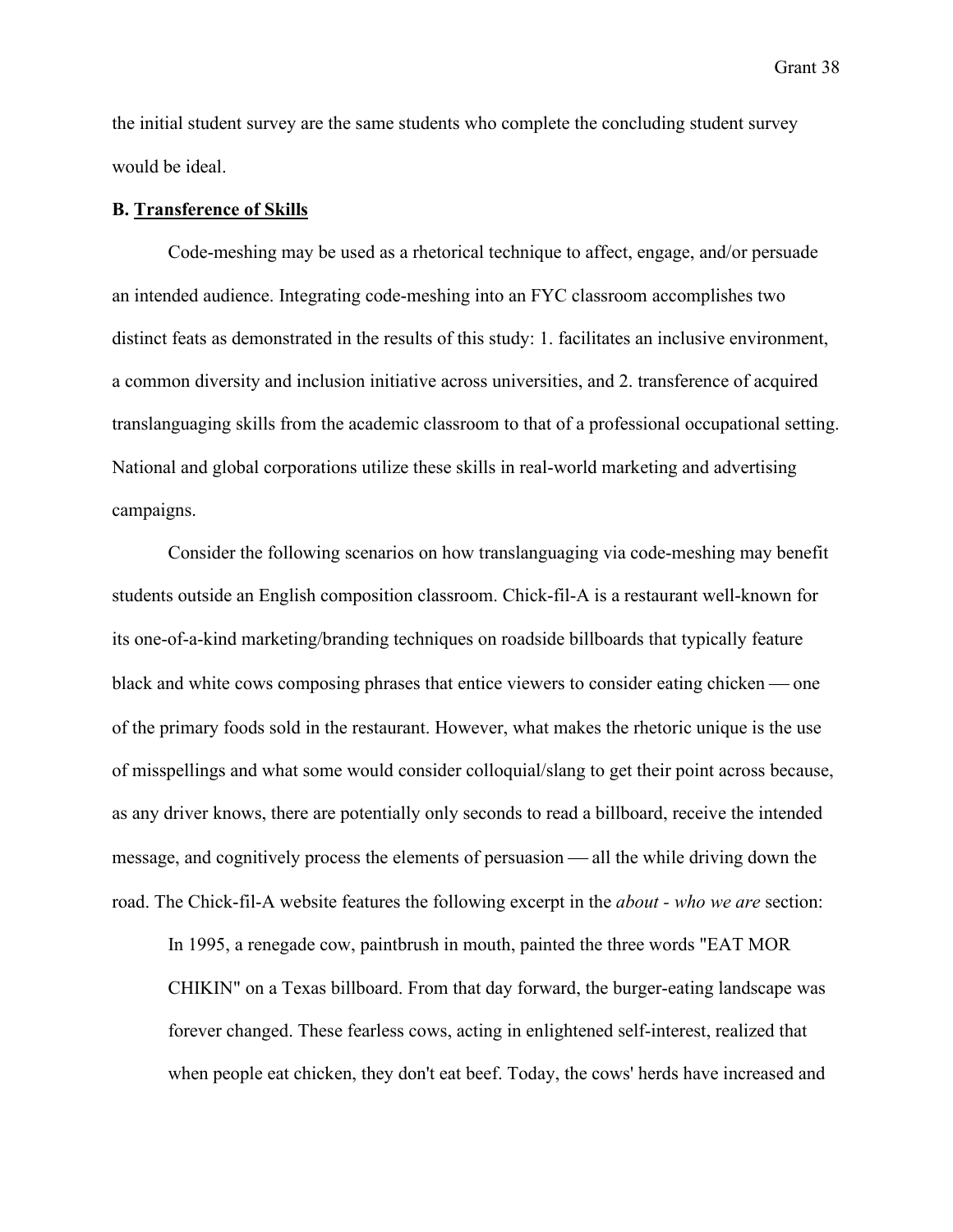the initial student survey are the same students who complete the concluding student survey would be ideal.

**B. <u>Transference of Skills</u>**

Code-meshing may be used as a rhetorical technique to affect, engage, and/or persuade an intended audience. Integrating code-meshing into an FYC classroom accomplishes two distinct feats as demonstrated in the results of this study: 1. facilitates an inclusive environment, a common diversity and inclusion initiative across universities, and 2. transference of acquired translanguaging skills from the academic classroom to that of a professional occupational setting. National and global corporations utilize these skills in real-world marketing and advertising campaigns.

Consider the following scenarios on how translanguaging via code-meshing may benefit students outside an English composition classroom. Chick-fil-A is a restaurant well-known for its one-of-a-kind marketing/branding techniques on roadside billboards that typically feature black and white cows composing phrases that entice viewers to consider eating chicken — one of the primary foods sold in the restaurant. However, what makes the rhetoric unique is the use of misspellings and what some would consider colloquial/slang to get their point across because, as any driver knows, there are potentially only seconds to read a billboard, receive the intended message, and cognitively process the elements of persuasion — all the while driving down the road. The Chick-fil-A website features the following excerpt in the *about - who we are* section:

> In 1995, a renegade cow, paintbrush in mouth, painted the three words "EAT MOR CHIKIN" on a Texas billboard. From that day forward, the burger-eating landscape was forever changed. These fearless cows, acting in enlightened self-interest, realized that when people eat chicken, they don't eat beef. Today, the cows' herds have increased and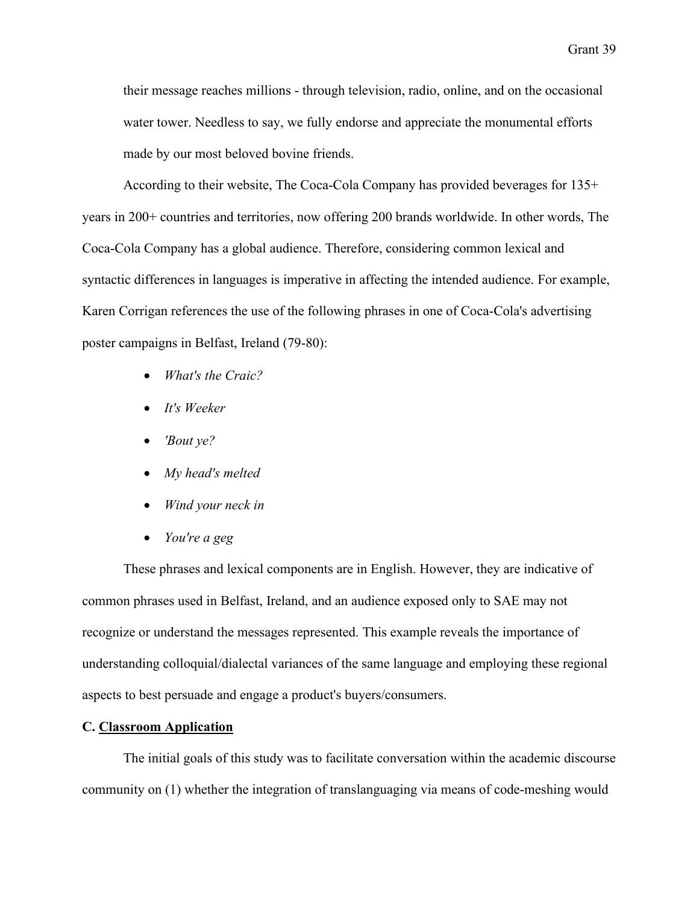their message reaches millions - through television, radio, online, and on the occasional water tower. Needless to say, we fully endorse and appreciate the monumental efforts made by our most beloved bovine friends.

According to their website, The Coca-Cola Company has provided beverages for 135+ years in 200+ countries and territories, now offering 200 brands worldwide. In other words, The Coca-Cola Company has a global audience. Therefore, considering common lexical and syntactic differences in languages is imperative in affecting the intended audience. For example, Karen Corrigan references the use of the following phrases in one of Coca-Cola's advertising poster campaigns in Belfast, Ireland (79-80):

- *What's the Craic?*
- *It's Weeker*
- *'Bout ye?*
- *My head's melted*
- *Wind your neck in*
- *You're a geg*

These phrases and lexical components are in English. However, they are indicative of common phrases used in Belfast, Ireland, and an audience exposed only to SAE may not recognize or understand the messages represented. This example reveals the importance of understanding colloquial/dialectal variances of the same language and employing these regional aspects to best persuade and engage a product's buyers/consumers.

**C. <u>Classroom Application</u>**

The initial goals of this study was to facilitate conversation within the academic discourse community on (1) whether the integration of translanguaging via means of code-meshing would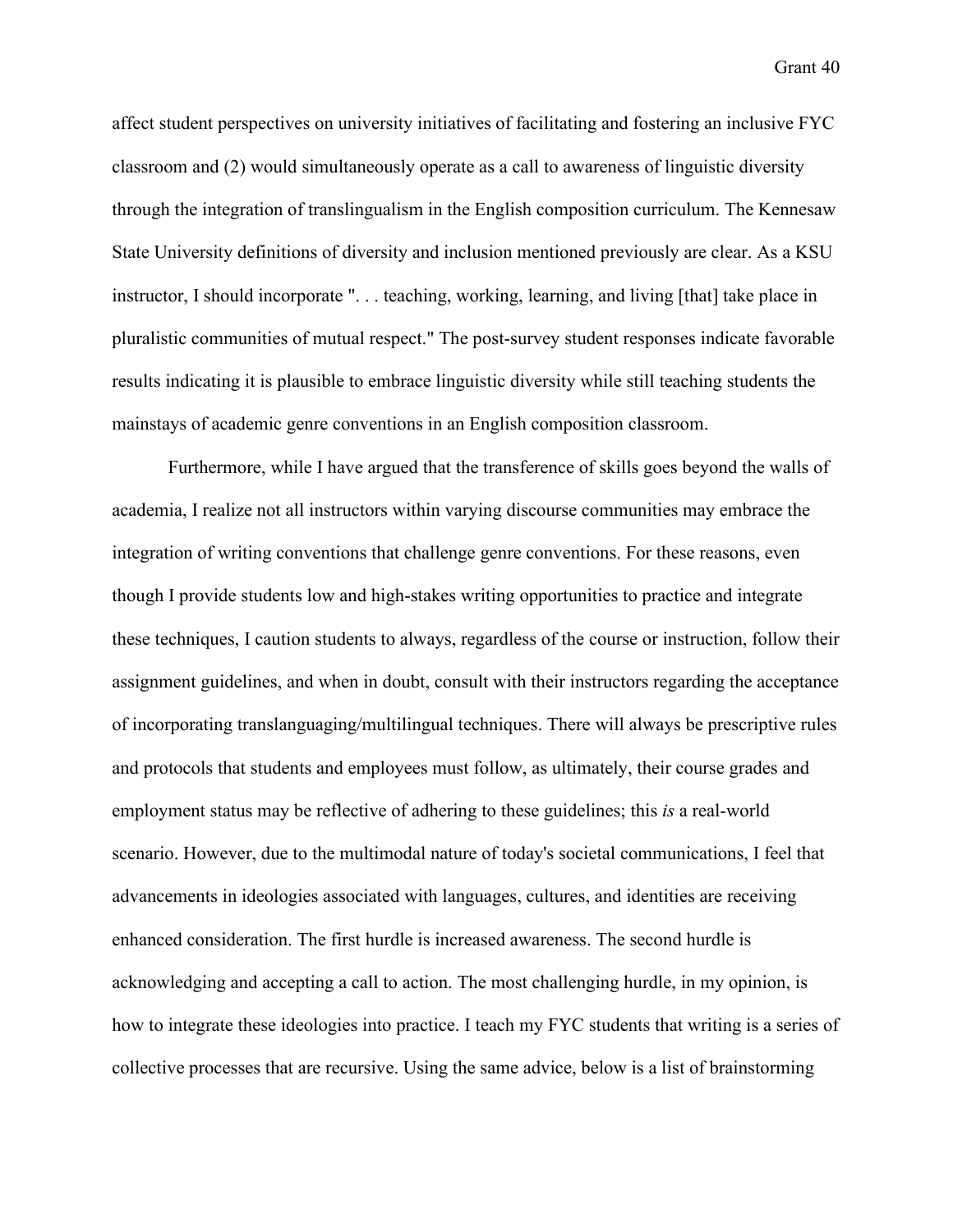affect student perspectives on university initiatives of facilitating and fostering an inclusive FYC classroom and (2) would simultaneously operate as a call to awareness of linguistic diversity through the integration of translingualism in the English composition curriculum. The Kennesaw State University definitions of diversity and inclusion mentioned previously are clear. As a KSU instructor, I should incorporate ". . . teaching, working, learning, and living [that] take place in pluralistic communities of mutual respect." The post-survey student responses indicate favorable results indicating it is plausible to embrace linguistic diversity while still teaching students the mainstays of academic genre conventions in an English composition classroom.

Furthermore, while I have argued that the transference of skills goes beyond the walls of academia, I realize not all instructors within varying discourse communities may embrace the integration of writing conventions that challenge genre conventions. For these reasons, even though I provide students low and high-stakes writing opportunities to practice and integrate these techniques, I caution students to always, regardless of the course or instruction, follow their assignment guidelines, and when in doubt, consult with their instructors regarding the acceptance of incorporating translanguaging/multilingual techniques. There will always be prescriptive rules and protocols that students and employees must follow, as ultimately, their course grades and employment status may be reflective of adhering to these guidelines; this *is* a real-world scenario. However, due to the multimodal nature of today's societal communications, I feel that advancements in ideologies associated with languages, cultures, and identities are receiving enhanced consideration. The first hurdle is increased awareness. The second hurdle is acknowledging and accepting a call to action. The most challenging hurdle, in my opinion, is how to integrate these ideologies into practice. I teach my FYC students that writing is a series of collective processes that are recursive. Using the same advice, below is a list of brainstorming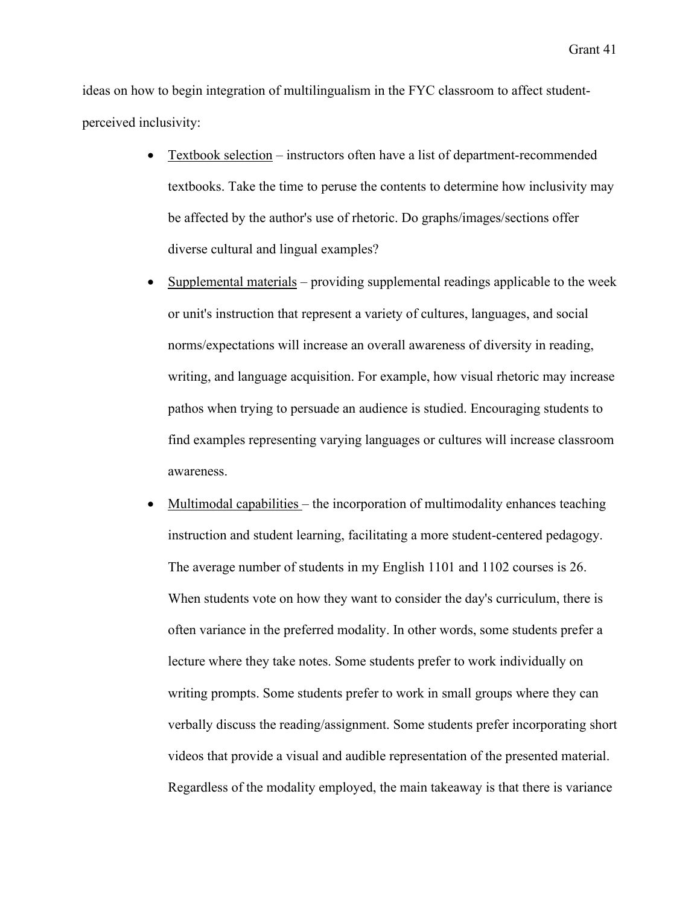ideas on how to begin integration of multilingualism in the FYC classroom to affect student-perceived inclusivity:

- <u>Textbook selection</u> – instructors often have a list of department-recommended textbooks. Take the time to peruse the contents to determine how inclusivity may be affected by the author's use of rhetoric. Do graphs/images/sections offer diverse cultural and lingual examples?
- <u>Supplemental materials</u> – providing supplemental readings applicable to the week or unit's instruction that represent a variety of cultures, languages, and social norms/expectations will increase an overall awareness of diversity in reading, writing, and language acquisition. For example, how visual rhetoric may increase pathos when trying to persuade an audience is studied. Encouraging students to find examples representing varying languages or cultures will increase classroom awareness.
- <u>Multimodal capabilities</u> – the incorporation of multimodality enhances teaching instruction and student learning, facilitating a more student-centered pedagogy. The average number of students in my English 1101 and 1102 courses is 26. When students vote on how they want to consider the day's curriculum, there is often variance in the preferred modality. In other words, some students prefer a lecture where they take notes. Some students prefer to work individually on writing prompts. Some students prefer to work in small groups where they can verbally discuss the reading/assignment. Some students prefer incorporating short videos that provide a visual and audible representation of the presented material. Regardless of the modality employed, the main takeaway is that there is variance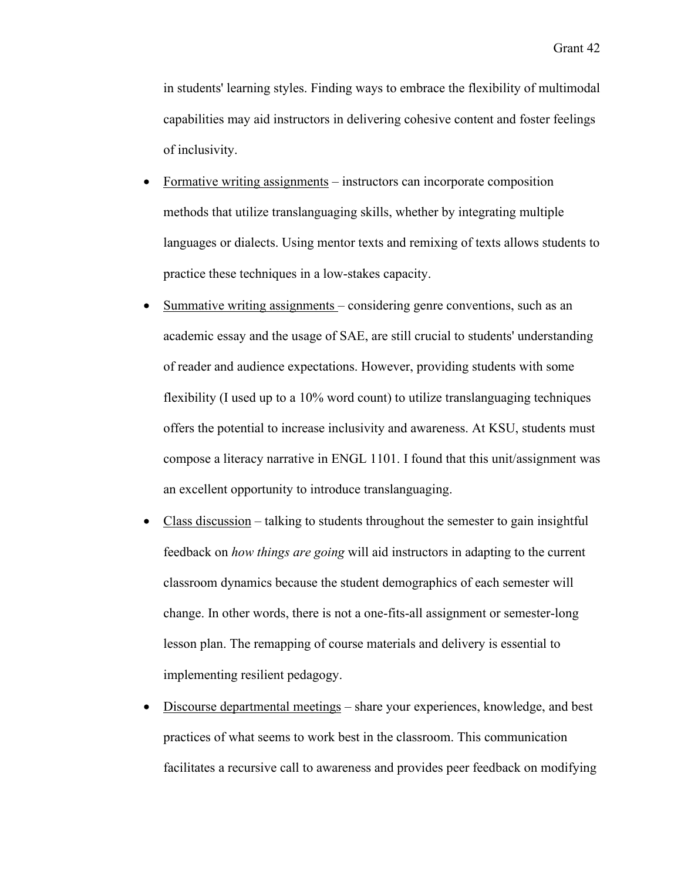in students' learning styles. Finding ways to embrace the flexibility of multimodal capabilities may aid instructors in delivering cohesive content and foster feelings of inclusivity.

- <u>Formative writing assignments</u> – instructors can incorporate composition methods that utilize translanguaging skills, whether by integrating multiple languages or dialects. Using mentor texts and remixing of texts allows students to practice these techniques in a low-stakes capacity.
- <u>Summative writing assignments</u> – considering genre conventions, such as an academic essay and the usage of SAE, are still crucial to students' understanding of reader and audience expectations. However, providing students with some flexibility (I used up to a 10% word count) to utilize translanguaging techniques offers the potential to increase inclusivity and awareness. At KSU, students must compose a literacy narrative in ENGL 1101. I found that this unit/assignment was an excellent opportunity to introduce translanguaging.
- <u>Class discussion</u> – talking to students throughout the semester to gain insightful feedback on *how things are going* will aid instructors in adapting to the current classroom dynamics because the student demographics of each semester will change. In other words, there is not a one-fits-all assignment or semester-long lesson plan. The remapping of course materials and delivery is essential to implementing resilient pedagogy.
- <u>Discourse departmental meetings</u> – share your experiences, knowledge, and best practices of what seems to work best in the classroom. This communication facilitates a recursive call to awareness and provides peer feedback on modifying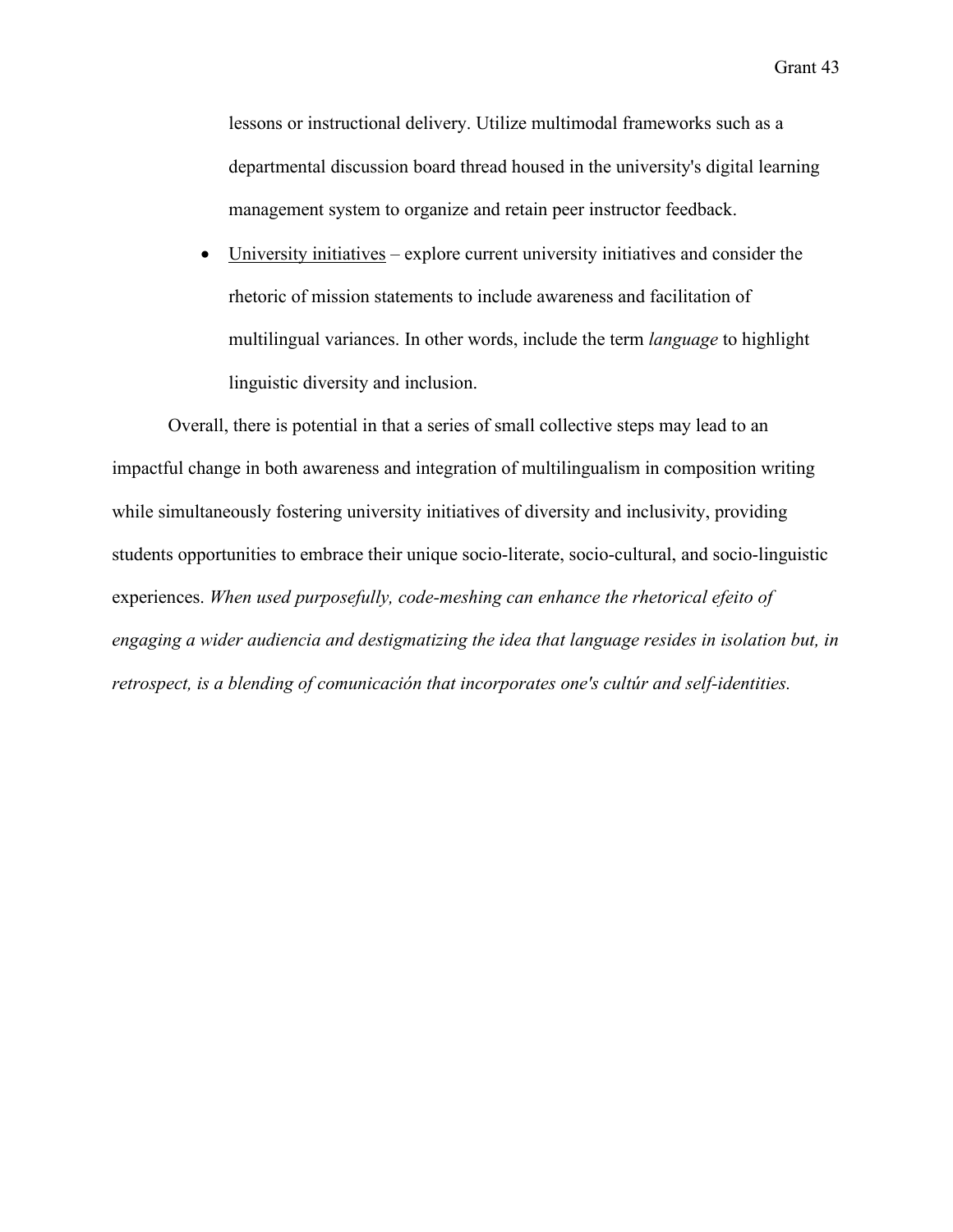lessons or instructional delivery. Utilize multimodal frameworks such as a departmental discussion board thread housed in the university's digital learning management system to organize and retain peer instructor feedback.

- University initiatives – explore current university initiatives and consider the rhetoric of mission statements to include awareness and facilitation of multilingual variances. In other words, include the term *language* to highlight linguistic diversity and inclusion.

Overall, there is potential in that a series of small collective steps may lead to an impactful change in both awareness and integration of multilingualism in composition writing while simultaneously fostering university initiatives of diversity and inclusivity, providing students opportunities to embrace their unique socio-literate, socio-cultural, and socio-linguistic experiences. *When used purposefully, code-meshing can enhance the rhetorical efeito of engaging a wider audiencia and destigmatizing the idea that language resides in isolation but, in retrospect, is a blending of comunicación that incorporates one's cultúr and self-identities.*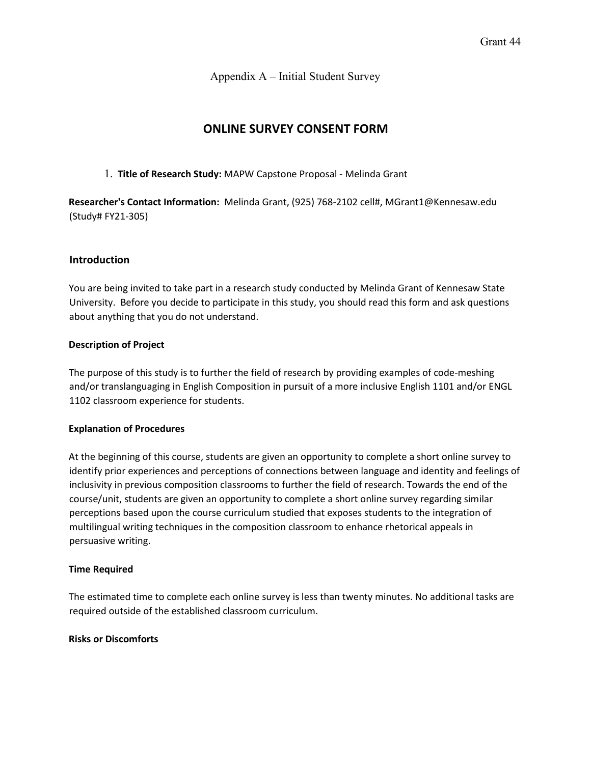Appendix A – Initial Student Survey

# ONLINE SURVEY CONSENT FORM

1. **Title of Research Study:** MAPW Capstone Proposal - Melinda Grant

**Researcher's Contact Information:** Melinda Grant, (925) 768-2102 cell#, MGrant1@Kennesaw.edu (Study# FY21-305)

## Introduction

You are being invited to take part in a research study conducted by Melinda Grant of Kennesaw State University. Before you decide to participate in this study, you should read this form and ask questions about anything that you do not understand.

### Description of Project

The purpose of this study is to further the field of research by providing examples of code-meshing and/or translanguaging in English Composition in pursuit of a more inclusive English 1101 and/or ENGL 1102 classroom experience for students.

### Explanation of Procedures

At the beginning of this course, students are given an opportunity to complete a short online survey to identify prior experiences and perceptions of connections between language and identity and feelings of inclusivity in previous composition classrooms to further the field of research. Towards the end of the course/unit, students are given an opportunity to complete a short online survey regarding similar perceptions based upon the course curriculum studied that exposes students to the integration of multilingual writing techniques in the composition classroom to enhance rhetorical appeals in persuasive writing.

### Time Required

The estimated time to complete each online survey is less than twenty minutes. No additional tasks are required outside of the established classroom curriculum.

### Risks or Discomforts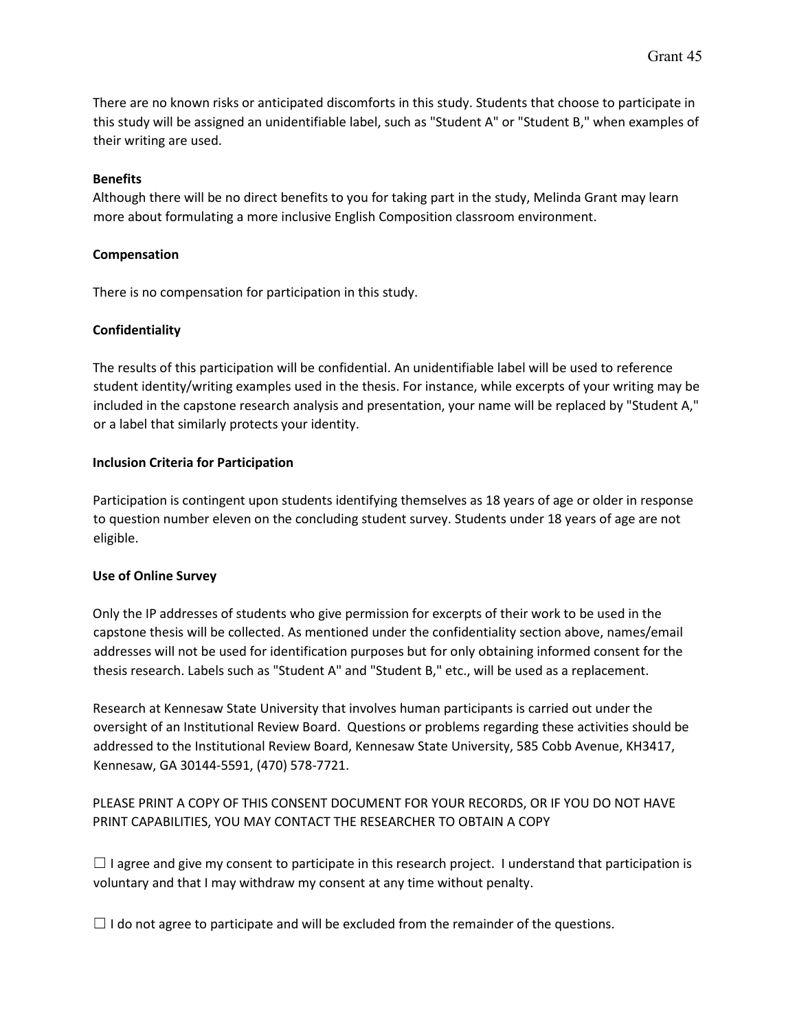There are no known risks or anticipated discomforts in this study. Students that choose to participate in this study will be assigned an unidentifiable label, such as "Student A" or "Student B," when examples of their writing are used.

**Benefits**

Although there will be no direct benefits to you for taking part in the study, Melinda Grant may learn more about formulating a more inclusive English Composition classroom environment.

**Compensation**

There is no compensation for participation in this study.

**Confidentiality**

The results of this participation will be confidential. An unidentifiable label will be used to reference student identity/writing examples used in the thesis. For instance, while excerpts of your writing may be included in the capstone research analysis and presentation, your name will be replaced by "Student A," or a label that similarly protects your identity.

**Inclusion Criteria for Participation**

Participation is contingent upon students identifying themselves as 18 years of age or older in response to question number eleven on the concluding student survey. Students under 18 years of age are not eligible.

**Use of Online Survey**

Only the IP addresses of students who give permission for excerpts of their work to be used in the capstone thesis will be collected. As mentioned under the confidentiality section above, names/email addresses will not be used for identification purposes but for only obtaining informed consent for the thesis research. Labels such as "Student A" and "Student B," etc., will be used as a replacement.

Research at Kennesaw State University that involves human participants is carried out under the oversight of an Institutional Review Board. Questions or problems regarding these activities should be addressed to the Institutional Review Board, Kennesaw State University, 585 Cobb Avenue, KH3417, Kennesaw, GA 30144-5591, (470) 578-7721.

PLEASE PRINT A COPY OF THIS CONSENT DOCUMENT FOR YOUR RECORDS, OR IF YOU DO NOT HAVE PRINT CAPABILITIES, YOU MAY CONTACT THE RESEARCHER TO OBTAIN A COPY

☐ I agree and give my consent to participate in this research project. I understand that participation is voluntary and that I may withdraw my consent at any time without penalty.

☐ I do not agree to participate and will be excluded from the remainder of the questions.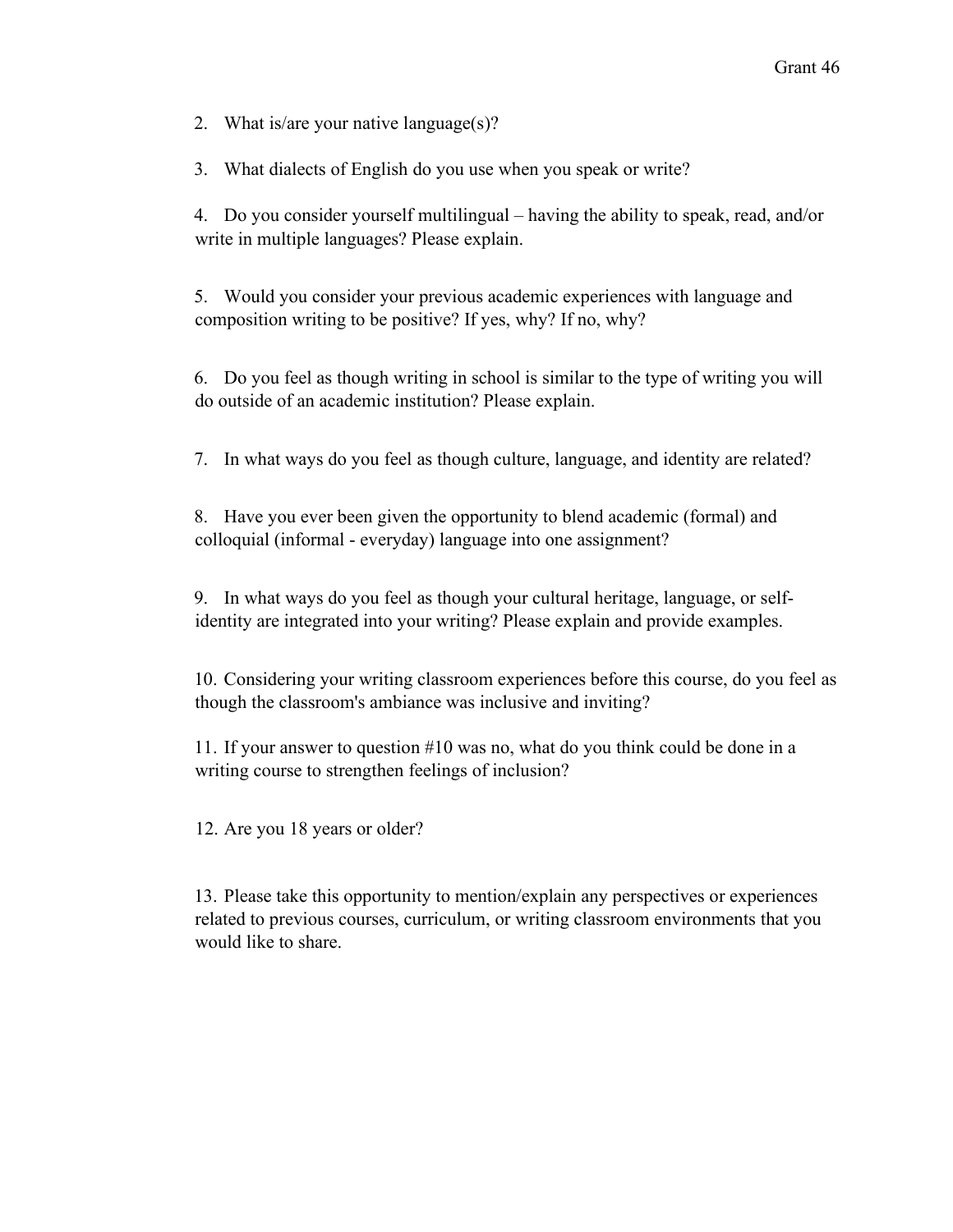2. What is/are your native language(s)?

3. What dialects of English do you use when you speak or write?

4. Do you consider yourself multilingual – having the ability to speak, read, and/or write in multiple languages? Please explain.

5. Would you consider your previous academic experiences with language and composition writing to be positive? If yes, why? If no, why?

6. Do you feel as though writing in school is similar to the type of writing you will do outside of an academic institution? Please explain.

7. In what ways do you feel as though culture, language, and identity are related?

8. Have you ever been given the opportunity to blend academic (formal) and colloquial (informal - everyday) language into one assignment?

9. In what ways do you feel as though your cultural heritage, language, or self-identity are integrated into your writing? Please explain and provide examples.

10. Considering your writing classroom experiences before this course, do you feel as though the classroom's ambiance was inclusive and inviting?

11. If your answer to question #10 was no, what do you think could be done in a writing course to strengthen feelings of inclusion?

12. Are you 18 years or older?

13. Please take this opportunity to mention/explain any perspectives or experiences related to previous courses, curriculum, or writing classroom environments that you would like to share.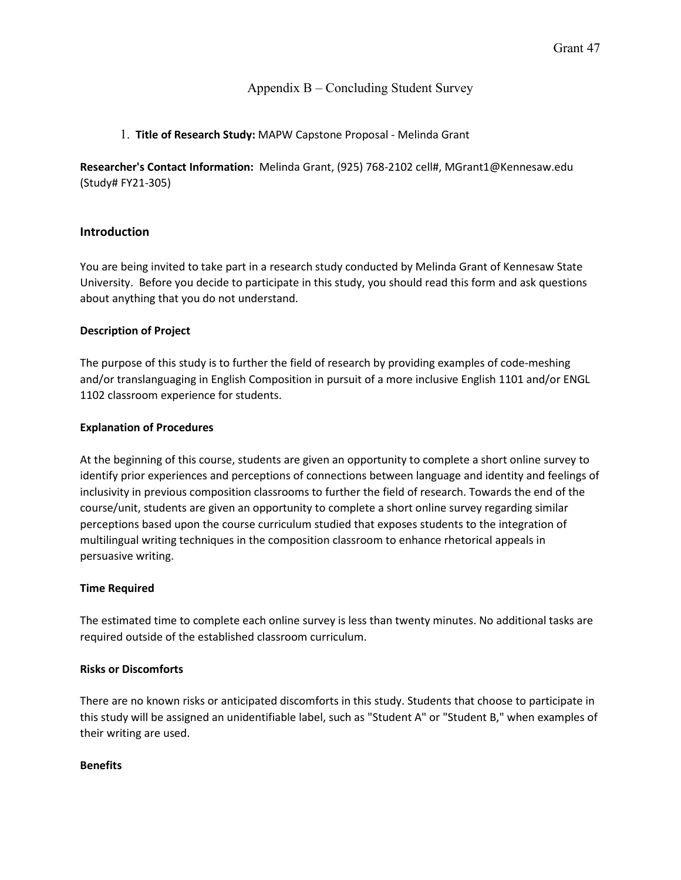## Appendix B – Concluding Student Survey

1. **Title of Research Study:** MAPW Capstone Proposal - Melinda Grant

**Researcher's Contact Information:** Melinda Grant, (925) 768-2102 cell#, MGrant1@Kennesaw.edu (Study# FY21-305)

### Introduction

You are being invited to take part in a research study conducted by Melinda Grant of Kennesaw State University. Before you decide to participate in this study, you should read this form and ask questions about anything that you do not understand.

**Description of Project**

The purpose of this study is to further the field of research by providing examples of code-meshing and/or translanguaging in English Composition in pursuit of a more inclusive English 1101 and/or ENGL 1102 classroom experience for students.

**Explanation of Procedures**

At the beginning of this course, students are given an opportunity to complete a short online survey to identify prior experiences and perceptions of connections between language and identity and feelings of inclusivity in previous composition classrooms to further the field of research. Towards the end of the course/unit, students are given an opportunity to complete a short online survey regarding similar perceptions based upon the course curriculum studied that exposes students to the integration of multilingual writing techniques in the composition classroom to enhance rhetorical appeals in persuasive writing.

**Time Required**

The estimated time to complete each online survey is less than twenty minutes. No additional tasks are required outside of the established classroom curriculum.

**Risks or Discomforts**

There are no known risks or anticipated discomforts in this study. Students that choose to participate in this study will be assigned an unidentifiable label, such as "Student A" or "Student B," when examples of their writing are used.

**Benefits**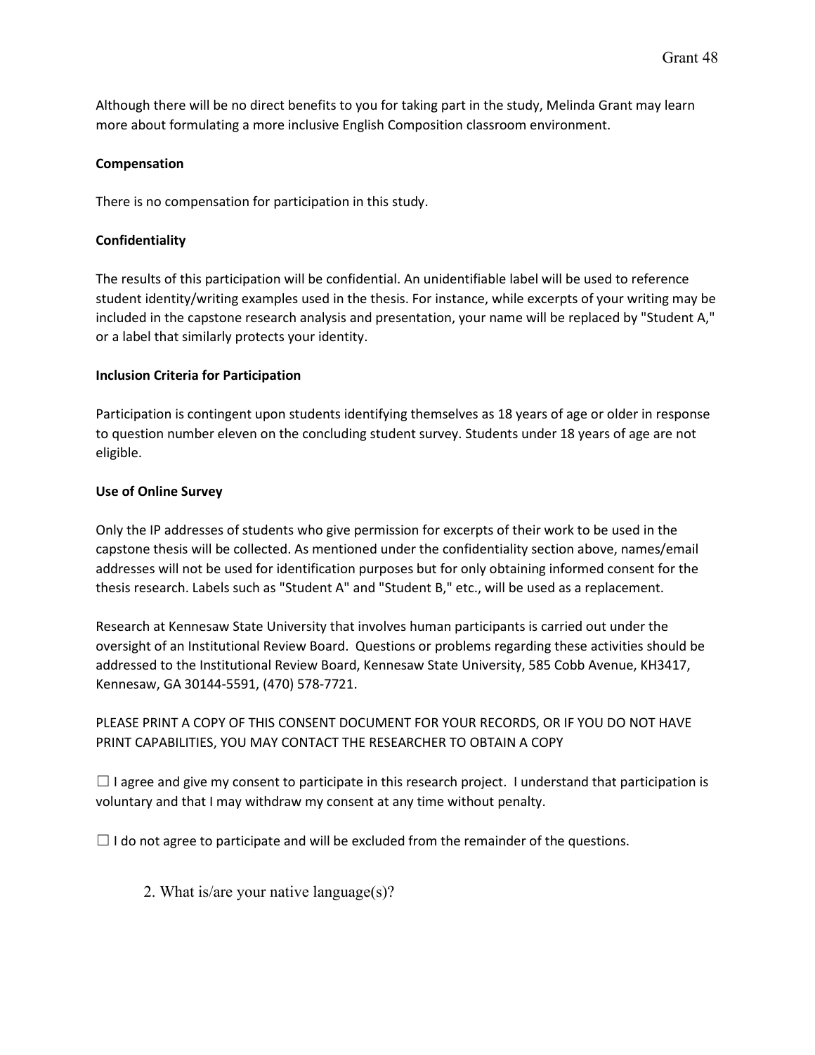Although there will be no direct benefits to you for taking part in the study, Melinda Grant may learn more about formulating a more inclusive English Composition classroom environment.

**Compensation**

There is no compensation for participation in this study.

**Confidentiality**

The results of this participation will be confidential. An unidentifiable label will be used to reference student identity/writing examples used in the thesis. For instance, while excerpts of your writing may be included in the capstone research analysis and presentation, your name will be replaced by "Student A," or a label that similarly protects your identity.

**Inclusion Criteria for Participation**

Participation is contingent upon students identifying themselves as 18 years of age or older in response to question number eleven on the concluding student survey. Students under 18 years of age are not eligible.

**Use of Online Survey**

Only the IP addresses of students who give permission for excerpts of their work to be used in the capstone thesis will be collected. As mentioned under the confidentiality section above, names/email addresses will not be used for identification purposes but for only obtaining informed consent for the thesis research. Labels such as "Student A" and "Student B," etc., will be used as a replacement.

Research at Kennesaw State University that involves human participants is carried out under the oversight of an Institutional Review Board. Questions or problems regarding these activities should be addressed to the Institutional Review Board, Kennesaw State University, 585 Cobb Avenue, KH3417, Kennesaw, GA 30144-5591, (470) 578-7721.

PLEASE PRINT A COPY OF THIS CONSENT DOCUMENT FOR YOUR RECORDS, OR IF YOU DO NOT HAVE PRINT CAPABILITIES, YOU MAY CONTACT THE RESEARCHER TO OBTAIN A COPY

☐ I agree and give my consent to participate in this research project. I understand that participation is voluntary and that I may withdraw my consent at any time without penalty.

☐ I do not agree to participate and will be excluded from the remainder of the questions.

2. What is/are your native language(s)?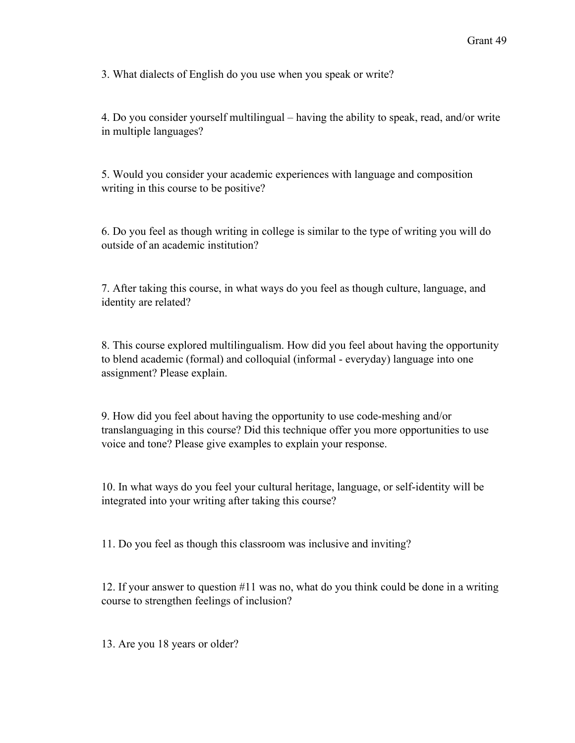3. What dialects of English do you use when you speak or write?

4. Do you consider yourself multilingual – having the ability to speak, read, and/or write in multiple languages?

5. Would you consider your academic experiences with language and composition writing in this course to be positive?

6. Do you feel as though writing in college is similar to the type of writing you will do outside of an academic institution?

7. After taking this course, in what ways do you feel as though culture, language, and identity are related?

8. This course explored multilingualism. How did you feel about having the opportunity to blend academic (formal) and colloquial (informal - everyday) language into one assignment? Please explain.

9. How did you feel about having the opportunity to use code-meshing and/or translanguaging in this course? Did this technique offer you more opportunities to use voice and tone? Please give examples to explain your response.

10. In what ways do you feel your cultural heritage, language, or self-identity will be integrated into your writing after taking this course?

11. Do you feel as though this classroom was inclusive and inviting?

12. If your answer to question #11 was no, what do you think could be done in a writing course to strengthen feelings of inclusion?

13. Are you 18 years or older?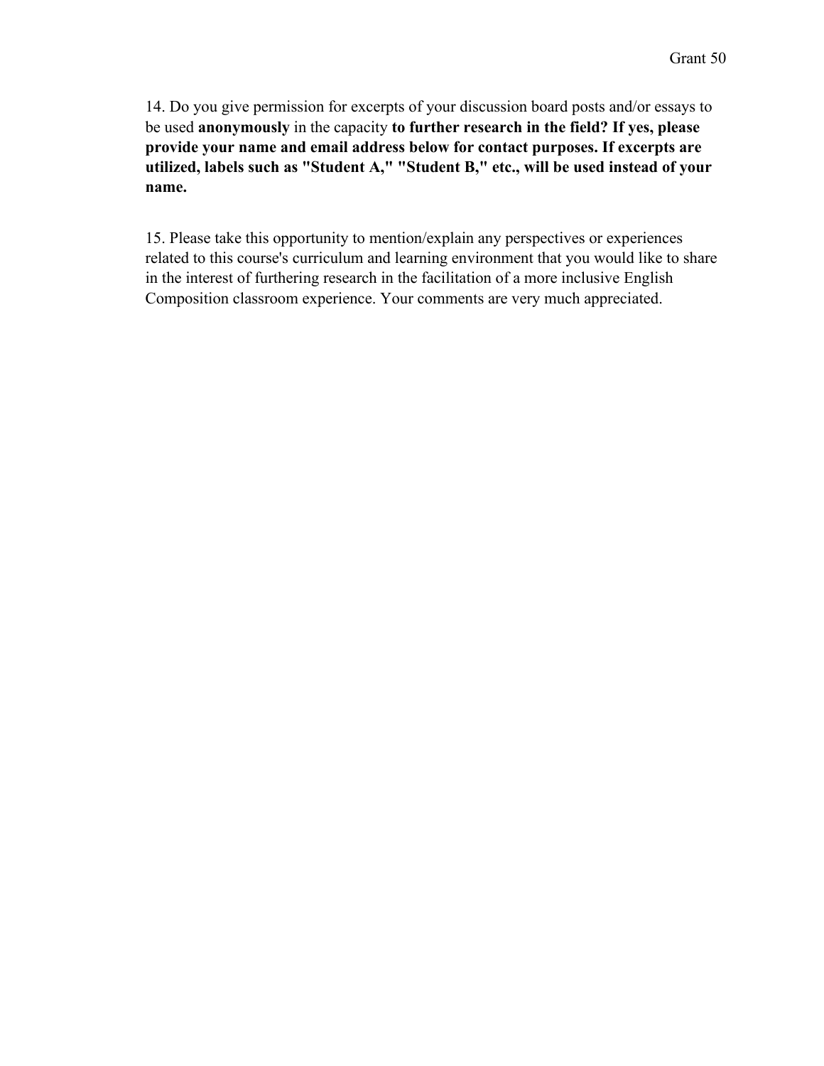14. Do you give permission for excerpts of your discussion board posts and/or essays to be used **anonymously** in the capacity **to further research in the field? If yes, please provide your name and email address below for contact purposes. If excerpts are utilized, labels such as "Student A," "Student B," etc., will be used instead of your name.**

15. Please take this opportunity to mention/explain any perspectives or experiences related to this course's curriculum and learning environment that you would like to share in the interest of furthering research in the facilitation of a more inclusive English Composition classroom experience. Your comments are very much appreciated.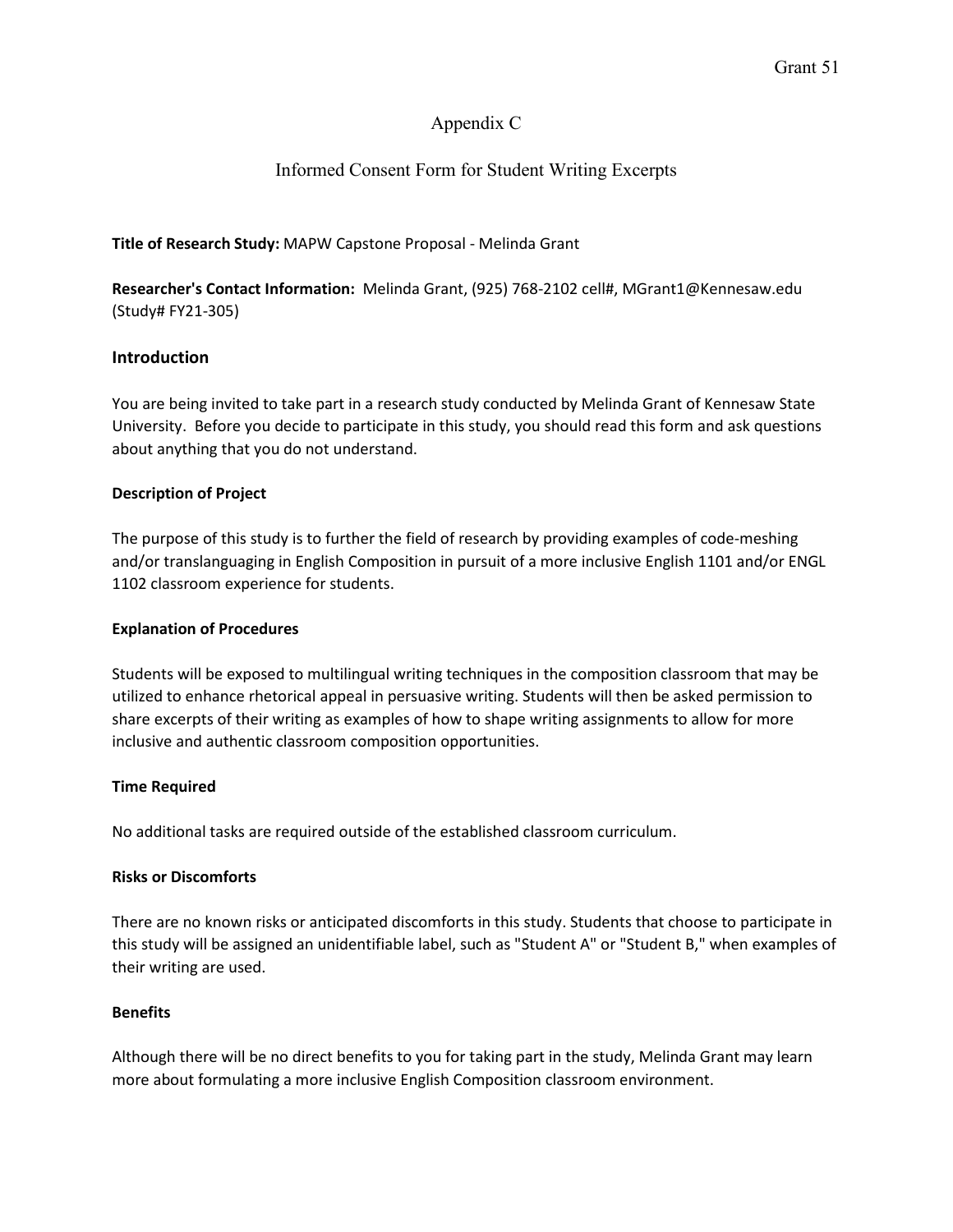# Appendix C

## Informed Consent Form for Student Writing Excerpts

**Title of Research Study:** MAPW Capstone Proposal - Melinda Grant

**Researcher's Contact Information:** Melinda Grant, (925) 768-2102 cell#, MGrant1@Kennesaw.edu (Study# FY21-305)

### Introduction

You are being invited to take part in a research study conducted by Melinda Grant of Kennesaw State University. Before you decide to participate in this study, you should read this form and ask questions about anything that you do not understand.

**Description of Project**

The purpose of this study is to further the field of research by providing examples of code-meshing and/or translanguaging in English Composition in pursuit of a more inclusive English 1101 and/or ENGL 1102 classroom experience for students.

**Explanation of Procedures**

Students will be exposed to multilingual writing techniques in the composition classroom that may be utilized to enhance rhetorical appeal in persuasive writing. Students will then be asked permission to share excerpts of their writing as examples of how to shape writing assignments to allow for more inclusive and authentic classroom composition opportunities.

**Time Required**

No additional tasks are required outside of the established classroom curriculum.

**Risks or Discomforts**

There are no known risks or anticipated discomforts in this study. Students that choose to participate in this study will be assigned an unidentifiable label, such as "Student A" or "Student B," when examples of their writing are used.

**Benefits**

Although there will be no direct benefits to you for taking part in the study, Melinda Grant may learn more about formulating a more inclusive English Composition classroom environment.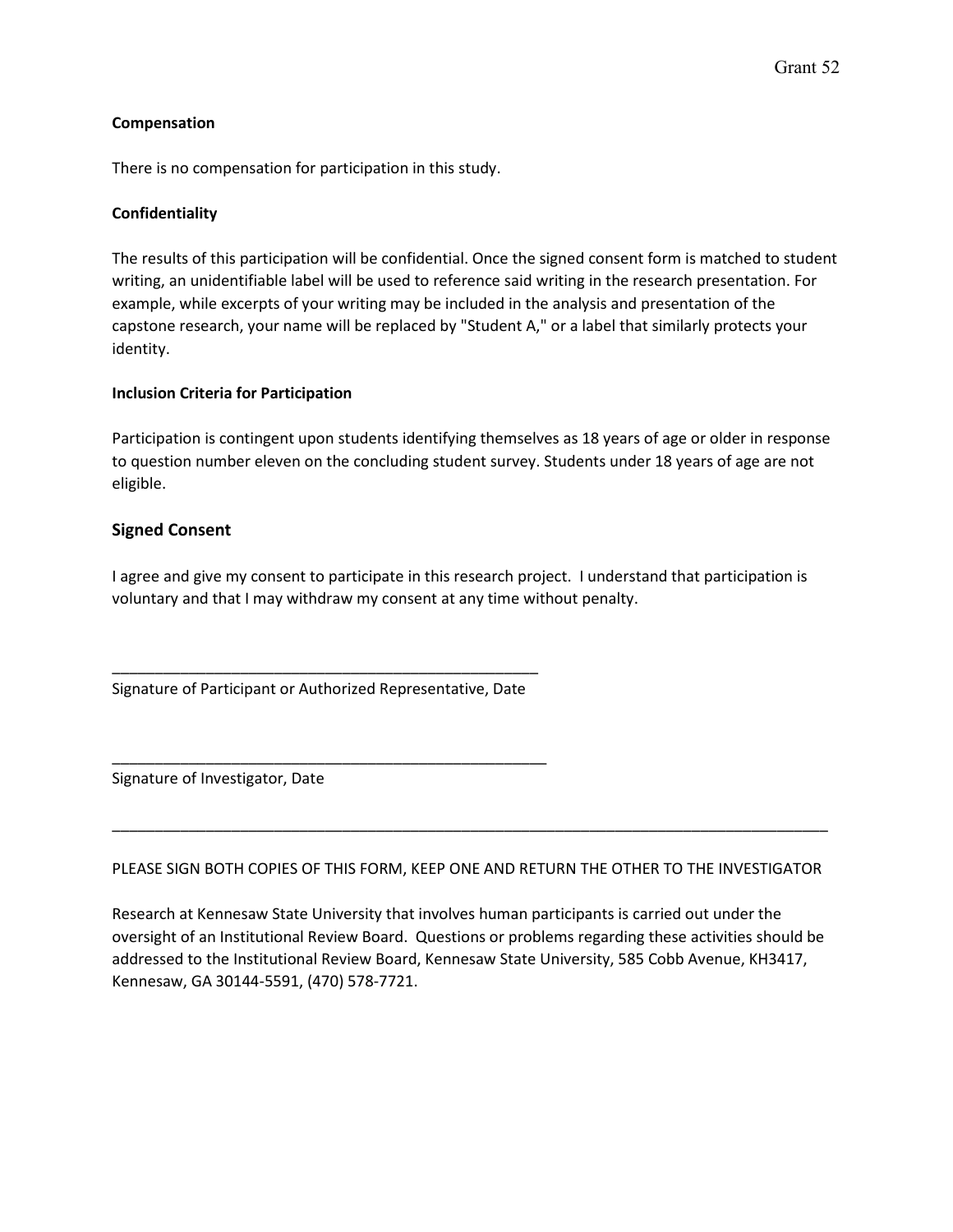**Compensation**

There is no compensation for participation in this study.

**Confidentiality**

The results of this participation will be confidential. Once the signed consent form is matched to student writing, an unidentifiable label will be used to reference said writing in the research presentation. For example, while excerpts of your writing may be included in the analysis and presentation of the capstone research, your name will be replaced by "Student A," or a label that similarly protects your identity.

**Inclusion Criteria for Participation**

Participation is contingent upon students identifying themselves as 18 years of age or older in response to question number eleven on the concluding student survey. Students under 18 years of age are not eligible.

## Signed Consent

I agree and give my consent to participate in this research project. I understand that participation is voluntary and that I may withdraw my consent at any time without penalty.

_____________________________________________________

Signature of Participant or Authorized Representative, Date

_____________________________________________________

Signature of Investigator, Date

---

PLEASE SIGN BOTH COPIES OF THIS FORM, KEEP ONE AND RETURN THE OTHER TO THE INVESTIGATOR

Research at Kennesaw State University that involves human participants is carried out under the oversight of an Institutional Review Board. Questions or problems regarding these activities should be addressed to the Institutional Review Board, Kennesaw State University, 585 Cobb Avenue, KH3417, Kennesaw, GA 30144-5591, (470) 578-7721.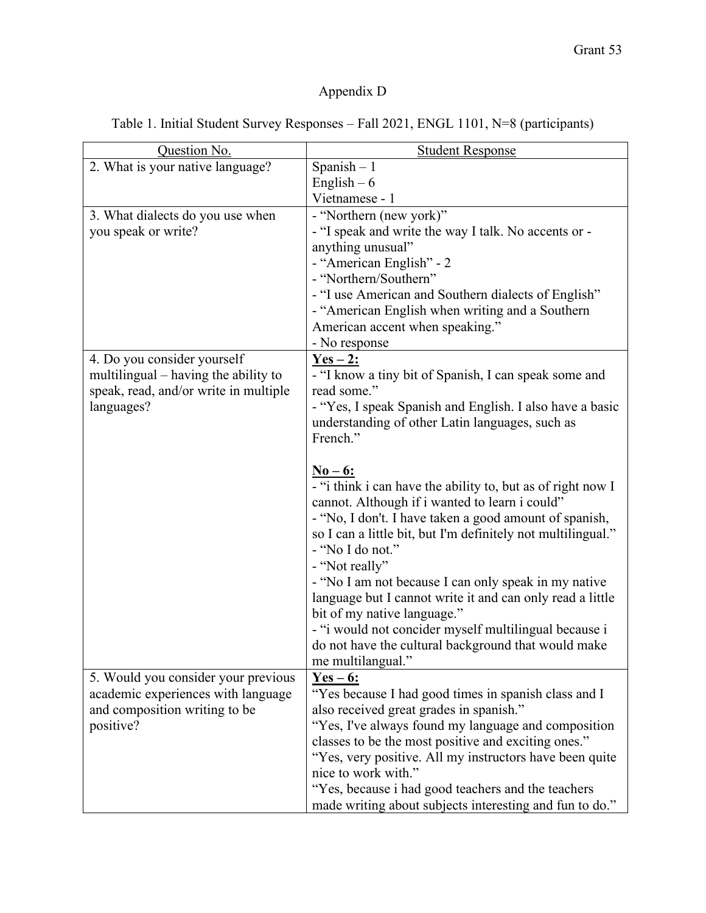Appendix D

Table 1. Initial Student Survey Responses – Fall 2021, ENGL 1101, N=8 (participants)

| Question No. | Student Response |
|---|---|
| 2. What is your native language? | Spanish – 1<br>English – 6<br>Vietnamese - 1 |
| 3. What dialects do you use when you speak or write? | - "Northern (new york)"<br>- "I speak and write the way I talk. No accents or - anything unusual"<br>- "American English" - 2<br>- "Northern/Southern"<br>- "I use American and Southern dialects of English"<br>- "American English when writing and a Southern American accent when speaking."<br>- No response |
| 4. Do you consider yourself multilingual – having the ability to speak, read, and/or write in multiple languages? | **Yes – 2:**<br>- "I know a tiny bit of Spanish, I can speak some and read some."<br>- "Yes, I speak Spanish and English. I also have a basic understanding of other Latin languages, such as French."<br><br>**No – 6:**<br>- "i think i can have the ability to, but as of right now I cannot. Although if i wanted to learn i could"<br>- "No, I don't. I have taken a good amount of spanish, so I can a little bit, but I'm definitely not multilingual."<br>- "No I do not."<br>- "Not really"<br>- "No I am not because I can only speak in my native language but I cannot write it and can only read a little bit of my native language."<br>- "i would not concider myself multilingual because i do not have the cultural background that would make me multilangual." |
| 5. Would you consider your previous academic experiences with language and composition writing to be positive? | **Yes – 6:**<br>"Yes because I had good times in spanish class and I also received great grades in spanish."<br>"Yes, I've always found my language and composition classes to be the most positive and exciting ones."<br>"Yes, very positive. All my instructors have been quite nice to work with."<br>"Yes, because i had good teachers and the teachers made writing about subjects interesting and fun to do." |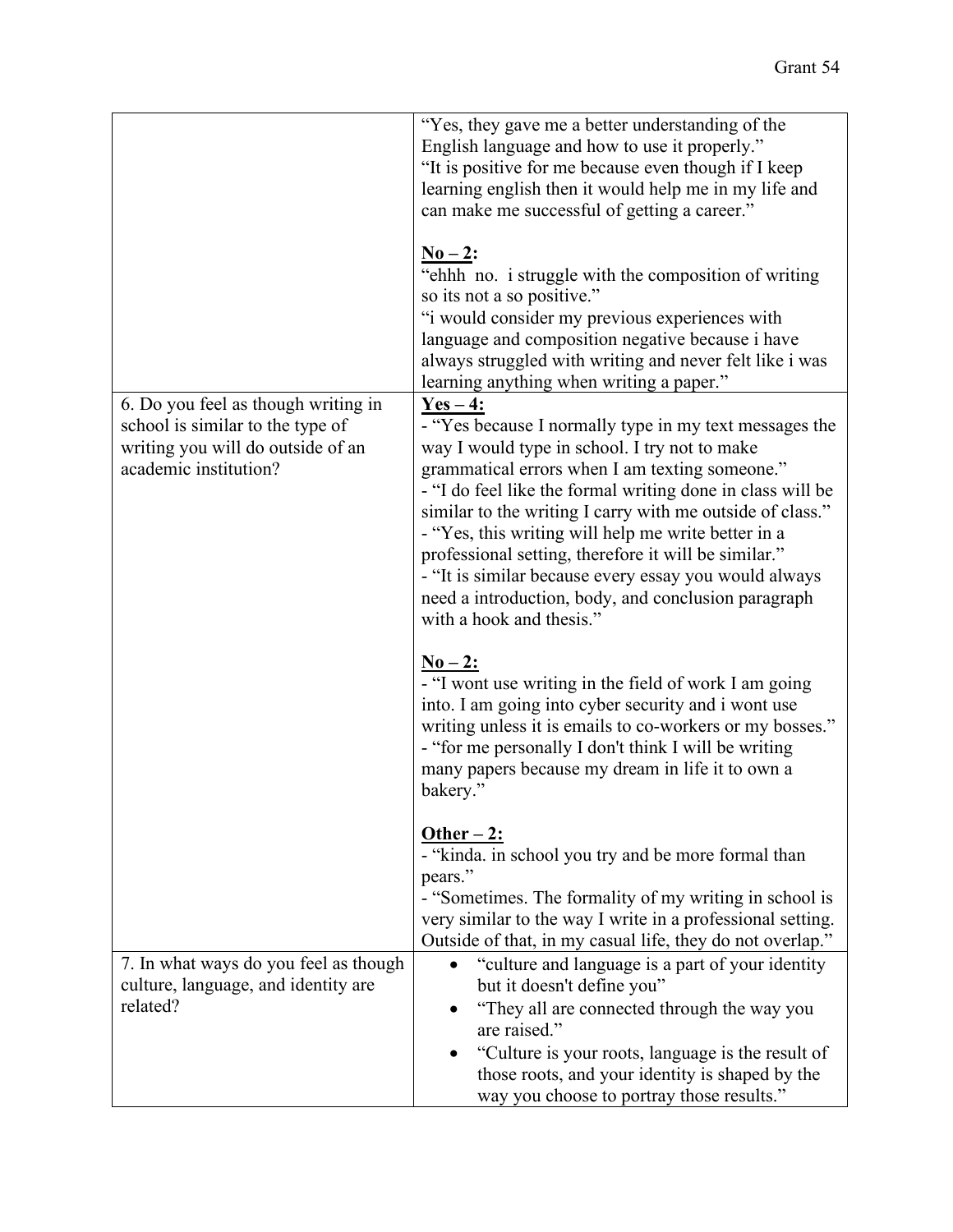| | |
|---|---|
| | "Yes, they gave me a better understanding of the English language and how to use it properly."<br>"It is positive for me because even though if I keep learning english then it would help me in my life and can make me successful of getting a career."<br><br>**No – 2:**<br>"ehhh no. i struggle with the composition of writing so its not a so positive."<br>"i would consider my previous experiences with language and composition negative because i have always struggled with writing and never felt like i was learning anything when writing a paper." |
| 6. Do you feel as though writing in school is similar to the type of writing you will do outside of an academic institution? | **Yes – 4:**<br>- "Yes because I normally type in my text messages the way I would type in school. I try not to make grammatical errors when I am texting someone."<br>- "I do feel like the formal writing done in class will be similar to the writing I carry with me outside of class."<br>- "Yes, this writing will help me write better in a professional setting, therefore it will be similar."<br>- "It is similar because every essay you would always need a introduction, body, and conclusion paragraph with a hook and thesis."<br><br>**No – 2:**<br>- "I wont use writing in the field of work I am going into. I am going into cyber security and i wont use writing unless it is emails to co-workers or my bosses."<br>- "for me personally I don't think I will be writing many papers because my dream in life it to own a bakery."<br><br>**Other – 2:**<br>- "kinda. in school you try and be more formal than pears."<br>- "Sometimes. The formality of my writing in school is very similar to the way I write in a professional setting. Outside of that, in my casual life, they do not overlap." |
| 7. In what ways do you feel as though culture, language, and identity are related? | • "culture and language is a part of your identity but it doesn't define you"<br>• "They all are connected through the way you are raised."<br>• "Culture is your roots, language is the result of those roots, and your identity is shaped by the way you choose to portray those results." |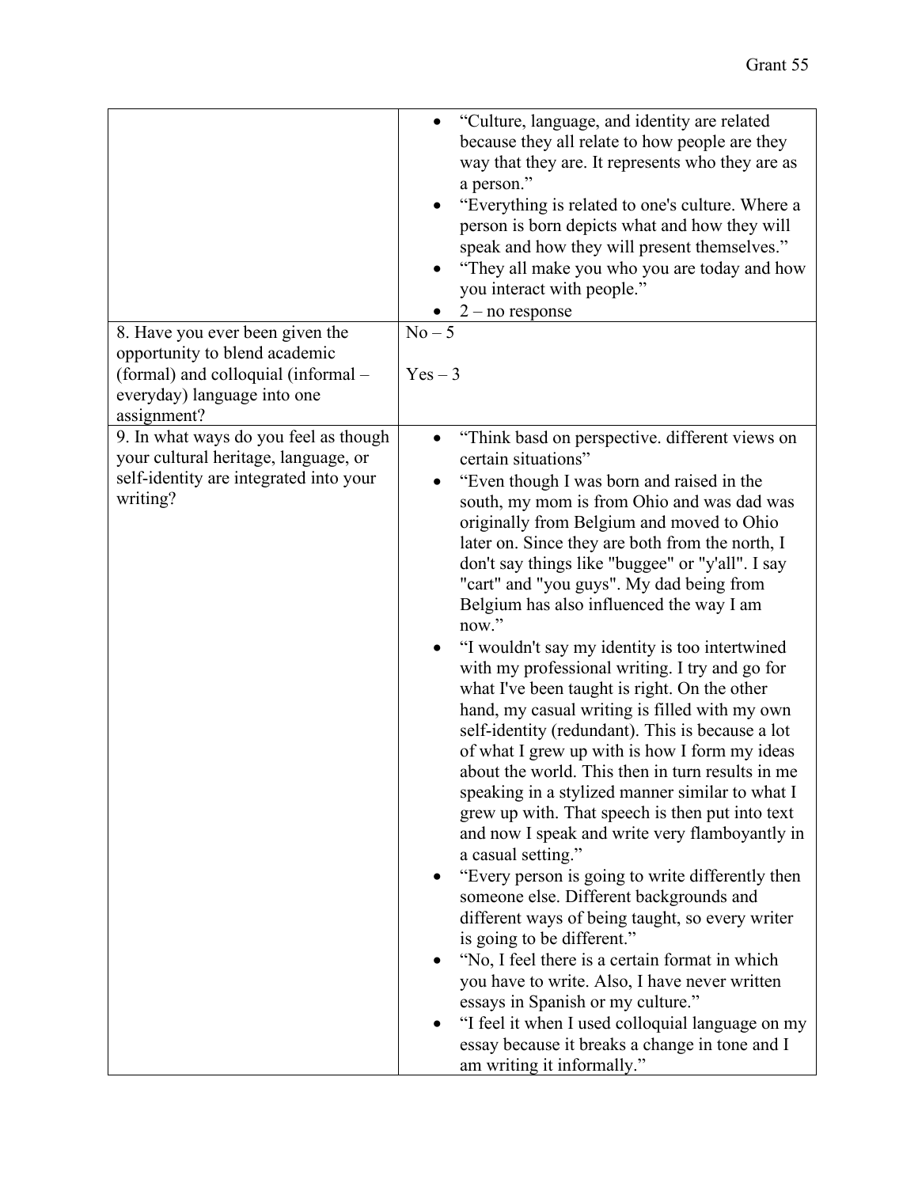| | |
|---|---|
| | • "Culture, language, and identity are related because they all relate to how people are they way that they are. It represents who they are as a person."<br>• "Everything is related to one's culture. Where a person is born depicts what and how they will speak and how they will present themselves."<br>• "They all make you who you are today and how you interact with people."<br>• 2 – no response |
| 8. Have you ever been given the opportunity to blend academic (formal) and colloquial (informal – everyday) language into one assignment? | No – 5<br><br>Yes – 3 |
| 9. In what ways do you feel as though your cultural heritage, language, or self-identity are integrated into your writing? | • "Think basd on perspective. different views on certain situations"<br>• "Even though I was born and raised in the south, my mom is from Ohio and was dad was originally from Belgium and moved to Ohio later on. Since they are both from the north, I don't say things like "buggee" or "y'all". I say "cart" and "you guys". My dad being from Belgium has also influenced the way I am now."<br>• "I wouldn't say my identity is too intertwined with my professional writing. I try and go for what I've been taught is right. On the other hand, my casual writing is filled with my own self-identity (redundant). This is because a lot of what I grew up with is how I form my ideas about the world. This then in turn results in me speaking in a stylized manner similar to what I grew up with. That speech is then put into text and now I speak and write very flamboyantly in a casual setting."<br>• "Every person is going to write differently then someone else. Different backgrounds and different ways of being taught, so every writer is going to be different."<br>• "No, I feel there is a certain format in which you have to write. Also, I have never written essays in Spanish or my culture."<br>• "I feel it when I used colloquial language on my essay because it breaks a change in tone and I am writing it informally." |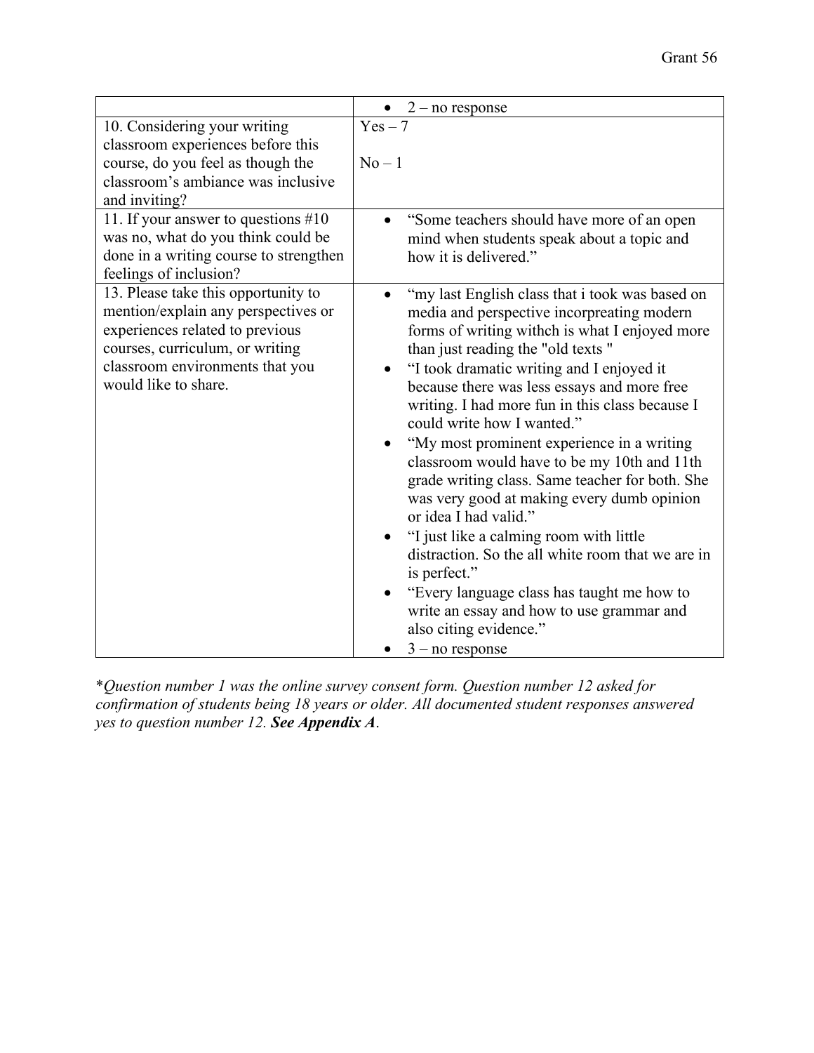| | |
|---|---|
| | • 2 – no response |
| 10. Considering your writing classroom experiences before this course, do you feel as though the classroom's ambiance was inclusive and inviting? | Yes – 7<br><br>No – 1 |
| 11. If your answer to questions #10 was no, what do you think could be done in a writing course to strengthen feelings of inclusion? | • "Some teachers should have more of an open mind when students speak about a topic and how it is delivered." |
| 13. Please take this opportunity to mention/explain any perspectives or experiences related to previous courses, curriculum, or writing classroom environments that you would like to share. | • "my last English class that i took was based on media and perspective incorpreating modern forms of writing withch is what I enjoyed more than just reading the "old texts "<br>• "I took dramatic writing and I enjoyed it because there was less essays and more free writing. I had more fun in this class because I could write how I wanted."<br>• "My most prominent experience in a writing classroom would have to be my 10th and 11th grade writing class. Same teacher for both. She was very good at making every dumb opinion or idea I had valid."<br>• "I just like a calming room with little distraction. So the all white room that we are in is perfect."<br>• "Every language class has taught me how to write an essay and how to use grammar and also citing evidence."<br>• 3 – no response |

**Question number 1 was the online survey consent form. Question number 12 asked for confirmation of students being 18 years or older. All documented student responses answered yes to question number 12.* ***See Appendix A****.*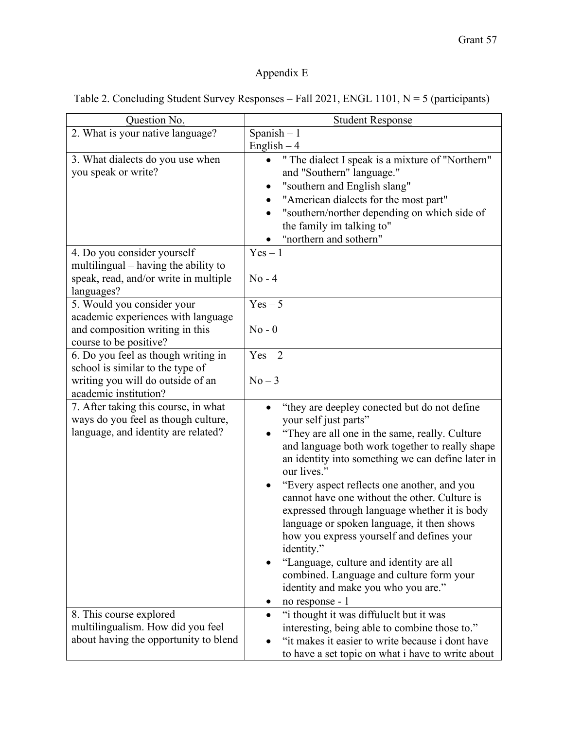# Appendix E

Table 2. Concluding Student Survey Responses – Fall 2021, ENGL 1101, N = 5 (participants)

| Question No. | Student Response |
| --- | --- |
| 2. What is your native language? | Spanish – 1<br>English – 4 |
| 3. What dialects do you use when you speak or write? | • " The dialect I speak is a mixture of "Northern" and "Southern" language."<br>• "southern and English slang"<br>• "American dialects for the most part"<br>• "southern/norther depending on which side of the family im talking to"<br>• "northern and sothern" |
| 4. Do you consider yourself multilingual – having the ability to speak, read, and/or write in multiple languages? | Yes – 1<br><br>No - 4 |
| 5. Would you consider your academic experiences with language and composition writing in this course to be positive? | Yes – 5<br><br>No - 0 |
| 6. Do you feel as though writing in school is similar to the type of writing you will do outside of an academic institution? | Yes – 2<br><br>No – 3 |
| 7. After taking this course, in what ways do you feel as though culture, language, and identity are related? | • "they are deepley conected but do not define your self just parts"<br>• "They are all one in the same, really. Culture and language both work together to really shape an identity into something we can define later in our lives."<br>• "Every aspect reflects one another, and you cannot have one without the other. Culture is expressed through language whether it is body language or spoken language, it then shows how you express yourself and defines your identity."<br>• "Language, culture and identity are all combined. Language and culture form your identity and make you who you are."<br>• no response - 1 |
| 8. This course explored multilingualism. How did you feel about having the opportunity to blend | • "i thought it was diffuluclt but it was interesting, being able to combine those to."<br>• "it makes it easier to write because i dont have to have a set topic on what i have to write about |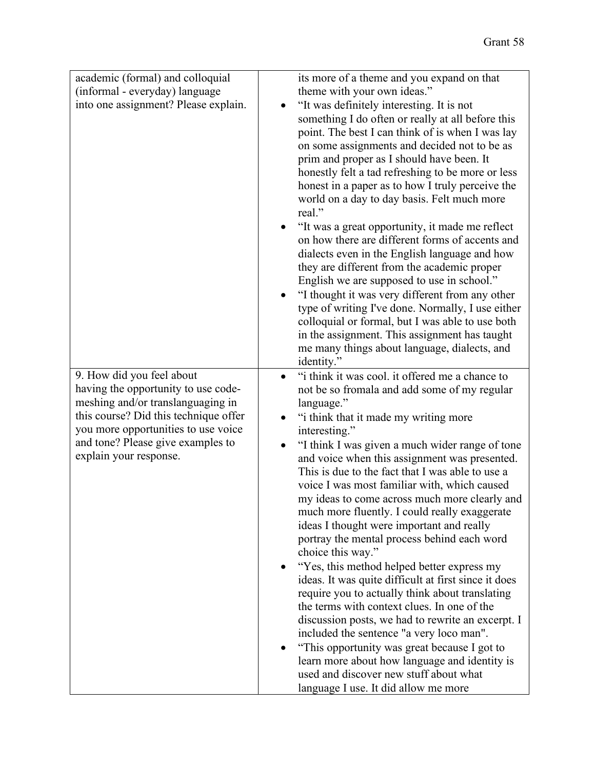| | |
|---|---|
| academic (formal) and colloquial (informal - everyday) language into one assignment? Please explain. | its more of a theme and you expand on that theme with your own ideas."<br>• "It was definitely interesting. It is not something I do often or really at all before this point. The best I can think of is when I was lay on some assignments and decided not to be as prim and proper as I should have been. It honestly felt a tad refreshing to be more or less honest in a paper as to how I truly perceive the world on a day to day basis. Felt much more real."<br>• "It was a great opportunity, it made me reflect on how there are different forms of accents and dialects even in the English language and how they are different from the academic proper English we are supposed to use in school."<br>• "I thought it was very different from any other type of writing I've done. Normally, I use either colloquial or formal, but I was able to use both in the assignment. This assignment has taught me many things about language, dialects, and identity." |
| 9. How did you feel about having the opportunity to use code-meshing and/or translanguaging in this course? Did this technique offer you more opportunities to use voice and tone? Please give examples to explain your response. | • "i think it was cool. it offered me a chance to not be so fromala and add some of my regular language."<br>• "i think that it made my writing more interesting."<br>• "I think I was given a much wider range of tone and voice when this assignment was presented. This is due to the fact that I was able to use a voice I was most familiar with, which caused my ideas to come across much more clearly and much more fluently. I could really exaggerate ideas I thought were important and really portray the mental process behind each word choice this way."<br>• "Yes, this method helped better express my ideas. It was quite difficult at first since it does require you to actually think about translating the terms with context clues. In one of the discussion posts, we had to rewrite an excerpt. I included the sentence "a very loco man".<br>• "This opportunity was great because I got to learn more about how language and identity is used and discover new stuff about what language I use. It did allow me more |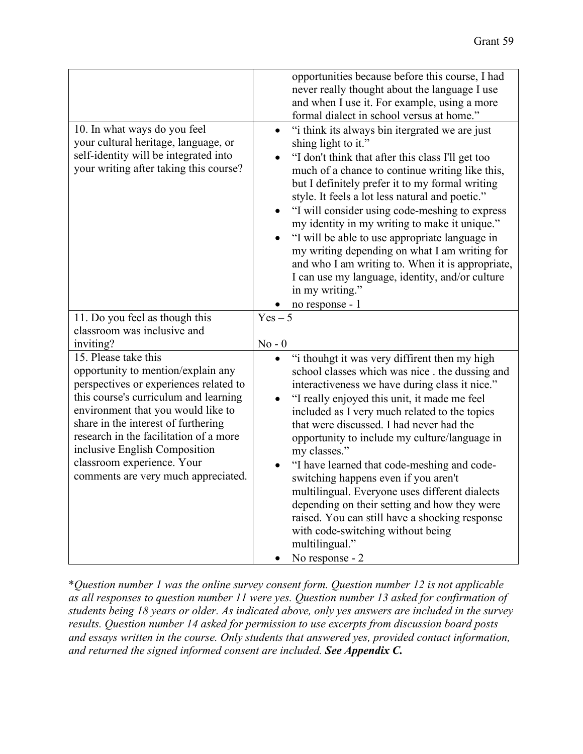| | |
|---|---|
| | opportunities because before this course, I had never really thought about the language I use and when I use it. For example, using a more formal dialect in school versus at home." |
| 10. In what ways do you feel your cultural heritage, language, or self-identity will be integrated into your writing after taking this course? | • "i think its always bin itergrated we are just shing light to it." <br> • "I don't think that after this class I'll get too much of a chance to continue writing like this, but I definitely prefer it to my formal writing style. It feels a lot less natural and poetic." <br> • "I will consider using code-meshing to express my identity in my writing to make it unique." <br> • "I will be able to use appropriate language in my writing depending on what I am writing for and who I am writing to. When it is appropriate, I can use my language, identity, and/or culture in my writing." <br> • no response - 1 |
| 11. Do you feel as though this classroom was inclusive and inviting? | Yes – 5 <br><br> No - 0 |
| 15. Please take this opportunity to mention/explain any perspectives or experiences related to this course's curriculum and learning environment that you would like to share in the interest of furthering research in the facilitation of a more inclusive English Composition classroom experience. Your comments are very much appreciated. | • "i thouhgt it was very diffirent then my high school classes which was nice . the dussing and interactiveness we have during class it nice." <br> • "I really enjoyed this unit, it made me feel included as I very much related to the topics that were discussed. I had never had the opportunity to include my culture/language in my classes." <br> • "I have learned that code-meshing and code-switching happens even if you aren't multilingual. Everyone uses different dialects depending on their setting and how they were raised. You can still have a shocking response with code-switching without being multilingual." <br> • No response - 2 |

**Question number 1 was the online survey consent form. Question number 12 is not applicable as all responses to question number 11 were yes. Question number 13 asked for confirmation of students being 18 years or older. As indicated above, only yes answers are included in the survey results. Question number 14 asked for permission to use excerpts from discussion board posts and essays written in the course. Only students that answered yes, provided contact information, and returned the signed informed consent are included.* ***See Appendix C.***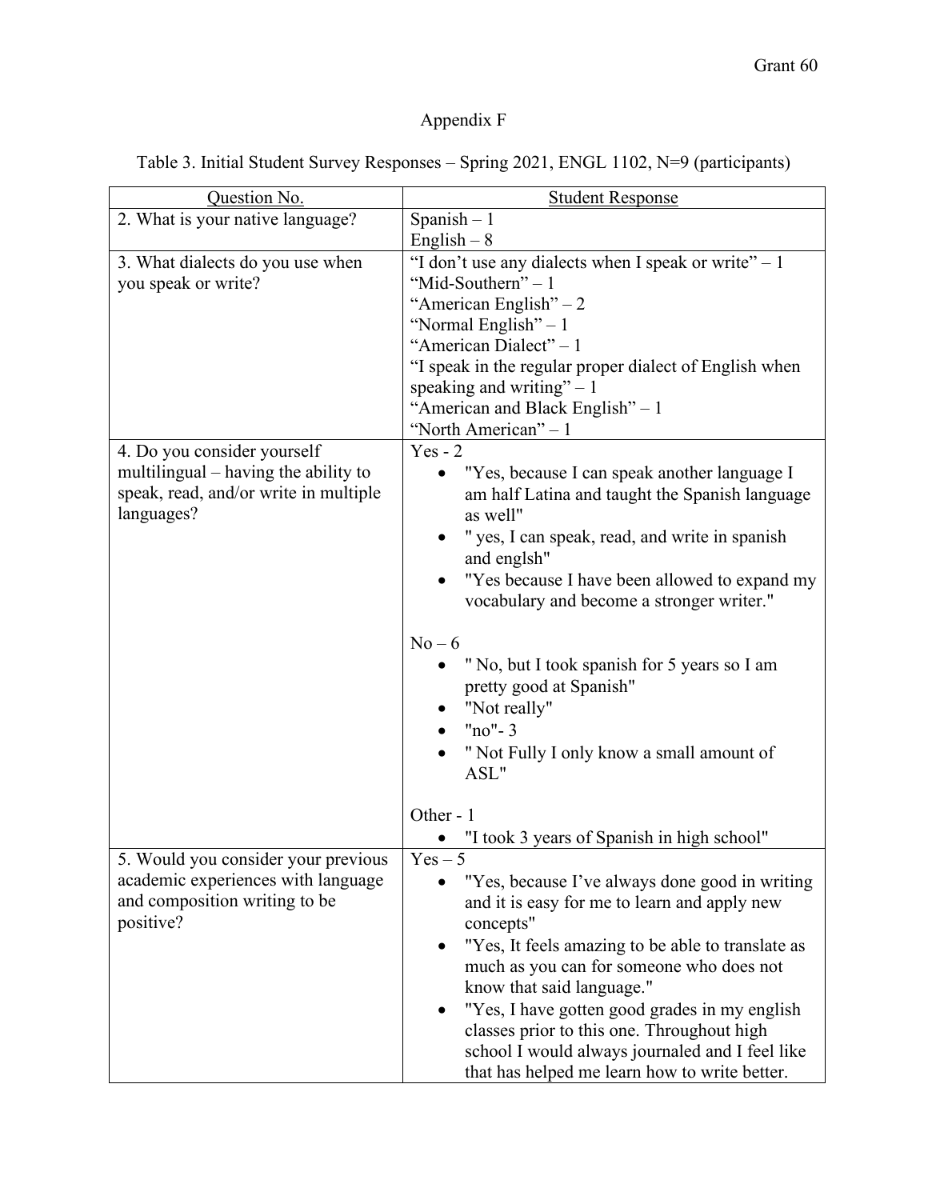Appendix F

Table 3. Initial Student Survey Responses – Spring 2021, ENGL 1102, N=9 (participants)

| Question No. | Student Response |
| --- | --- |
| 2. What is your native language? | Spanish – 1<br>English – 8 |
| 3. What dialects do you use when you speak or write? | "I don't use any dialects when I speak or write" – 1<br>"Mid-Southern" – 1<br>"American English" – 2<br>"Normal English" – 1<br>"American Dialect" – 1<br>"I speak in the regular proper dialect of English when speaking and writing" – 1<br>"American and Black English" – 1<br>"North American" – 1 |
| 4. Do you consider yourself multilingual – having the ability to speak, read, and/or write in multiple languages? | Yes - 2<br>• "Yes, because I can speak another language I am half Latina and taught the Spanish language as well"<br>• " yes, I can speak, read, and write in spanish and englsh"<br>• "Yes because I have been allowed to expand my vocabulary and become a stronger writer."<br><br>No – 6<br>• " No, but I took spanish for 5 years so I am pretty good at Spanish"<br>• "Not really"<br>• "no"- 3<br>• " Not Fully I only know a small amount of ASL"<br><br>Other - 1<br>• "I took 3 years of Spanish in high school" |
| 5. Would you consider your previous academic experiences with language and composition writing to be positive? | Yes – 5<br>• "Yes, because I've always done good in writing and it is easy for me to learn and apply new concepts"<br>• "Yes, It feels amazing to be able to translate as much as you can for someone who does not know that said language."<br>• "Yes, I have gotten good grades in my english classes prior to this one. Throughout high school I would always journaled and I feel like that has helped me learn how to write better. |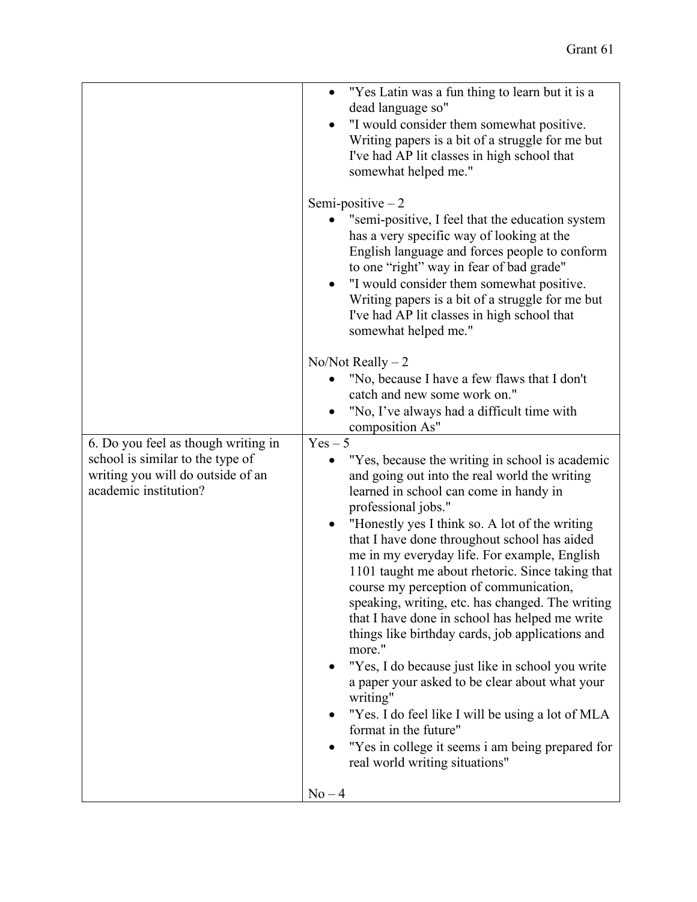| | |
|---|---|
| | • "Yes Latin was a fun thing to learn but it is a dead language so"<br>• "I would consider them somewhat positive. Writing papers is a bit of a struggle for me but I've had AP lit classes in high school that somewhat helped me."<br><br>Semi-positive – 2<br>• "semi-positive, I feel that the education system has a very specific way of looking at the English language and forces people to conform to one "right" way in fear of bad grade"<br>• "I would consider them somewhat positive. Writing papers is a bit of a struggle for me but I've had AP lit classes in high school that somewhat helped me."<br><br>No/Not Really – 2<br>• "No, because I have a few flaws that I don't catch and new some work on."<br>• "No, I've always had a difficult time with composition As" |
| 6. Do you feel as though writing in school is similar to the type of writing you will do outside of an academic institution? | Yes – 5<br>• "Yes, because the writing in school is academic and going out into the real world the writing learned in school can come in handy in professional jobs."<br>• "Honestly yes I think so. A lot of the writing that I have done throughout school has aided me in my everyday life. For example, English 1101 taught me about rhetoric. Since taking that course my perception of communication, speaking, writing, etc. has changed. The writing that I have done in school has helped me write things like birthday cards, job applications and more."<br>• "Yes, I do because just like in school you write a paper your asked to be clear about what your writing"<br>• "Yes. I do feel like I will be using a lot of MLA format in the future"<br>• "Yes in college it seems i am being prepared for real world writing situations"<br><br>No – 4 |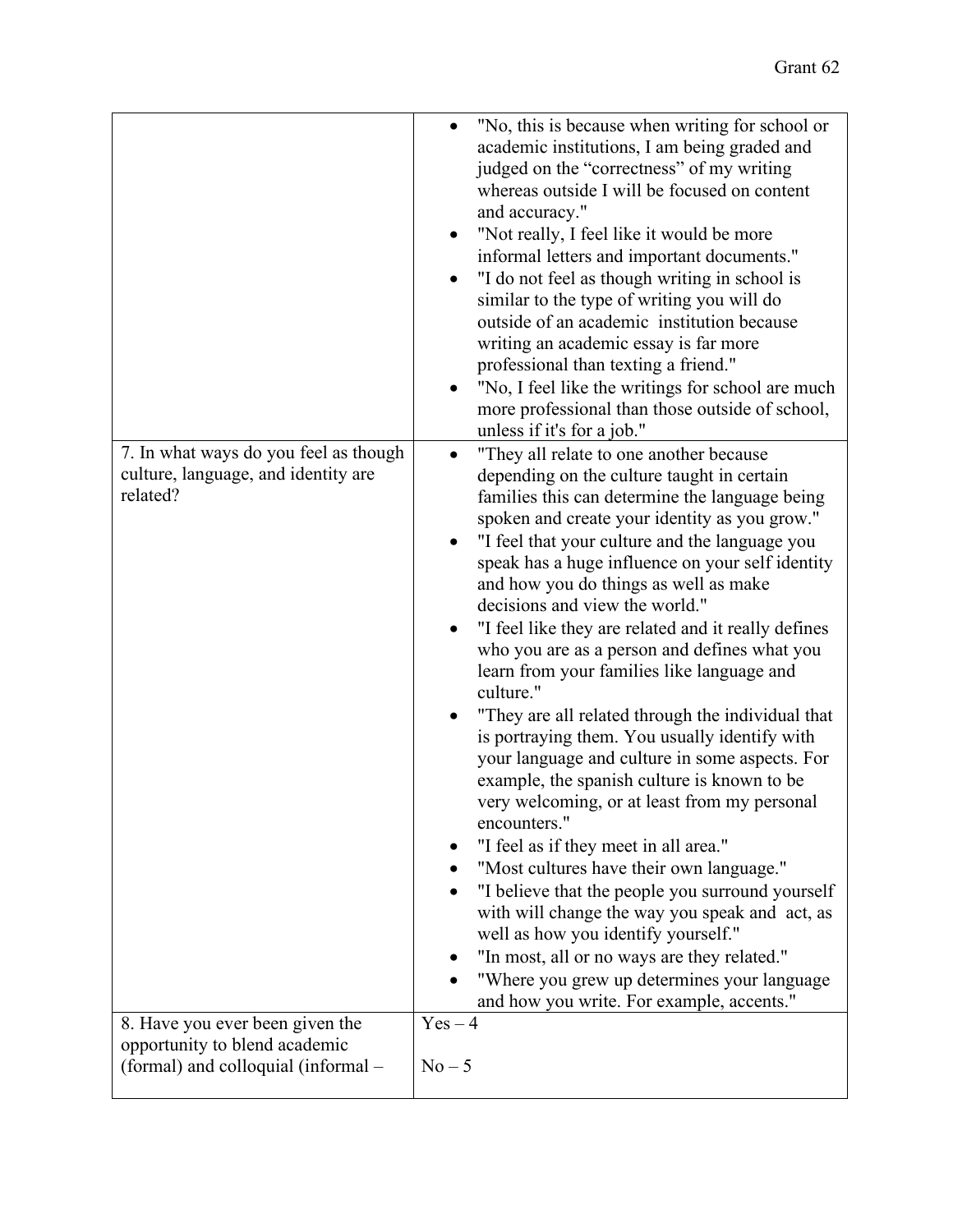| | |
|---|---|
| | • "No, this is because when writing for school or academic institutions, I am being graded and judged on the "correctness" of my writing whereas outside I will be focused on content and accuracy."<br>• "Not really, I feel like it would be more informal letters and important documents."<br>• "I do not feel as though writing in school is similar to the type of writing you will do outside of an academic institution because writing an academic essay is far more professional than texting a friend."<br>• "No, I feel like the writings for school are much more professional than those outside of school, unless if it's for a job." |
| 7. In what ways do you feel as though culture, language, and identity are related? | • "They all relate to one another because depending on the culture taught in certain families this can determine the language being spoken and create your identity as you grow."<br>• "I feel that your culture and the language you speak has a huge influence on your self identity and how you do things as well as make decisions and view the world."<br>• "I feel like they are related and it really defines who you are as a person and defines what you learn from your families like language and culture."<br>• "They are all related through the individual that is portraying them. You usually identify with your language and culture in some aspects. For example, the spanish culture is known to be very welcoming, or at least from my personal encounters."<br>• "I feel as if they meet in all area."<br>• "Most cultures have their own language."<br>• "I believe that the people you surround yourself with will change the way you speak and act, as well as how you identify yourself."<br>• "In most, all or no ways are they related."<br>• "Where you grew up determines your language and how you write. For example, accents." |
| 8. Have you ever been given the opportunity to blend academic (formal) and colloquial (informal – | Yes – 4<br><br>No – 5 |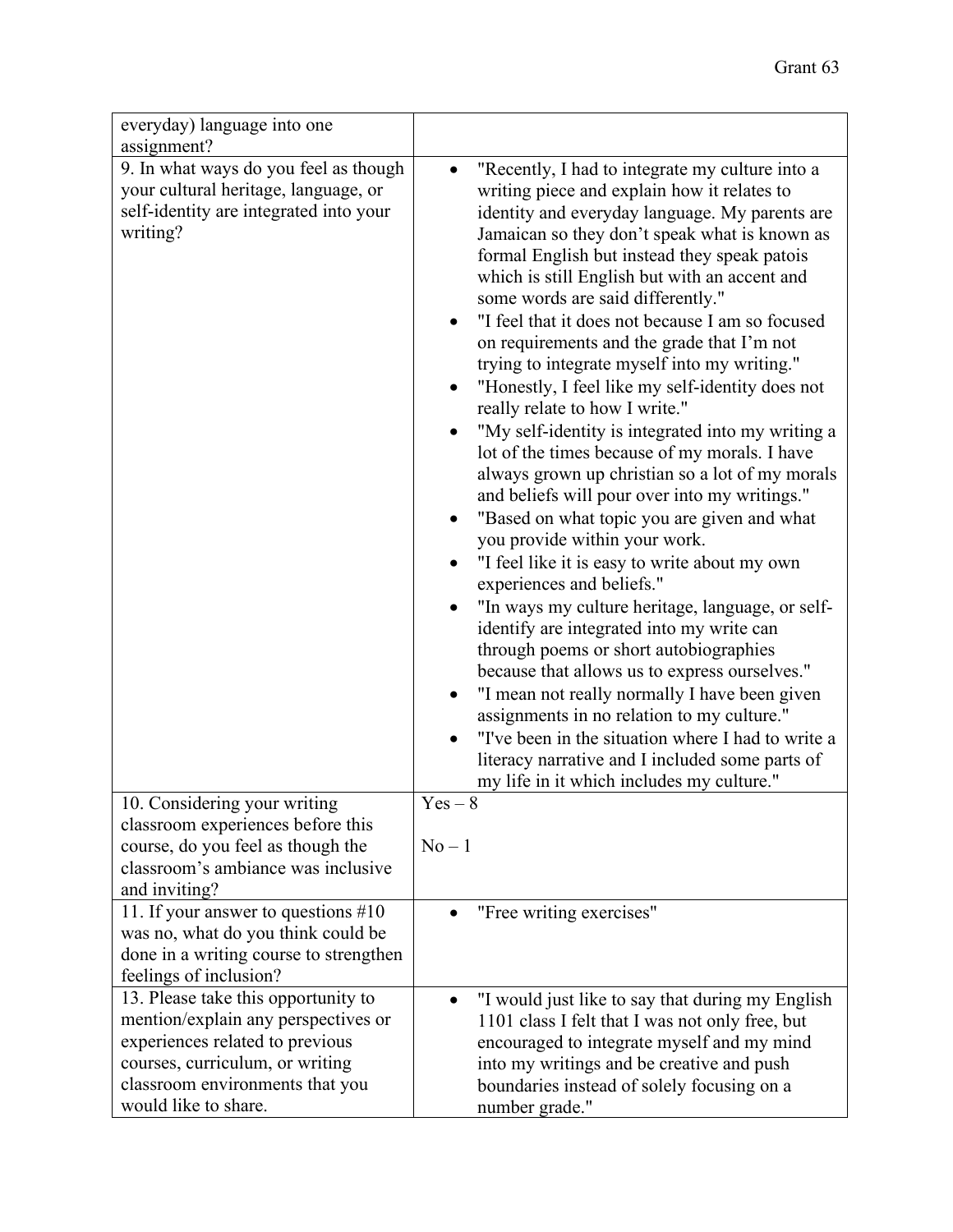| | |
|---|---|
| everyday) language into one assignment? | |
| 9. In what ways do you feel as though your cultural heritage, language, or self-identity are integrated into your writing? | • "Recently, I had to integrate my culture into a writing piece and explain how it relates to identity and everyday language. My parents are Jamaican so they don't speak what is known as formal English but instead they speak patois which is still English but with an accent and some words are said differently."<br>• "I feel that it does not because I am so focused on requirements and the grade that I'm not trying to integrate myself into my writing."<br>• "Honestly, I feel like my self-identity does not really relate to how I write."<br>• "My self-identity is integrated into my writing a lot of the times because of my morals. I have always grown up christian so a lot of my morals and beliefs will pour over into my writings."<br>• "Based on what topic you are given and what you provide within your work.<br>• "I feel like it is easy to write about my own experiences and beliefs."<br>• "In ways my culture heritage, language, or self-identify are integrated into my write can through poems or short autobiographies because that allows us to express ourselves."<br>• "I mean not really normally I have been given assignments in no relation to my culture."<br>• "I've been in the situation where I had to write a literacy narrative and I included some parts of my life in it which includes my culture." |
| 10. Considering your writing classroom experiences before this course, do you feel as though the classroom's ambiance was inclusive and inviting? | Yes – 8<br><br>No – 1 |
| 11. If your answer to questions #10 was no, what do you think could be done in a writing course to strengthen feelings of inclusion? | • "Free writing exercises" |
| 13. Please take this opportunity to mention/explain any perspectives or experiences related to previous courses, curriculum, or writing classroom environments that you would like to share. | • "I would just like to say that during my English 1101 class I felt that I was not only free, but encouraged to integrate myself and my mind into my writings and be creative and push boundaries instead of solely focusing on a number grade." |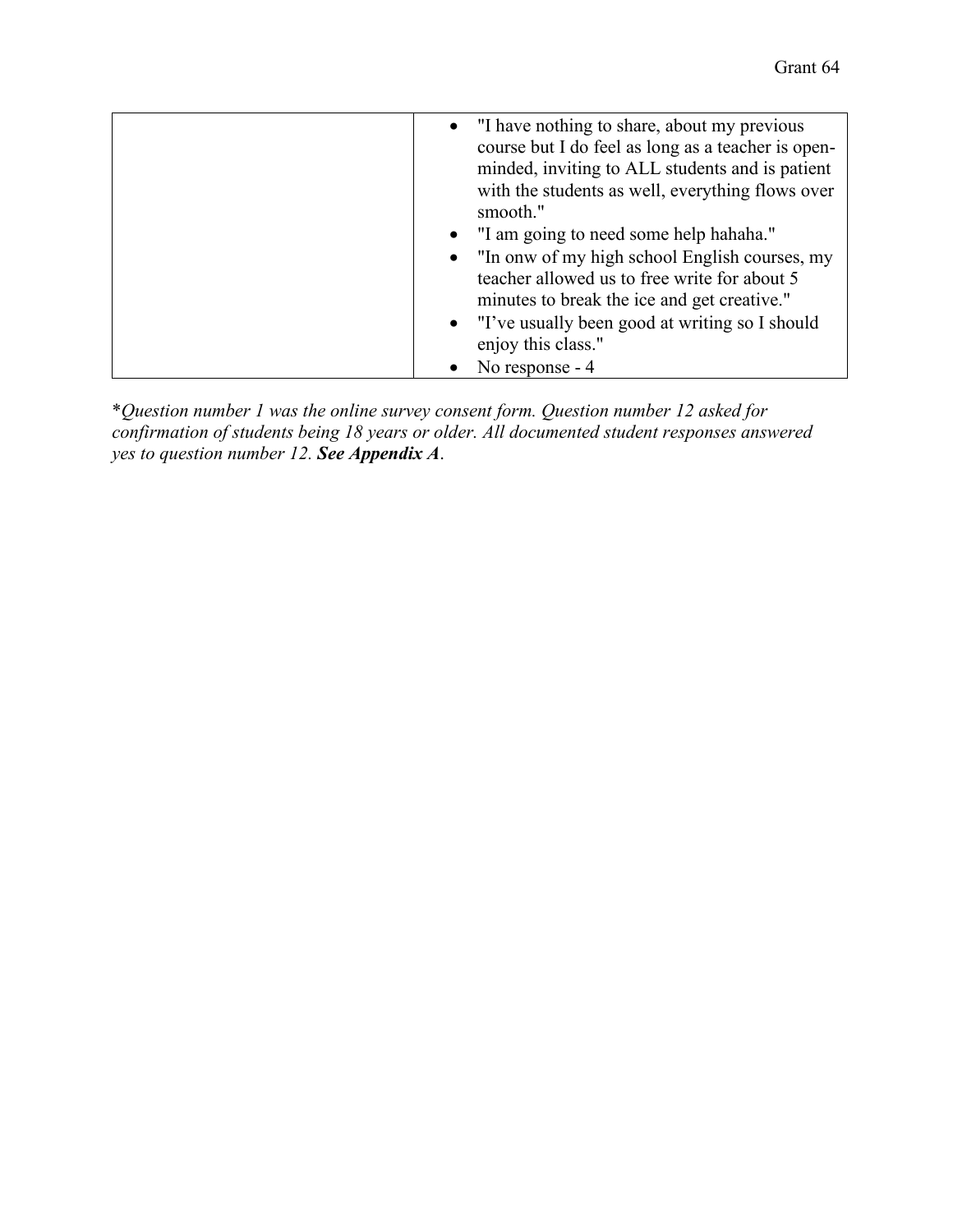| | |
|---|---|
| | • "I have nothing to share, about my previous course but I do feel as long as a teacher is open-minded, inviting to ALL students and is patient with the students as well, everything flows over smooth."<br>• "I am going to need some help hahaha."<br>• "In onw of my high school English courses, my teacher allowed us to free write for about 5 minutes to break the ice and get creative."<br>• "I've usually been good at writing so I should enjoy this class."<br>• No response - 4 |

**Question number 1 was the online survey consent form. Question number 12 asked for confirmation of students being 18 years or older. All documented student responses answered yes to question number 12.* ***See Appendix A****.*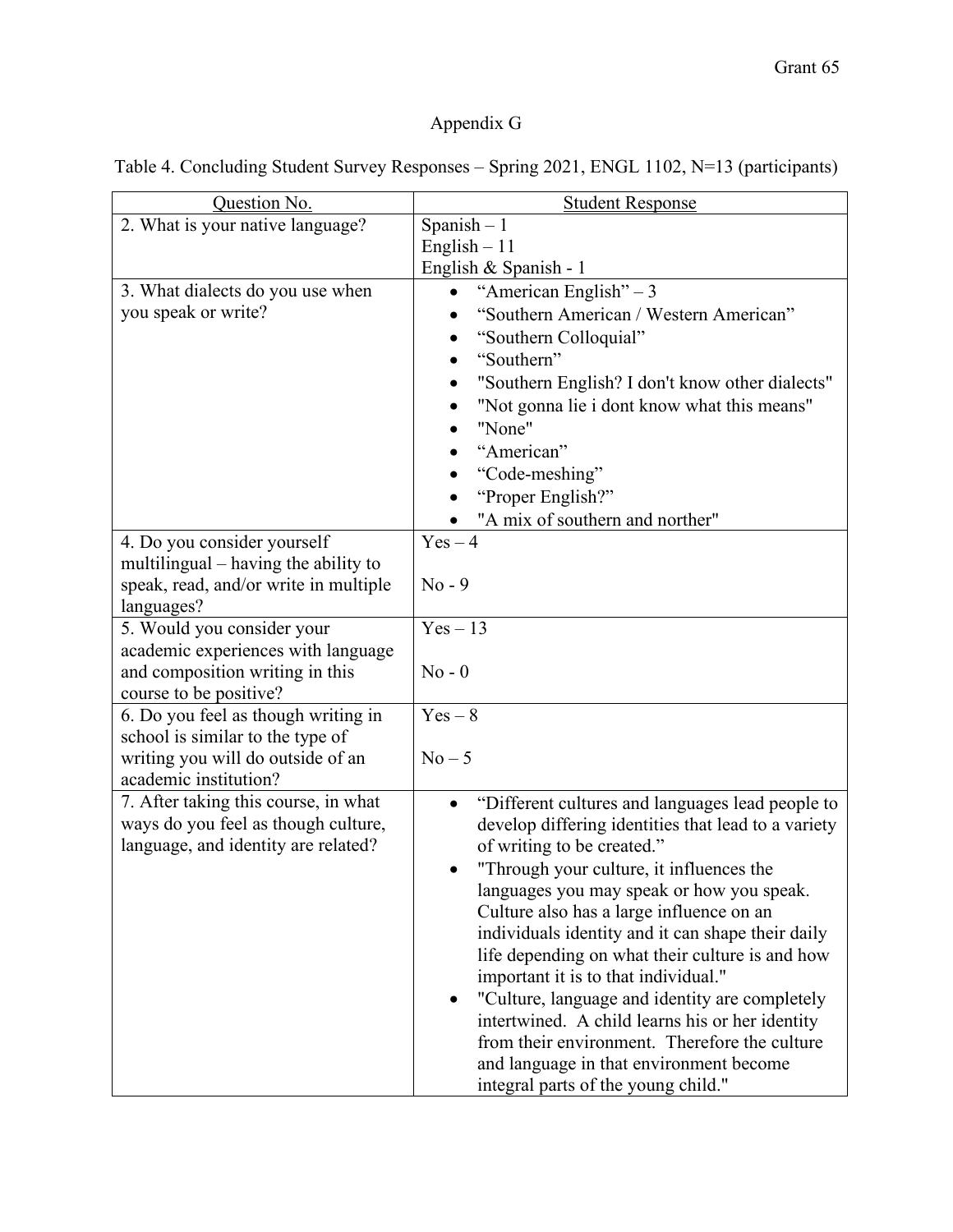# Appendix G

Table 4. Concluding Student Survey Responses – Spring 2021, ENGL 1102, N=13 (participants)

| Question No. | Student Response |
|---|---|
| 2. What is your native language? | Spanish – 1<br>English – 11<br>English & Spanish - 1 |
| 3. What dialects do you use when you speak or write? | • "American English" – 3<br>• "Southern American / Western American"<br>• "Southern Colloquial"<br>• "Southern"<br>• "Southern English? I don't know other dialects"<br>• "Not gonna lie i dont know what this means"<br>• "None"<br>• "American"<br>• "Code-meshing"<br>• "Proper English?"<br>• "A mix of southern and norther" |
| 4. Do you consider yourself multilingual – having the ability to speak, read, and/or write in multiple languages? | Yes – 4<br><br>No - 9 |
| 5. Would you consider your academic experiences with language and composition writing in this course to be positive? | Yes – 13<br><br>No - 0 |
| 6. Do you feel as though writing in school is similar to the type of writing you will do outside of an academic institution? | Yes – 8<br><br>No – 5 |
| 7. After taking this course, in what ways do you feel as though culture, language, and identity are related? | • "Different cultures and languages lead people to develop differing identities that lead to a variety of writing to be created."<br>• "Through your culture, it influences the languages you may speak or how you speak. Culture also has a large influence on an individuals identity and it can shape their daily life depending on what their culture is and how important it is to that individual."<br>• "Culture, language and identity are completely intertwined. A child learns his or her identity from their environment. Therefore the culture and language in that environment become integral parts of the young child." |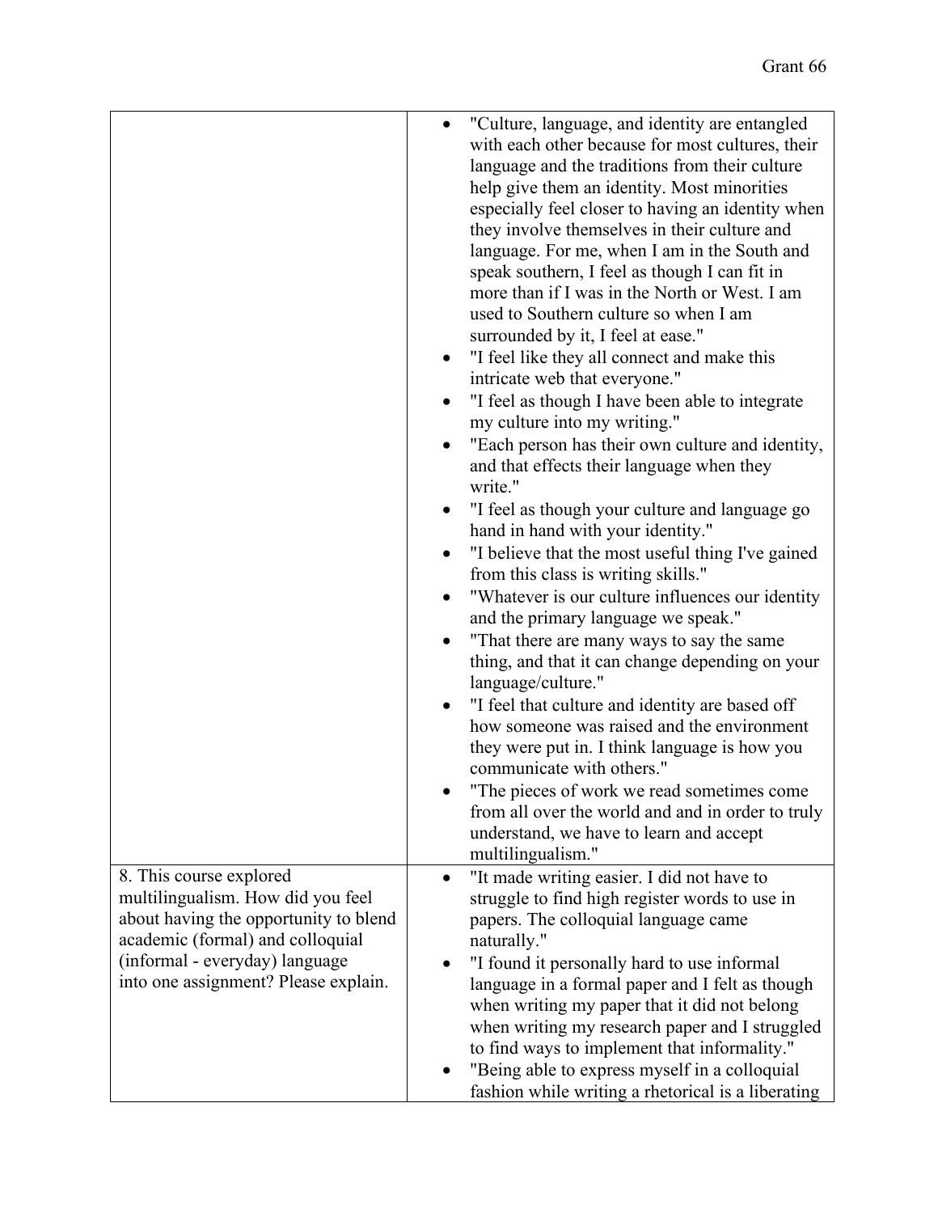| | |
|---|---|
| | • "Culture, language, and identity are entangled with each other because for most cultures, their language and the traditions from their culture help give them an identity. Most minorities especially feel closer to having an identity when they involve themselves in their culture and language. For me, when I am in the South and speak southern, I feel as though I can fit in more than if I was in the North or West. I am used to Southern culture so when I am surrounded by it, I feel at ease."<br>• "I feel like they all connect and make this intricate web that everyone."<br>• "I feel as though I have been able to integrate my culture into my writing."<br>• "Each person has their own culture and identity, and that effects their language when they write."<br>• "I feel as though your culture and language go hand in hand with your identity."<br>• "I believe that the most useful thing I've gained from this class is writing skills."<br>• "Whatever is our culture influences our identity and the primary language we speak."<br>• "That there are many ways to say the same thing, and that it can change depending on your language/culture."<br>• "I feel that culture and identity are based off how someone was raised and the environment they were put in. I think language is how you communicate with others."<br>• "The pieces of work we read sometimes come from all over the world and and in order to truly understand, we have to learn and accept multilingualism." |
| 8. This course explored multilingualism. How did you feel about having the opportunity to blend academic (formal) and colloquial (informal - everyday) language into one assignment? Please explain. | • "It made writing easier. I did not have to struggle to find high register words to use in papers. The colloquial language came naturally."<br>• "I found it personally hard to use informal language in a formal paper and I felt as though when writing my paper that it did not belong when writing my research paper and I struggled to find ways to implement that informality."<br>• "Being able to express myself in a colloquial fashion while writing a rhetorical is a liberating |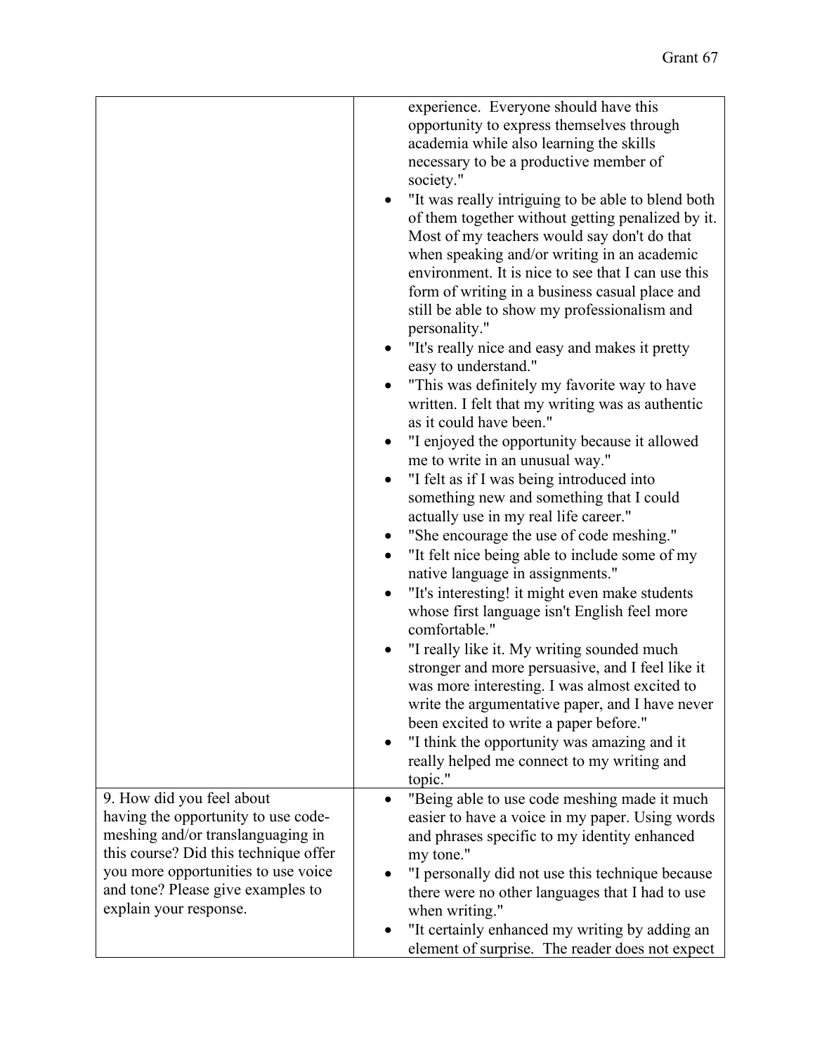| | |
|---|---|
| | experience. Everyone should have this opportunity to express themselves through academia while also learning the skills necessary to be a productive member of society."<br>• "It was really intriguing to be able to blend both of them together without getting penalized by it. Most of my teachers would say don't do that when speaking and/or writing in an academic environment. It is nice to see that I can use this form of writing in a business casual place and still be able to show my professionalism and personality."<br>• "It's really nice and easy and makes it pretty easy to understand."<br>• "This was definitely my favorite way to have written. I felt that my writing was as authentic as it could have been."<br>• "I enjoyed the opportunity because it allowed me to write in an unusual way."<br>• "I felt as if I was being introduced into something new and something that I could actually use in my real life career."<br>• "She encourage the use of code meshing."<br>• "It felt nice being able to include some of my native language in assignments."<br>• "It's interesting! it might even make students whose first language isn't English feel more comfortable."<br>• "I really like it. My writing sounded much stronger and more persuasive, and I feel like it was more interesting. I was almost excited to write the argumentative paper, and I have never been excited to write a paper before."<br>• "I think the opportunity was amazing and it really helped me connect to my writing and topic." |
| 9. How did you feel about having the opportunity to use code-meshing and/or translanguaging in this course? Did this technique offer you more opportunities to use voice and tone? Please give examples to explain your response. | • "Being able to use code meshing made it much easier to have a voice in my paper. Using words and phrases specific to my identity enhanced my tone."<br>• "I personally did not use this technique because there were no other languages that I had to use when writing."<br>• "It certainly enhanced my writing by adding an element of surprise. The reader does not expect |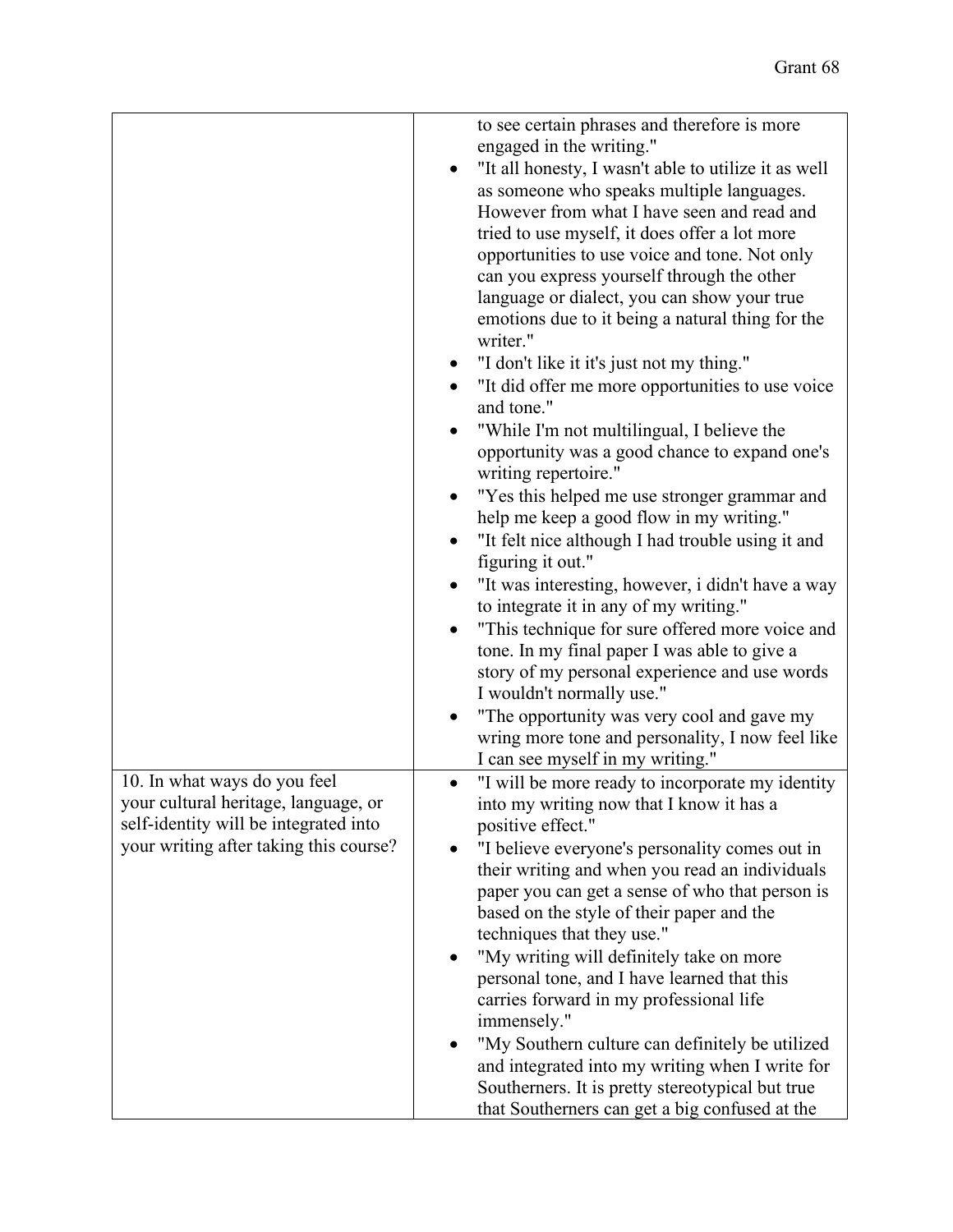| | |
|---|---|
| | to see certain phrases and therefore is more engaged in the writing."<br>• "It all honesty, I wasn't able to utilize it as well as someone who speaks multiple languages. However from what I have seen and read and tried to use myself, it does offer a lot more opportunities to use voice and tone. Not only can you express yourself through the other language or dialect, you can show your true emotions due to it being a natural thing for the writer."<br>• "I don't like it it's just not my thing."<br>• "It did offer me more opportunities to use voice and tone."<br>• "While I'm not multilingual, I believe the opportunity was a good chance to expand one's writing repertoire."<br>• "Yes this helped me use stronger grammar and help me keep a good flow in my writing."<br>• "It felt nice although I had trouble using it and figuring it out."<br>• "It was interesting, however, i didn't have a way to integrate it in any of my writing."<br>• "This technique for sure offered more voice and tone. In my final paper I was able to give a story of my personal experience and use words I wouldn't normally use."<br>• "The opportunity was very cool and gave my wring more tone and personality, I now feel like I can see myself in my writing." |
| 10. In what ways do you feel your cultural heritage, language, or self-identity will be integrated into your writing after taking this course? | • "I will be more ready to incorporate my identity into my writing now that I know it has a positive effect."<br>• "I believe everyone's personality comes out in their writing and when you read an individuals paper you can get a sense of who that person is based on the style of their paper and the techniques that they use."<br>• "My writing will definitely take on more personal tone, and I have learned that this carries forward in my professional life immensely."<br>• "My Southern culture can definitely be utilized and integrated into my writing when I write for Southerners. It is pretty stereotypical but true that Southerners can get a big confused at the |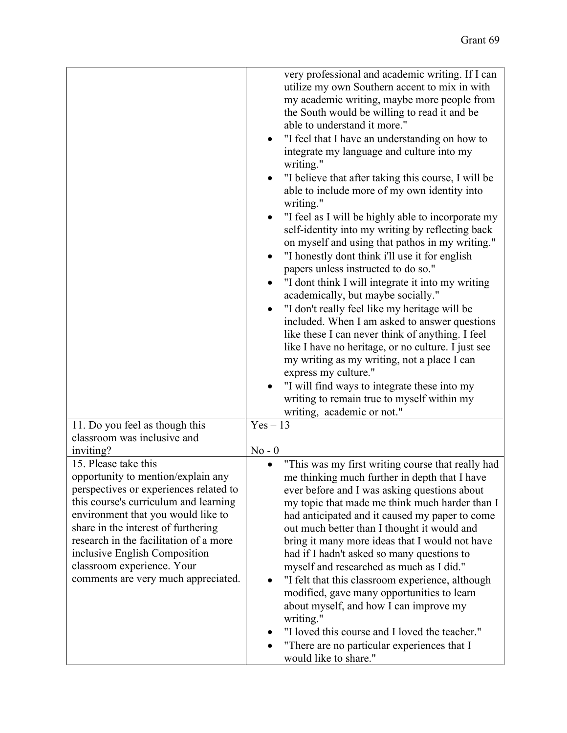| | |
|---|---|
| | very professional and academic writing. If I can utilize my own Southern accent to mix in with my academic writing, maybe more people from the South would be willing to read it and be able to understand it more."<br>• "I feel that I have an understanding on how to integrate my language and culture into my writing."<br>• "I believe that after taking this course, I will be able to include more of my own identity into writing."<br>• "I feel as I will be highly able to incorporate my self-identity into my writing by reflecting back on myself and using that pathos in my writing."<br>• "I honestly dont think i'll use it for english papers unless instructed to do so."<br>• "I dont think I will integrate it into my writing academically, but maybe socially."<br>• "I don't really feel like my heritage will be included. When I am asked to answer questions like these I can never think of anything. I feel like I have no heritage, or no culture. I just see my writing as my writing, not a place I can express my culture."<br>• "I will find ways to integrate these into my writing to remain true to myself within my writing, academic or not." |
| 11. Do you feel as though this classroom was inclusive and inviting? | Yes – 13<br><br>No - 0 |
| 15. Please take this opportunity to mention/explain any perspectives or experiences related to this course's curriculum and learning environment that you would like to share in the interest of furthering research in the facilitation of a more inclusive English Composition classroom experience. Your comments are very much appreciated. | • "This was my first writing course that really had me thinking much further in depth that I have ever before and I was asking questions about my topic that made me think much harder than I had anticipated and it caused my paper to come out much better than I thought it would and bring it many more ideas that I would not have had if I hadn't asked so many questions to myself and researched as much as I did."<br>• "I felt that this classroom experience, although modified, gave many opportunities to learn about myself, and how I can improve my writing."<br>• "I loved this course and I loved the teacher."<br>• "There are no particular experiences that I would like to share." |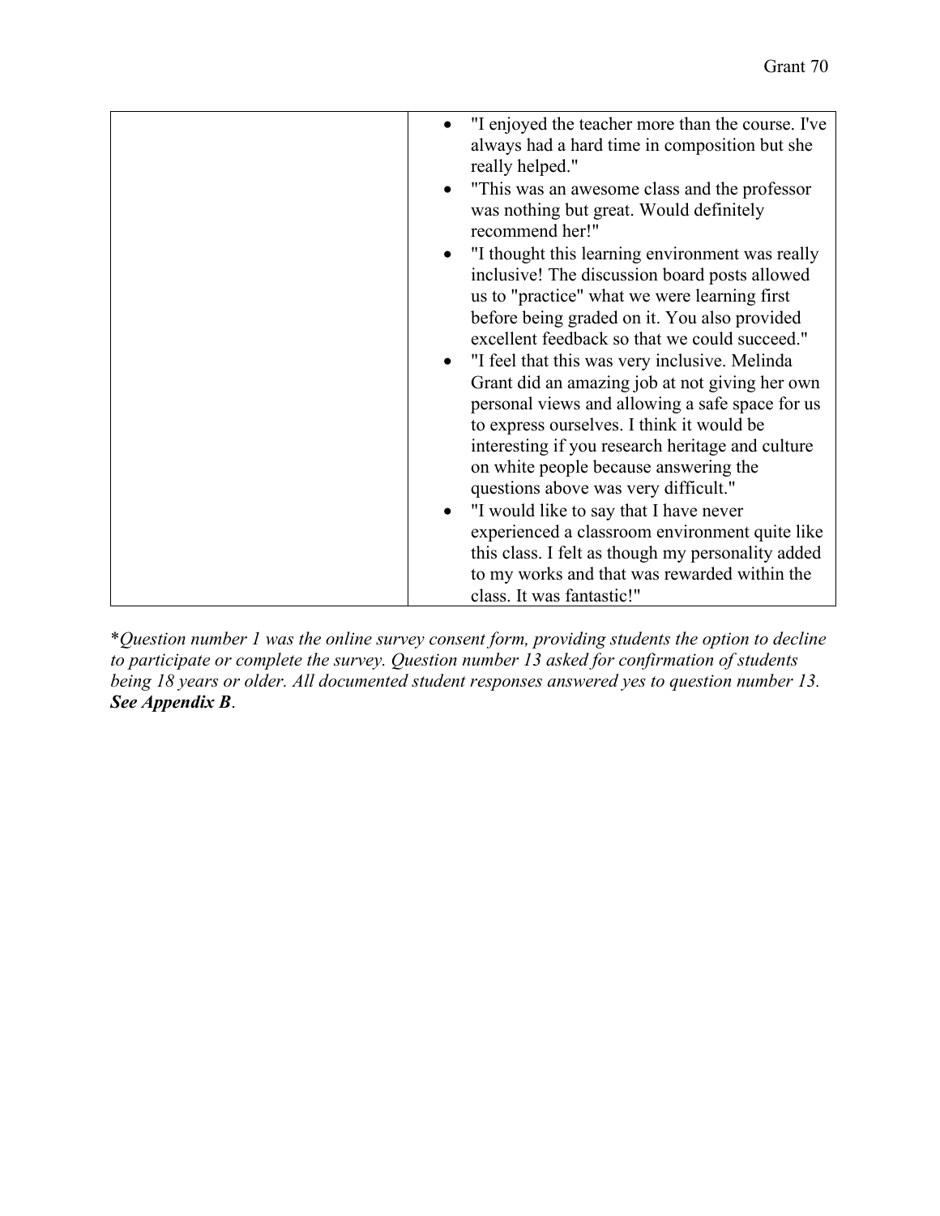| | |
|---|---|
| | • "I enjoyed the teacher more than the course. I've always had a hard time in composition but she really helped."<br>• "This was an awesome class and the professor was nothing but great. Would definitely recommend her!"<br>• "I thought this learning environment was really inclusive! The discussion board posts allowed us to "practice" what we were learning first before being graded on it. You also provided excellent feedback so that we could succeed."<br>• "I feel that this was very inclusive. Melinda Grant did an amazing job at not giving her own personal views and allowing a safe space for us to express ourselves. I think it would be interesting if you research heritage and culture on white people because answering the questions above was very difficult."<br>• "I would like to say that I have never experienced a classroom environment quite like this class. I felt as though my personality added to my works and that was rewarded within the class. It was fantastic!" |

**Question number 1 was the online survey consent form, providing students the option to decline to participate or complete the survey. Question number 13 asked for confirmation of students being 18 years or older. All documented student responses answered yes to question number 13.* ***See Appendix B***.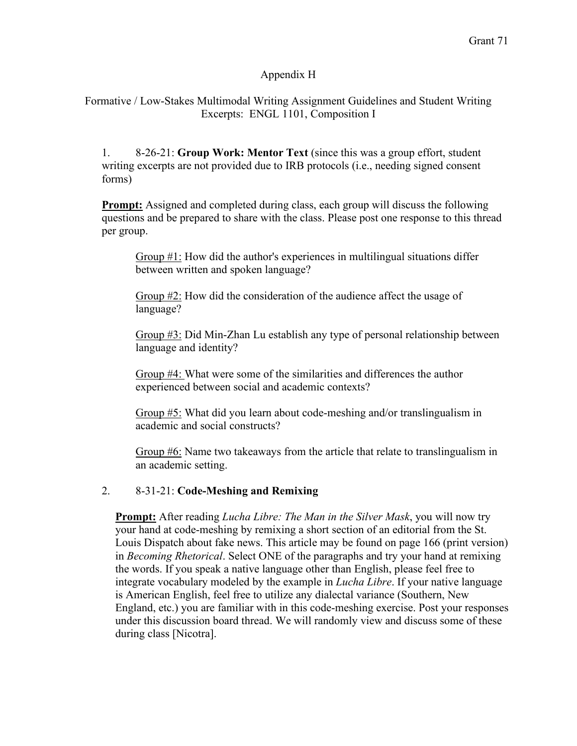## Appendix H

### Formative / Low-Stakes Multimodal Writing Assignment Guidelines and Student Writing Excerpts: ENGL 1101, Composition I

1. 8-26-21: **Group Work: Mentor Text** (since this was a group effort, student writing excerpts are not provided due to IRB protocols (i.e., needing signed consent forms)

**<u>Prompt:</u>** Assigned and completed during class, each group will discuss the following questions and be prepared to share with the class. Please post one response to this thread per group.

> <u>Group #1:</u> How did the author's experiences in multilingual situations differ between written and spoken language?
>
> <u>Group #2:</u> How did the consideration of the audience affect the usage of language?
>
> <u>Group #3:</u> Did Min-Zhan Lu establish any type of personal relationship between language and identity?
>
> <u>Group #4:</u> What were some of the similarities and differences the author experienced between social and academic contexts?
>
> <u>Group #5:</u> What did you learn about code-meshing and/or translingualism in academic and social constructs?
>
> <u>Group #6:</u> Name two takeaways from the article that relate to translingualism in an academic setting.

2. 8-31-21: **Code-Meshing and Remixing**

**<u>Prompt:</u>** After reading *Lucha Libre: The Man in the Silver Mask*, you will now try your hand at code-meshing by remixing a short section of an editorial from the St. Louis Dispatch about fake news. This article may be found on page 166 (print version) in *Becoming Rhetorical*. Select ONE of the paragraphs and try your hand at remixing the words. If you speak a native language other than English, please feel free to integrate vocabulary modeled by the example in *Lucha Libre*. If your native language is American English, feel free to utilize any dialectal variance (Southern, New England, etc.) you are familiar with in this code-meshing exercise. Post your responses under this discussion board thread. We will randomly view and discuss some of these during class [Nicotra].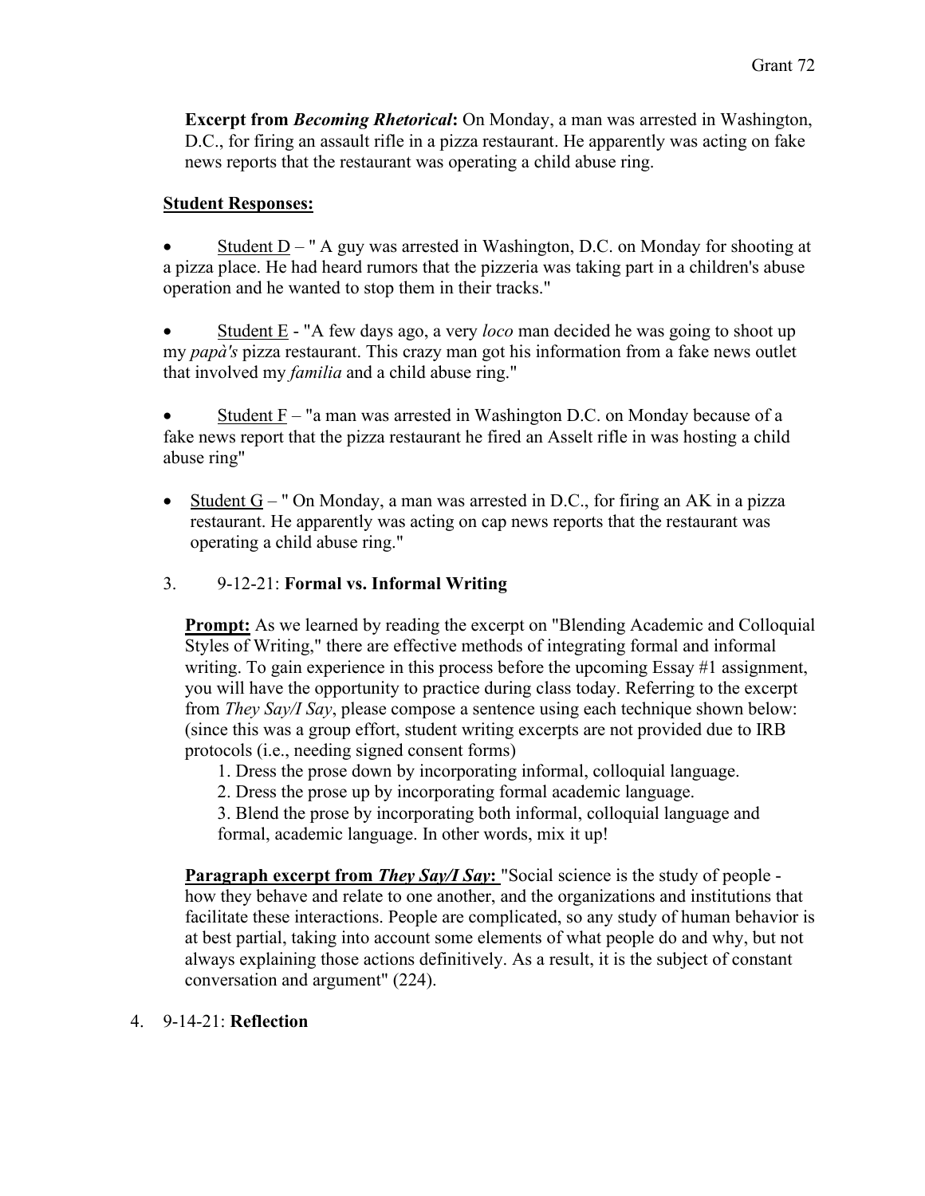**Excerpt from *Becoming Rhetorical*:** On Monday, a man was arrested in Washington, D.C., for firing an assault rifle in a pizza restaurant. He apparently was acting on fake news reports that the restaurant was operating a child abuse ring.

**Student Responses:**

- Student D – " A guy was arrested in Washington, D.C. on Monday for shooting at a pizza place. He had heard rumors that the pizzeria was taking part in a children's abuse operation and he wanted to stop them in their tracks."

- Student E - "A few days ago, a very *loco* man decided he was going to shoot up my *papà's* pizza restaurant. This crazy man got his information from a fake news outlet that involved my *familia* and a child abuse ring."

- Student F – "a man was arrested in Washington D.C. on Monday because of a fake news report that the pizza restaurant he fired an Asselt rifle in was hosting a child abuse ring"

- Student G – " On Monday, a man was arrested in D.C., for firing an AK in a pizza restaurant. He apparently was acting on cap news reports that the restaurant was operating a child abuse ring."

3. 9-12-21: **Formal vs. Informal Writing**

**Prompt:** As we learned by reading the excerpt on "Blending Academic and Colloquial Styles of Writing," there are effective methods of integrating formal and informal writing. To gain experience in this process before the upcoming Essay #1 assignment, you will have the opportunity to practice during class today. Referring to the excerpt from *They Say/I Say*, please compose a sentence using each technique shown below: (since this was a group effort, student writing excerpts are not provided due to IRB protocols (i.e., needing signed consent forms)

1. Dress the prose down by incorporating informal, colloquial language.
2. Dress the prose up by incorporating formal academic language.
3. Blend the prose by incorporating both informal, colloquial language and formal, academic language. In other words, mix it up!

**Paragraph excerpt from *They Say/I Say*:** "Social science is the study of people - how they behave and relate to one another, and the organizations and institutions that facilitate these interactions. People are complicated, so any study of human behavior is at best partial, taking into account some elements of what people do and why, but not always explaining those actions definitively. As a result, it is the subject of constant conversation and argument" (224).

4. 9-14-21: **Reflection**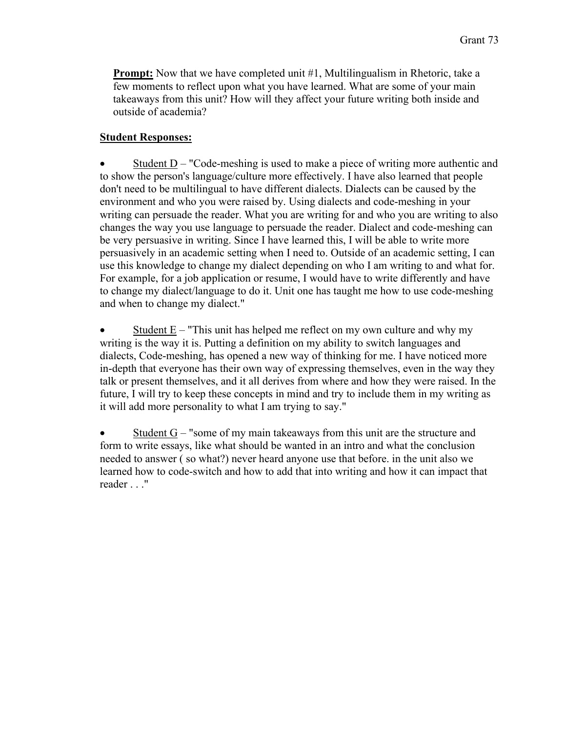**Prompt:** Now that we have completed unit #1, Multilingualism in Rhetoric, take a few moments to reflect upon what you have learned. What are some of your main takeaways from this unit? How will they affect your future writing both inside and outside of academia?

**Student Responses:**

- Student D – "Code-meshing is used to make a piece of writing more authentic and to show the person's language/culture more effectively. I have also learned that people don't need to be multilingual to have different dialects. Dialects can be caused by the environment and who you were raised by. Using dialects and code-meshing in your writing can persuade the reader. What you are writing for and who you are writing to also changes the way you use language to persuade the reader. Dialect and code-meshing can be very persuasive in writing. Since I have learned this, I will be able to write more persuasively in an academic setting when I need to. Outside of an academic setting, I can use this knowledge to change my dialect depending on who I am writing to and what for. For example, for a job application or resume, I would have to write differently and have to change my dialect/language to do it. Unit one has taught me how to use code-meshing and when to change my dialect."

- Student E – "This unit has helped me reflect on my own culture and why my writing is the way it is. Putting a definition on my ability to switch languages and dialects, Code-meshing, has opened a new way of thinking for me. I have noticed more in-depth that everyone has their own way of expressing themselves, even in the way they talk or present themselves, and it all derives from where and how they were raised. In the future, I will try to keep these concepts in mind and try to include them in my writing as it will add more personality to what I am trying to say."

- Student G – "some of my main takeaways from this unit are the structure and form to write essays, like what should be wanted in an intro and what the conclusion needed to answer ( so what?) never heard anyone use that before. in the unit also we learned how to code-switch and how to add that into writing and how it can impact that reader . . ."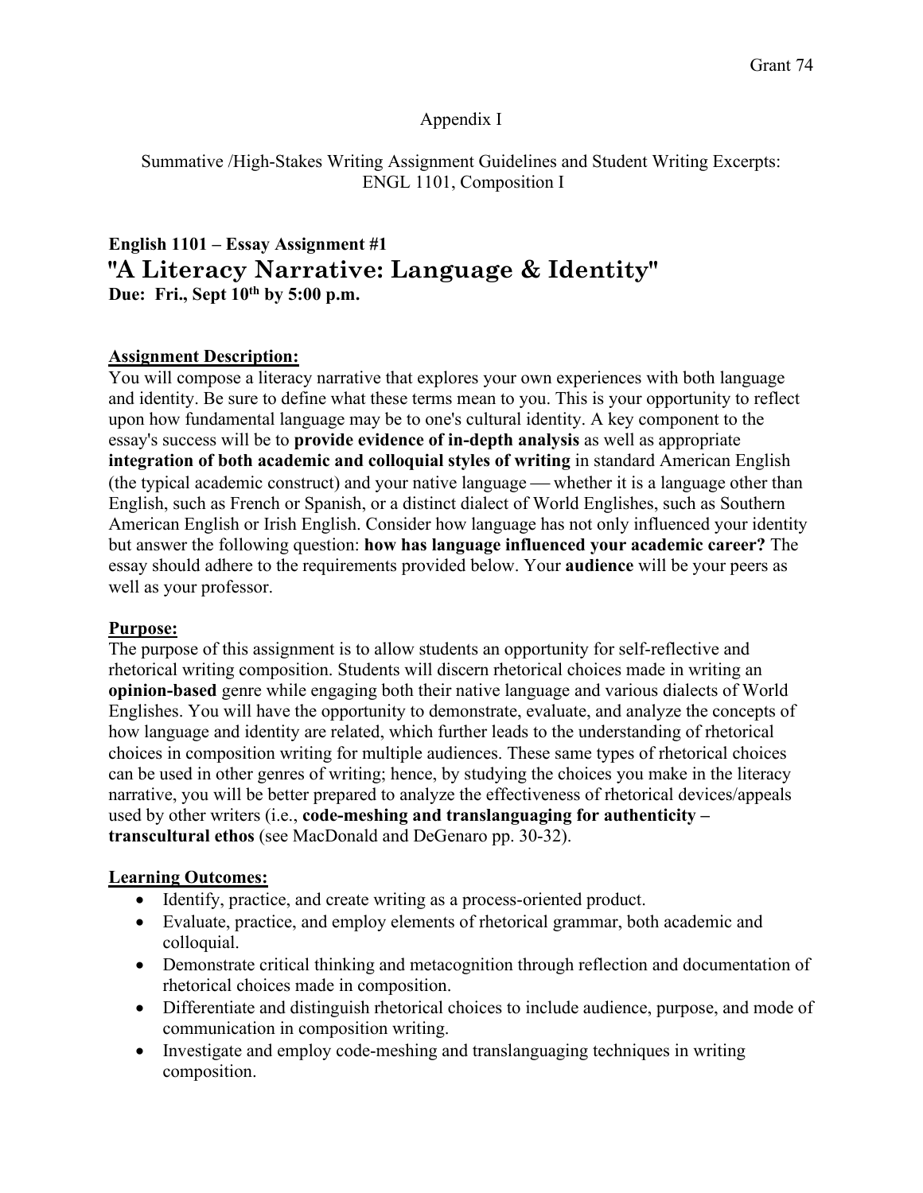Appendix I

Summative /High-Stakes Writing Assignment Guidelines and Student Writing Excerpts: ENGL 1101, Composition I

**English 1101 – Essay Assignment #1**

## "A Literacy Narrative: Language & Identity"

**Due: Fri., Sept 10th by 5:00 p.m.**

### Assignment Description:

You will compose a literacy narrative that explores your own experiences with both language and identity. Be sure to define what these terms mean to you. This is your opportunity to reflect upon how fundamental language may be to one's cultural identity. A key component to the essay's success will be to **provide evidence of in-depth analysis** as well as appropriate **integration of both academic and colloquial styles of writing** in standard American English (the typical academic construct) and your native language — whether it is a language other than English, such as French or Spanish, or a distinct dialect of World Englishes, such as Southern American English or Irish English. Consider how language has not only influenced your identity but answer the following question: **how has language influenced your academic career?** The essay should adhere to the requirements provided below. Your **audience** will be your peers as well as your professor.

### Purpose:

The purpose of this assignment is to allow students an opportunity for self-reflective and rhetorical writing composition. Students will discern rhetorical choices made in writing an **opinion-based** genre while engaging both their native language and various dialects of World Englishes. You will have the opportunity to demonstrate, evaluate, and analyze the concepts of how language and identity are related, which further leads to the understanding of rhetorical choices in composition writing for multiple audiences. These same types of rhetorical choices can be used in other genres of writing; hence, by studying the choices you make in the literacy narrative, you will be better prepared to analyze the effectiveness of rhetorical devices/appeals used by other writers (i.e., **code-meshing and translanguaging for authenticity – transcultural ethos** (see MacDonald and DeGenaro pp. 30-32).

### Learning Outcomes:

- Identify, practice, and create writing as a process-oriented product.
- Evaluate, practice, and employ elements of rhetorical grammar, both academic and colloquial.
- Demonstrate critical thinking and metacognition through reflection and documentation of rhetorical choices made in composition.
- Differentiate and distinguish rhetorical choices to include audience, purpose, and mode of communication in composition writing.
- Investigate and employ code-meshing and translanguaging techniques in writing composition.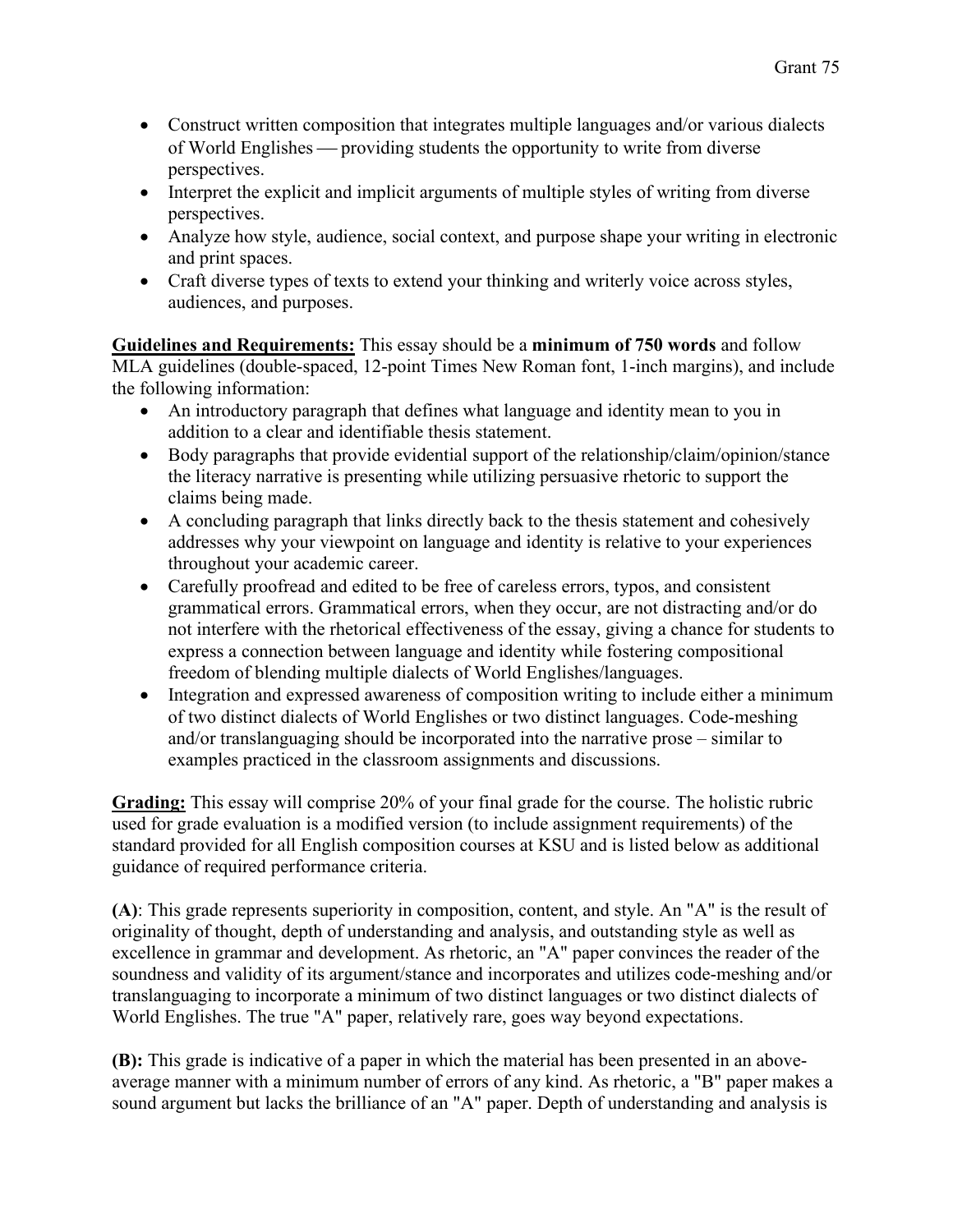- Construct written composition that integrates multiple languages and/or various dialects of World Englishes — providing students the opportunity to write from diverse perspectives.
- Interpret the explicit and implicit arguments of multiple styles of writing from diverse perspectives.
- Analyze how style, audience, social context, and purpose shape your writing in electronic and print spaces.
- Craft diverse types of texts to extend your thinking and writerly voice across styles, audiences, and purposes.

**Guidelines and Requirements:** This essay should be a **minimum of 750 words** and follow MLA guidelines (double-spaced, 12-point Times New Roman font, 1-inch margins), and include the following information:

- An introductory paragraph that defines what language and identity mean to you in addition to a clear and identifiable thesis statement.
- Body paragraphs that provide evidential support of the relationship/claim/opinion/stance the literacy narrative is presenting while utilizing persuasive rhetoric to support the claims being made.
- A concluding paragraph that links directly back to the thesis statement and cohesively addresses why your viewpoint on language and identity is relative to your experiences throughout your academic career.
- Carefully proofread and edited to be free of careless errors, typos, and consistent grammatical errors. Grammatical errors, when they occur, are not distracting and/or do not interfere with the rhetorical effectiveness of the essay, giving a chance for students to express a connection between language and identity while fostering compositional freedom of blending multiple dialects of World Englishes/languages.
- Integration and expressed awareness of composition writing to include either a minimum of two distinct dialects of World Englishes or two distinct languages. Code-meshing and/or translanguaging should be incorporated into the narrative prose – similar to examples practiced in the classroom assignments and discussions.

**Grading:** This essay will comprise 20% of your final grade for the course. The holistic rubric used for grade evaluation is a modified version (to include assignment requirements) of the standard provided for all English composition courses at KSU and is listed below as additional guidance of required performance criteria.

**(A)**: This grade represents superiority in composition, content, and style. An "A" is the result of originality of thought, depth of understanding and analysis, and outstanding style as well as excellence in grammar and development. As rhetoric, an "A" paper convinces the reader of the soundness and validity of its argument/stance and incorporates and utilizes code-meshing and/or translanguaging to incorporate a minimum of two distinct languages or two distinct dialects of World Englishes. The true "A" paper, relatively rare, goes way beyond expectations.

**(B):** This grade is indicative of a paper in which the material has been presented in an above-average manner with a minimum number of errors of any kind. As rhetoric, a "B" paper makes a sound argument but lacks the brilliance of an "A" paper. Depth of understanding and analysis is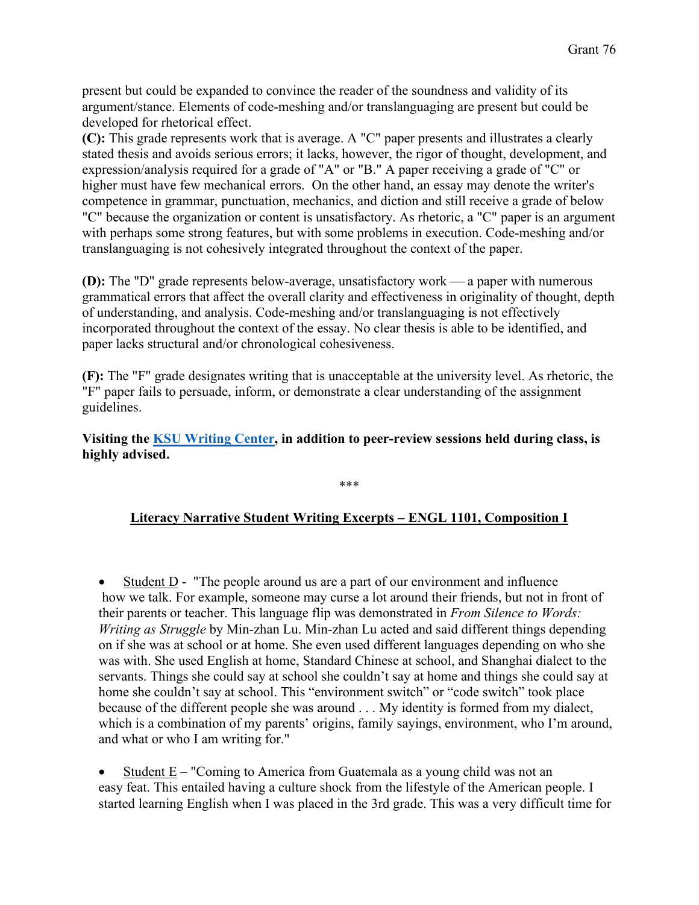present but could be expanded to convince the reader of the soundness and validity of its argument/stance. Elements of code-meshing and/or translanguaging are present but could be developed for rhetorical effect.

**(C):** This grade represents work that is average. A "C" paper presents and illustrates a clearly stated thesis and avoids serious errors; it lacks, however, the rigor of thought, development, and expression/analysis required for a grade of "A" or "B." A paper receiving a grade of "C" or higher must have few mechanical errors. On the other hand, an essay may denote the writer's competence in grammar, punctuation, mechanics, and diction and still receive a grade of below "C" because the organization or content is unsatisfactory. As rhetoric, a "C" paper is an argument with perhaps some strong features, but with some problems in execution. Code-meshing and/or translanguaging is not cohesively integrated throughout the context of the paper.

**(D):** The "D" grade represents below-average, unsatisfactory work — a paper with numerous grammatical errors that affect the overall clarity and effectiveness in originality of thought, depth of understanding, and analysis. Code-meshing and/or translanguaging is not effectively incorporated throughout the context of the essay. No clear thesis is able to be identified, and paper lacks structural and/or chronological cohesiveness.

**(F):** The "F" grade designates writing that is unacceptable at the university level. As rhetoric, the "F" paper fails to persuade, inform, or demonstrate a clear understanding of the assignment guidelines.

**Visiting the [KSU Writing Center](), in addition to peer-review sessions held during class, is highly advised.**

***

## Literacy Narrative Student Writing Excerpts – ENGL 1101, Composition I

- Student D - "The people around us are a part of our environment and influence how we talk. For example, someone may curse a lot around their friends, but not in front of their parents or teacher. This language flip was demonstrated in *From Silence to Words: Writing as Struggle* by Min-zhan Lu. Min-zhan Lu acted and said different things depending on if she was at school or at home. She even used different languages depending on who she was with. She used English at home, Standard Chinese at school, and Shanghai dialect to the servants. Things she could say at school she couldn't say at home and things she could say at home she couldn't say at school. This "environment switch" or "code switch" took place because of the different people she was around . . . My identity is formed from my dialect, which is a combination of my parents' origins, family sayings, environment, who I'm around, and what or who I am writing for."

- Student E – "Coming to America from Guatemala as a young child was not an easy feat. This entailed having a culture shock from the lifestyle of the American people. I started learning English when I was placed in the 3rd grade. This was a very difficult time for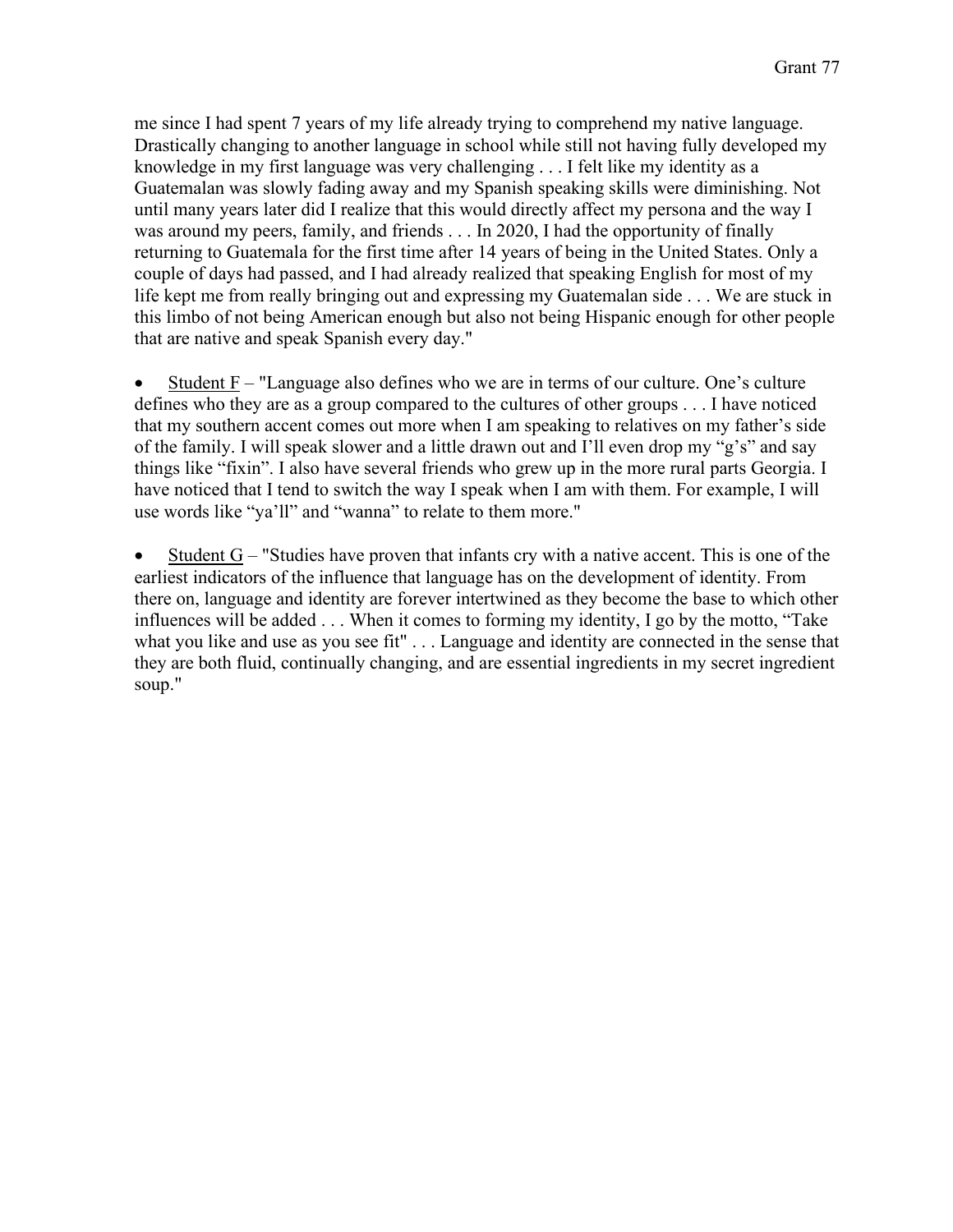me since I had spent 7 years of my life already trying to comprehend my native language. Drastically changing to another language in school while still not having fully developed my knowledge in my first language was very challenging . . . I felt like my identity as a Guatemalan was slowly fading away and my Spanish speaking skills were diminishing. Not until many years later did I realize that this would directly affect my persona and the way I was around my peers, family, and friends . . . In 2020, I had the opportunity of finally returning to Guatemala for the first time after 14 years of being in the United States. Only a couple of days had passed, and I had already realized that speaking English for most of my life kept me from really bringing out and expressing my Guatemalan side . . . We are stuck in this limbo of not being American enough but also not being Hispanic enough for other people that are native and speak Spanish every day."

- <u>Student F</u> – "Language also defines who we are in terms of our culture. One's culture defines who they are as a group compared to the cultures of other groups . . . I have noticed that my southern accent comes out more when I am speaking to relatives on my father's side of the family. I will speak slower and a little drawn out and I'll even drop my "g's" and say things like "fixin". I also have several friends who grew up in the more rural parts Georgia. I have noticed that I tend to switch the way I speak when I am with them. For example, I will use words like "ya'll" and "wanna" to relate to them more."

- <u>Student G</u> – "Studies have proven that infants cry with a native accent. This is one of the earliest indicators of the influence that language has on the development of identity. From there on, language and identity are forever intertwined as they become the base to which other influences will be added . . . When it comes to forming my identity, I go by the motto, "Take what you like and use as you see fit" . . . Language and identity are connected in the sense that they are both fluid, continually changing, and are essential ingredients in my secret ingredient soup."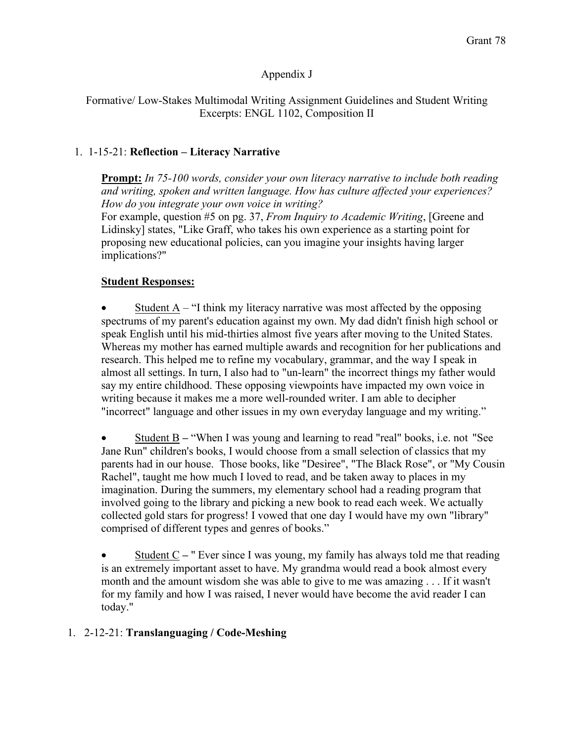Appendix J

Formative/ Low-Stakes Multimodal Writing Assignment Guidelines and Student Writing Excerpts: ENGL 1102, Composition II

1. 1-15-21: **Reflection – Literacy Narrative**

   **Prompt:** *In 75-100 words, consider your own literacy narrative to include both reading and writing, spoken and written language. How has culture affected your experiences? How do you integrate your own voice in writing?*
   For example, question #5 on pg. 37, *From Inquiry to Academic Writing*, [Greene and Lidinsky] states, "Like Graff, who takes his own experience as a starting point for proposing new educational policies, can you imagine your insights having larger implications?"

   **Student Responses:**

   - Student A – "I think my literacy narrative was most affected by the opposing spectrums of my parent's education against my own. My dad didn't finish high school or speak English until his mid-thirties almost five years after moving to the United States. Whereas my mother has earned multiple awards and recognition for her publications and research. This helped me to refine my vocabulary, grammar, and the way I speak in almost all settings. In turn, I also had to "un-learn" the incorrect things my father would say my entire childhood. These opposing viewpoints have impacted my own voice in writing because it makes me a more well-rounded writer. I am able to decipher "incorrect" language and other issues in my own everyday language and my writing."

   - Student B – "When I was young and learning to read "real" books, i.e. not "See Jane Run" children's books, I would choose from a small selection of classics that my parents had in our house. Those books, like "Desiree", "The Black Rose", or "My Cousin Rachel", taught me how much I loved to read, and be taken away to places in my imagination. During the summers, my elementary school had a reading program that involved going to the library and picking a new book to read each week. We actually collected gold stars for progress! I vowed that one day I would have my own "library" comprised of different types and genres of books."

   - Student C – " Ever since I was young, my family has always told me that reading is an extremely important asset to have. My grandma would read a book almost every month and the amount wisdom she was able to give to me was amazing . . . If it wasn't for my family and how I was raised, I never would have become the avid reader I can today."

1. 2-12-21: **Translanguaging / Code-Meshing**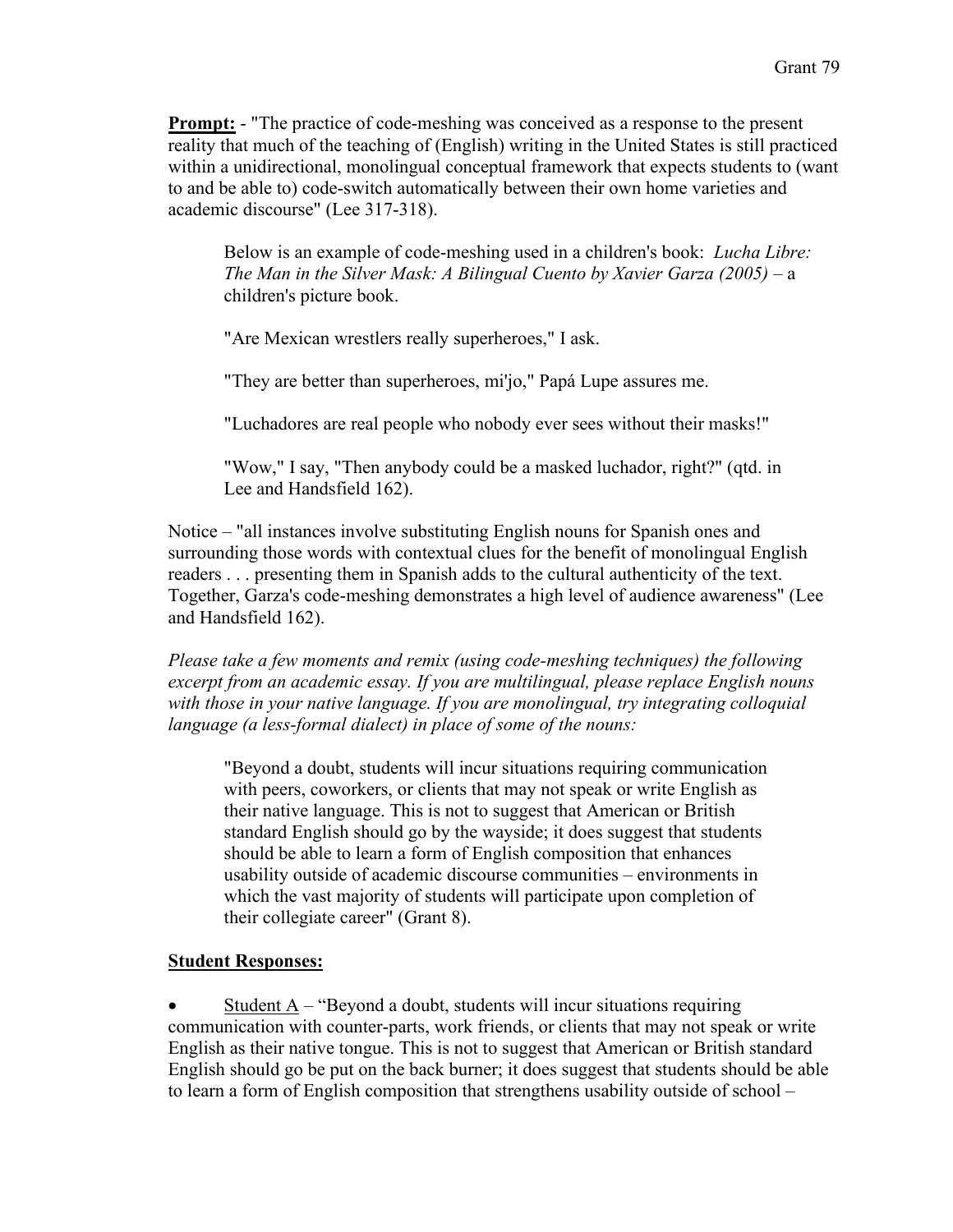**Prompt:** - "The practice of code-meshing was conceived as a response to the present reality that much of the teaching of (English) writing in the United States is still practiced within a unidirectional, monolingual conceptual framework that expects students to (want to and be able to) code-switch automatically between their own home varieties and academic discourse" (Lee 317-318).

> Below is an example of code-meshing used in a children's book: *Lucha Libre: The Man in the Silver Mask: A Bilingual Cuento by Xavier Garza (2005)* – a children's picture book.
>
> "Are Mexican wrestlers really superheroes," I ask.
>
> "They are better than superheroes, mi'jo," Papá Lupe assures me.
>
> "Luchadores are real people who nobody ever sees without their masks!"
>
> "Wow," I say, "Then anybody could be a masked luchador, right?" (qtd. in Lee and Handsfield 162).

Notice – "all instances involve substituting English nouns for Spanish ones and surrounding those words with contextual clues for the benefit of monolingual English readers . . . presenting them in Spanish adds to the cultural authenticity of the text. Together, Garza's code-meshing demonstrates a high level of audience awareness" (Lee and Handsfield 162).

*Please take a few moments and remix (using code-meshing techniques) the following excerpt from an academic essay. If you are multilingual, please replace English nouns with those in your native language. If you are monolingual, try integrating colloquial language (a less-formal dialect) in place of some of the nouns:*

> "Beyond a doubt, students will incur situations requiring communication with peers, coworkers, or clients that may not speak or write English as their native language. This is not to suggest that American or British standard English should go by the wayside; it does suggest that students should be able to learn a form of English composition that enhances usability outside of academic discourse communities – environments in which the vast majority of students will participate upon completion of their collegiate career" (Grant 8).

**Student Responses:**

- Student A – "Beyond a doubt, students will incur situations requiring communication with counter-parts, work friends, or clients that may not speak or write English as their native tongue. This is not to suggest that American or British standard English should go be put on the back burner; it does suggest that students should be able to learn a form of English composition that strengthens usability outside of school –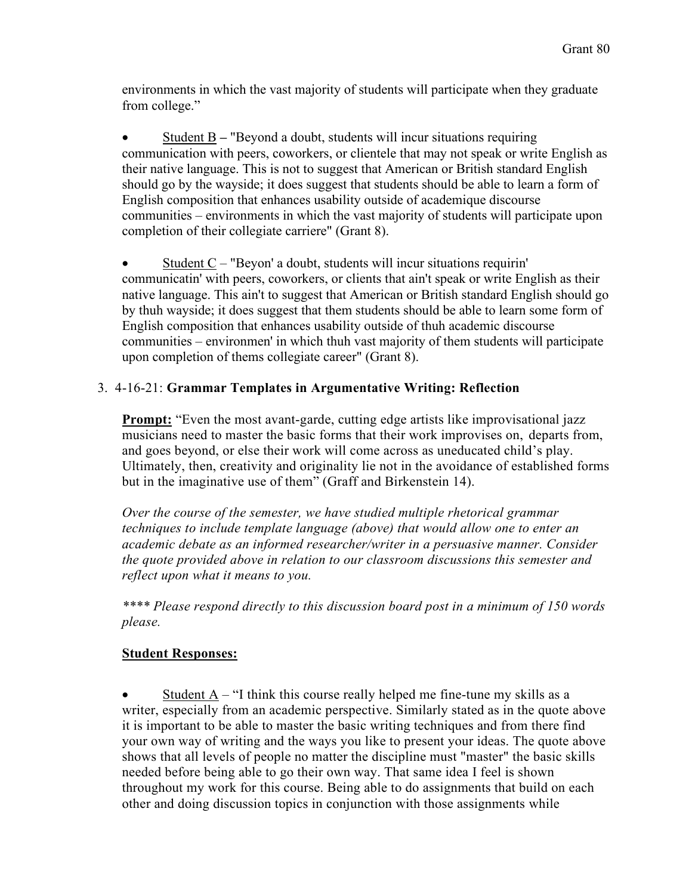environments in which the vast majority of students will participate when they graduate from college."

- Student B – "Beyond a doubt, students will incur situations requiring communication with peers, coworkers, or clientele that may not speak or write English as their native language. This is not to suggest that American or British standard English should go by the wayside; it does suggest that students should be able to learn a form of English composition that enhances usability outside of academique discourse communities – environments in which the vast majority of students will participate upon completion of their collegiate carriere" (Grant 8).

- Student C – "Beyon' a doubt, students will incur situations requirin' communicatin' with peers, coworkers, or clients that ain't speak or write English as their native language. This ain't to suggest that American or British standard English should go by thuh wayside; it does suggest that them students should be able to learn some form of English composition that enhances usability outside of thuh academic discourse communities – environmen' in which thuh vast majority of them students will participate upon completion of thems collegiate career" (Grant 8).

3. 4-16-21: **Grammar Templates in Argumentative Writing: Reflection**

   **Prompt:** "Even the most avant-garde, cutting edge artists like improvisational jazz musicians need to master the basic forms that their work improvises on, departs from, and goes beyond, or else their work will come across as uneducated child's play. Ultimately, then, creativity and originality lie not in the avoidance of established forms but in the imaginative use of them" (Graff and Birkenstein 14).

   *Over the course of the semester, we have studied multiple rhetorical grammar techniques to include template language (above) that would allow one to enter an academic debate as an informed researcher/writer in a persuasive manner. Consider the quote provided above in relation to our classroom discussions this semester and reflect upon what it means to you.*

   *\*\*\*\* Please respond directly to this discussion board post in a minimum of 150 words please.*

   **Student Responses:**

   - Student A – "I think this course really helped me fine-tune my skills as a writer, especially from an academic perspective. Similarly stated as in the quote above it is important to be able to master the basic writing techniques and from there find your own way of writing and the ways you like to present your ideas. The quote above shows that all levels of people no matter the discipline must "master" the basic skills needed before being able to go their own way. That same idea I feel is shown throughout my work for this course. Being able to do assignments that build on each other and doing discussion topics in conjunction with those assignments while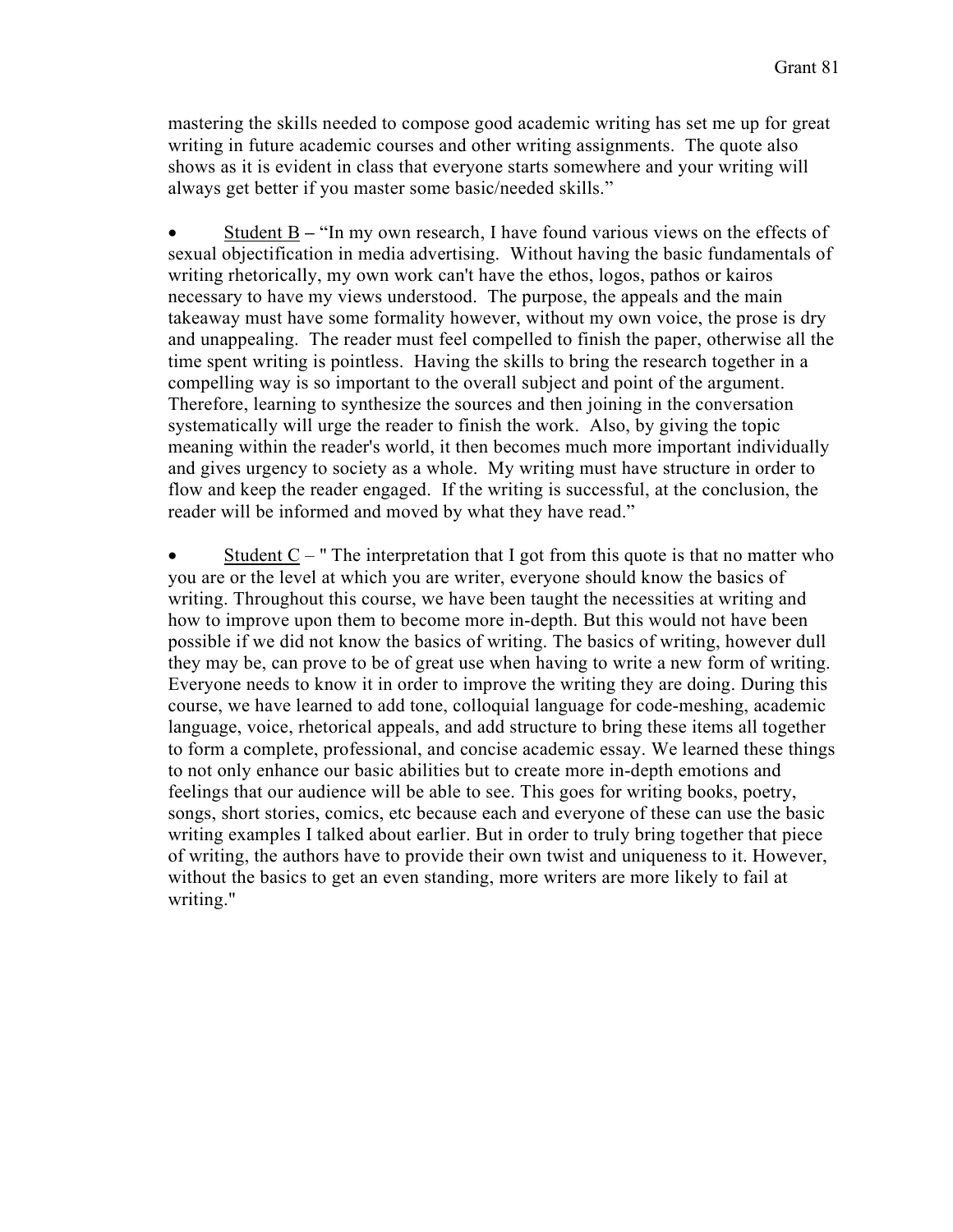mastering the skills needed to compose good academic writing has set me up for great writing in future academic courses and other writing assignments. The quote also shows as it is evident in class that everyone starts somewhere and your writing will always get better if you master some basic/needed skills."

- <u>Student B</u> – "In my own research, I have found various views on the effects of sexual objectification in media advertising. Without having the basic fundamentals of writing rhetorically, my own work can't have the ethos, logos, pathos or kairos necessary to have my views understood. The purpose, the appeals and the main takeaway must have some formality however, without my own voice, the prose is dry and unappealing. The reader must feel compelled to finish the paper, otherwise all the time spent writing is pointless. Having the skills to bring the research together in a compelling way is so important to the overall subject and point of the argument. Therefore, learning to synthesize the sources and then joining in the conversation systematically will urge the reader to finish the work. Also, by giving the topic meaning within the reader's world, it then becomes much more important individually and gives urgency to society as a whole. My writing must have structure in order to flow and keep the reader engaged. If the writing is successful, at the conclusion, the reader will be informed and moved by what they have read."

- <u>Student C</u> – " The interpretation that I got from this quote is that no matter who you are or the level at which you are writer, everyone should know the basics of writing. Throughout this course, we have been taught the necessities at writing and how to improve upon them to become more in-depth. But this would not have been possible if we did not know the basics of writing. The basics of writing, however dull they may be, can prove to be of great use when having to write a new form of writing. Everyone needs to know it in order to improve the writing they are doing. During this course, we have learned to add tone, colloquial language for code-meshing, academic language, voice, rhetorical appeals, and add structure to bring these items all together to form a complete, professional, and concise academic essay. We learned these things to not only enhance our basic abilities but to create more in-depth emotions and feelings that our audience will be able to see. This goes for writing books, poetry, songs, short stories, comics, etc because each and everyone of these can use the basic writing examples I talked about earlier. But in order to truly bring together that piece of writing, the authors have to provide their own twist and uniqueness to it. However, without the basics to get an even standing, more writers are more likely to fail at writing."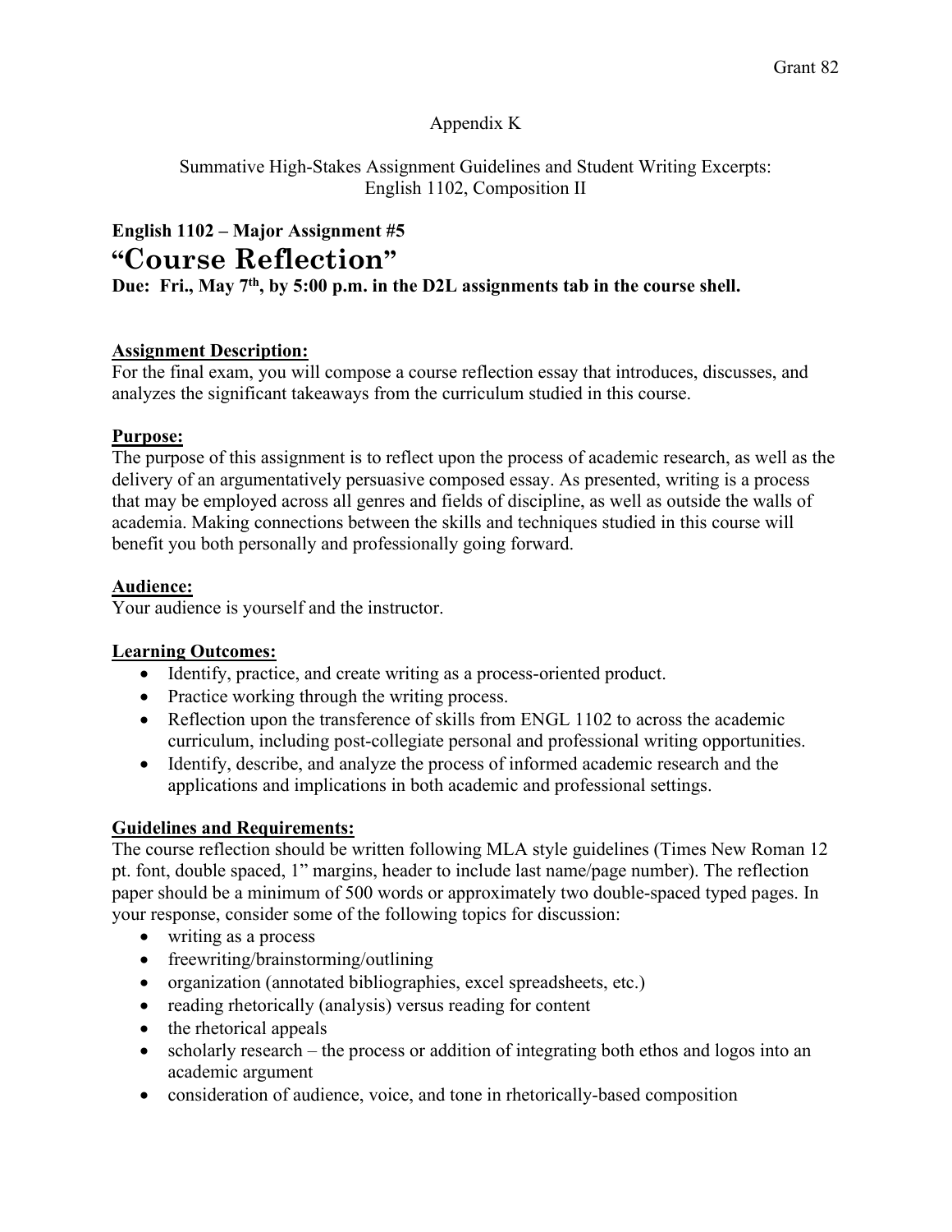Appendix K

Summative High-Stakes Assignment Guidelines and Student Writing Excerpts:
English 1102, Composition II

**English 1102 – Major Assignment #5**

# "Course Reflection"

**Due: Fri., May 7th, by 5:00 p.m. in the D2L assignments tab in the course shell.**

**Assignment Description:**

For the final exam, you will compose a course reflection essay that introduces, discusses, and analyzes the significant takeaways from the curriculum studied in this course.

**Purpose:**

The purpose of this assignment is to reflect upon the process of academic research, as well as the delivery of an argumentatively persuasive composed essay. As presented, writing is a process that may be employed across all genres and fields of discipline, as well as outside the walls of academia. Making connections between the skills and techniques studied in this course will benefit you both personally and professionally going forward.

**Audience:**

Your audience is yourself and the instructor.

**Learning Outcomes:**

- Identify, practice, and create writing as a process-oriented product.
- Practice working through the writing process.
- Reflection upon the transference of skills from ENGL 1102 to across the academic curriculum, including post-collegiate personal and professional writing opportunities.
- Identify, describe, and analyze the process of informed academic research and the applications and implications in both academic and professional settings.

**Guidelines and Requirements:**

The course reflection should be written following MLA style guidelines (Times New Roman 12 pt. font, double spaced, 1" margins, header to include last name/page number). The reflection paper should be a minimum of 500 words or approximately two double-spaced typed pages. In your response, consider some of the following topics for discussion:

- writing as a process
- freewriting/brainstorming/outlining
- organization (annotated bibliographies, excel spreadsheets, etc.)
- reading rhetorically (analysis) versus reading for content
- the rhetorical appeals
- scholarly research – the process or addition of integrating both ethos and logos into an academic argument
- consideration of audience, voice, and tone in rhetorically-based composition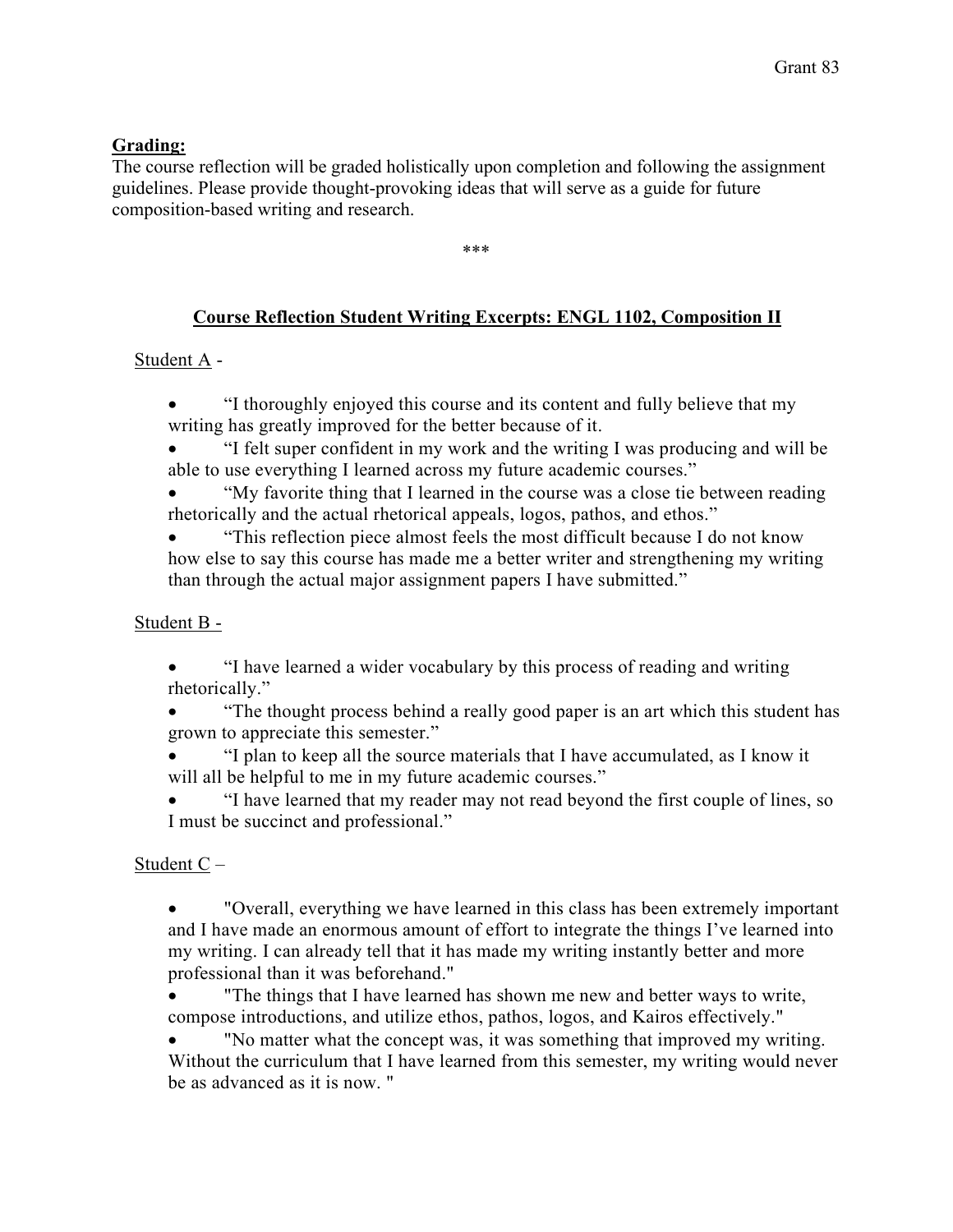**Grading:**

The course reflection will be graded holistically upon completion and following the assignment guidelines. Please provide thought-provoking ideas that will serve as a guide for future composition-based writing and research.

***

## Course Reflection Student Writing Excerpts: ENGL 1102, Composition II

Student A -

- “I thoroughly enjoyed this course and its content and fully believe that my writing has greatly improved for the better because of it.
- “I felt super confident in my work and the writing I was producing and will be able to use everything I learned across my future academic courses.”
- “My favorite thing that I learned in the course was a close tie between reading rhetorically and the actual rhetorical appeals, logos, pathos, and ethos.”
- “This reflection piece almost feels the most difficult because I do not know how else to say this course has made me a better writer and strengthening my writing than through the actual major assignment papers I have submitted.”

Student B -

- “I have learned a wider vocabulary by this process of reading and writing rhetorically.”
- “The thought process behind a really good paper is an art which this student has grown to appreciate this semester.”
- “I plan to keep all the source materials that I have accumulated, as I know it will all be helpful to me in my future academic courses.”
- “I have learned that my reader may not read beyond the first couple of lines, so I must be succinct and professional.”

Student C –

- "Overall, everything we have learned in this class has been extremely important and I have made an enormous amount of effort to integrate the things I’ve learned into my writing. I can already tell that it has made my writing instantly better and more professional than it was beforehand."
- "The things that I have learned has shown me new and better ways to write, compose introductions, and utilize ethos, pathos, logos, and Kairos effectively."
- "No matter what the concept was, it was something that improved my writing. Without the curriculum that I have learned from this semester, my writing would never be as advanced as it is now. "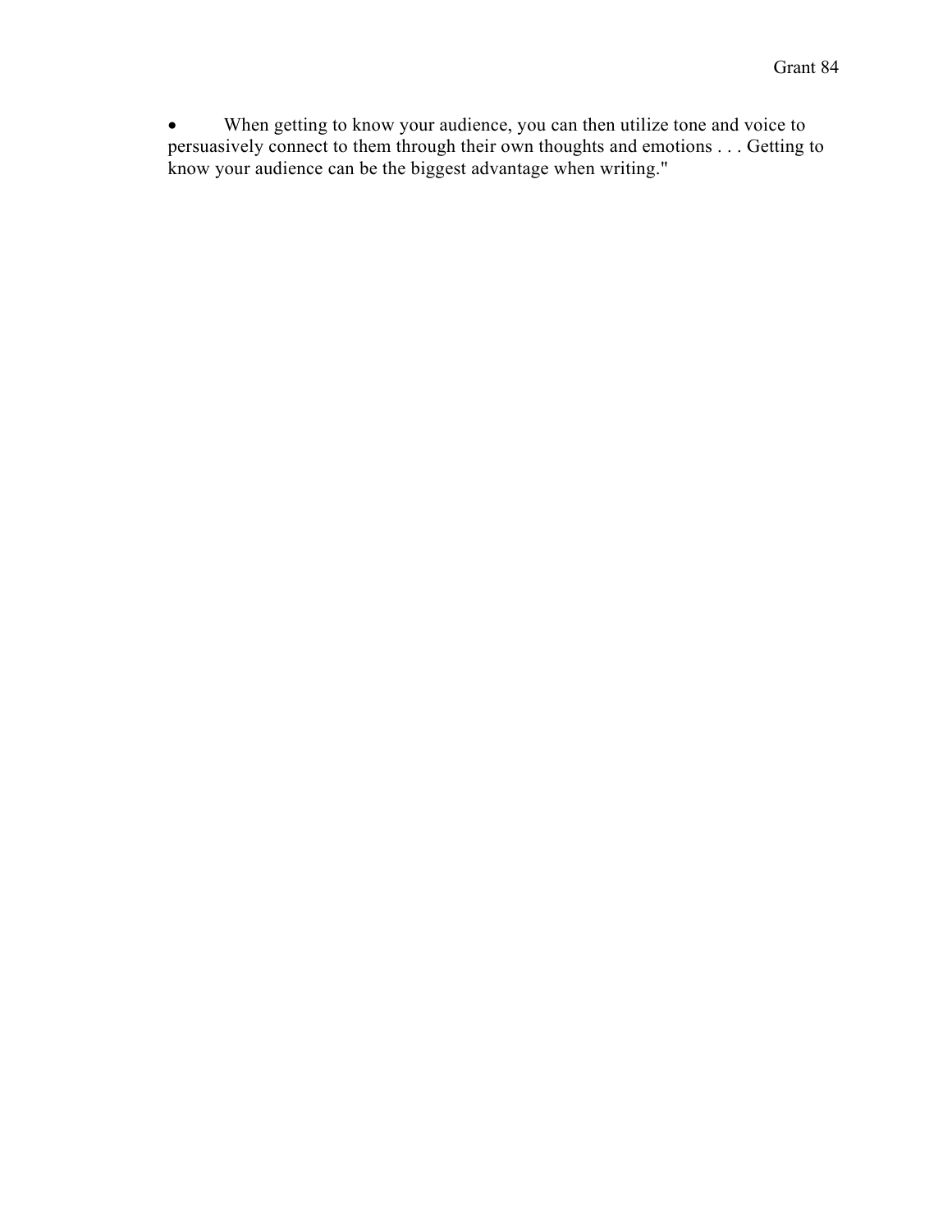- When getting to know your audience, you can then utilize tone and voice to persuasively connect to them through their own thoughts and emotions . . . Getting to know your audience can be the biggest advantage when writing."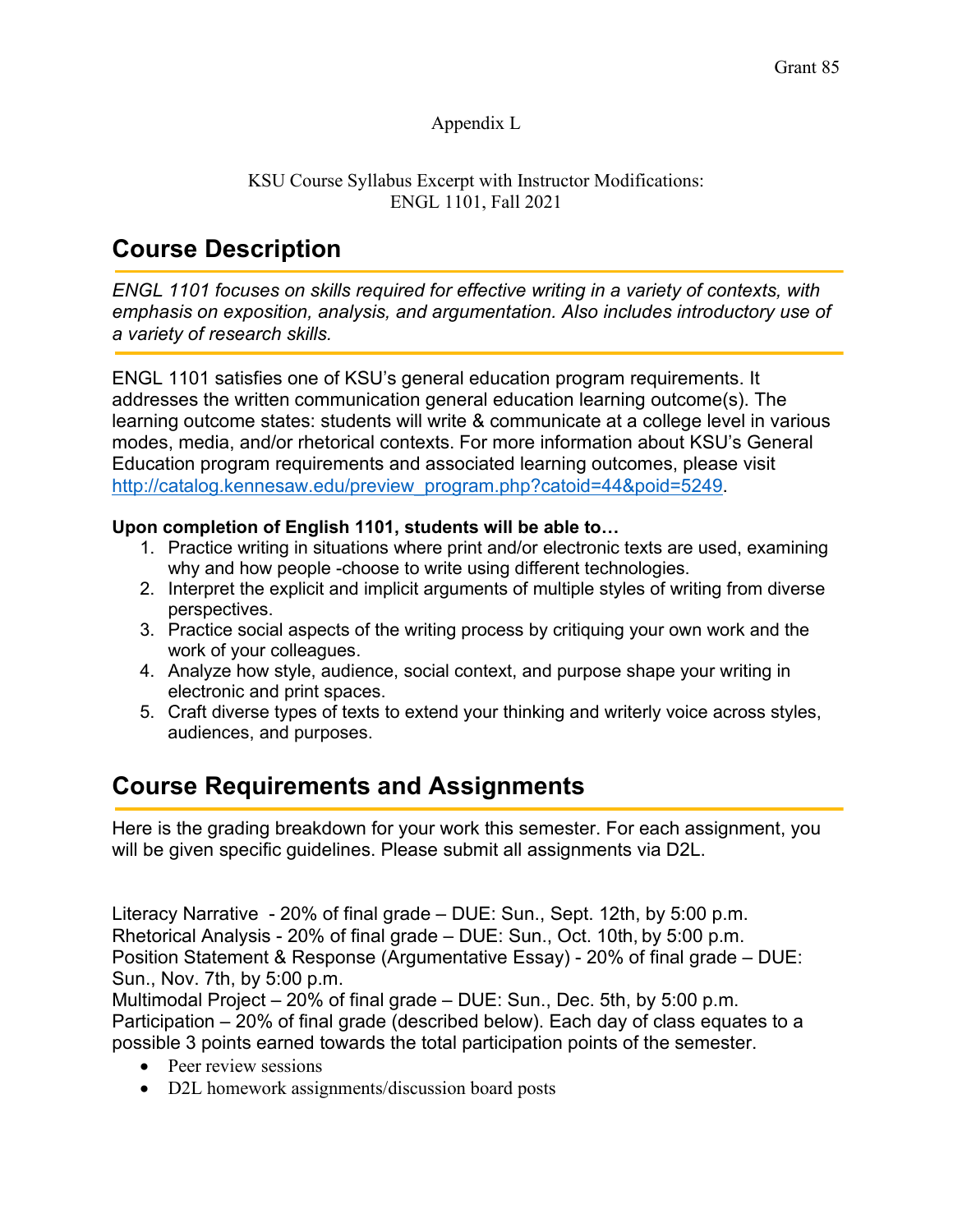Appendix L

KSU Course Syllabus Excerpt with Instructor Modifications:
ENGL 1101, Fall 2021

## Course Description

*ENGL 1101 focuses on skills required for effective writing in a variety of contexts, with emphasis on exposition, analysis, and argumentation. Also includes introductory use of a variety of research skills.*

ENGL 1101 satisfies one of KSU's general education program requirements. It addresses the written communication general education learning outcome(s). The learning outcome states: students will write & communicate at a college level in various modes, media, and/or rhetorical contexts. For more information about KSU's General Education program requirements and associated learning outcomes, please visit http://catalog.kennesaw.edu/preview_program.php?catoid=44&poid=5249.

**Upon completion of English 1101, students will be able to…**

1. Practice writing in situations where print and/or electronic texts are used, examining why and how people -choose to write using different technologies.
2. Interpret the explicit and implicit arguments of multiple styles of writing from diverse perspectives.
3. Practice social aspects of the writing process by critiquing your own work and the work of your colleagues.
4. Analyze how style, audience, social context, and purpose shape your writing in electronic and print spaces.
5. Craft diverse types of texts to extend your thinking and writerly voice across styles, audiences, and purposes.

## Course Requirements and Assignments

Here is the grading breakdown for your work this semester. For each assignment, you will be given specific guidelines. Please submit all assignments via D2L.

Literacy Narrative - 20% of final grade – DUE: Sun., Sept. 12th, by 5:00 p.m.
Rhetorical Analysis - 20% of final grade – DUE: Sun., Oct. 10th, by 5:00 p.m.
Position Statement & Response (Argumentative Essay) - 20% of final grade – DUE: Sun., Nov. 7th, by 5:00 p.m.
Multimodal Project – 20% of final grade – DUE: Sun., Dec. 5th, by 5:00 p.m.
Participation – 20% of final grade (described below). Each day of class equates to a possible 3 points earned towards the total participation points of the semester.

- Peer review sessions
- D2L homework assignments/discussion board posts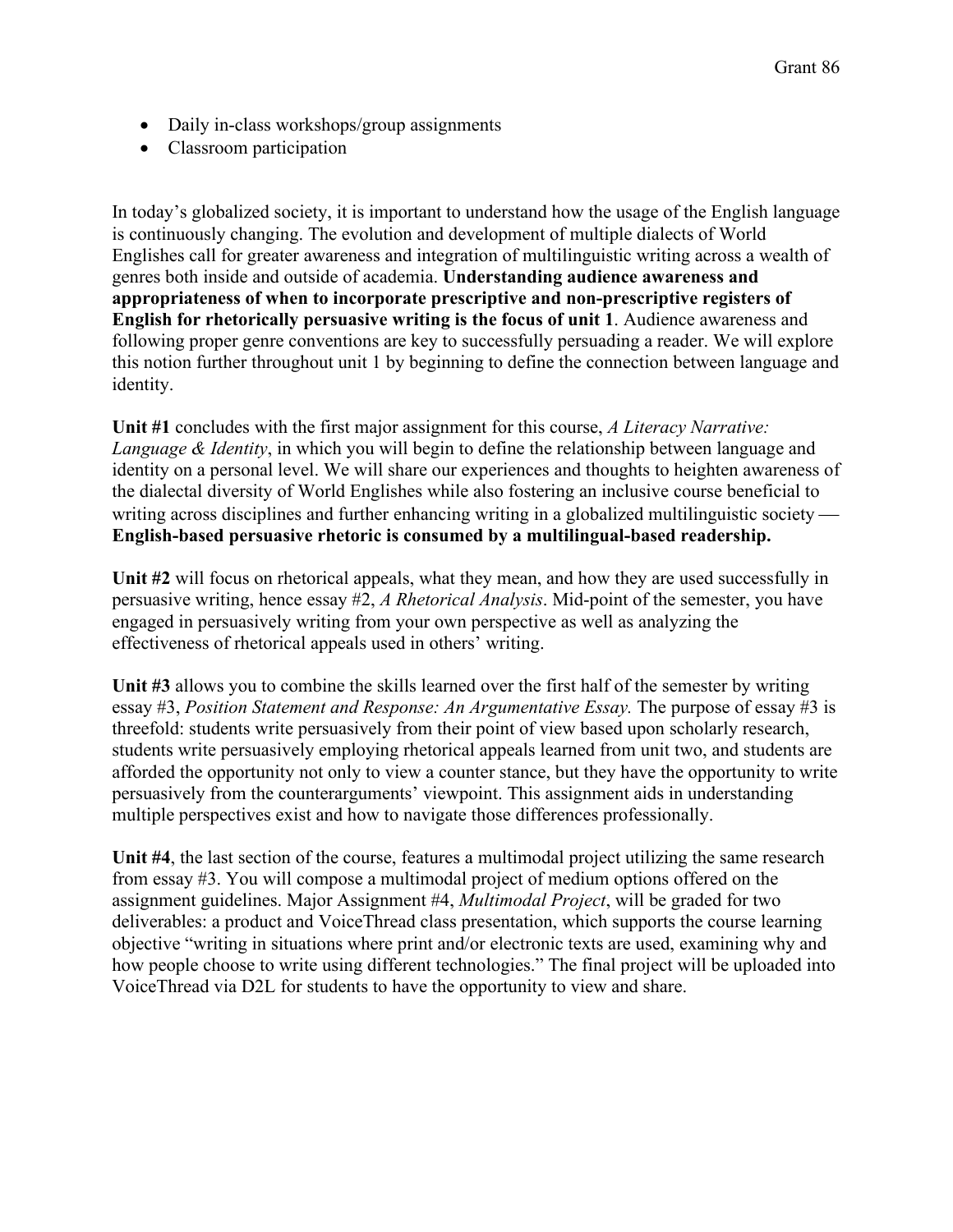- Daily in-class workshops/group assignments
- Classroom participation

In today's globalized society, it is important to understand how the usage of the English language is continuously changing. The evolution and development of multiple dialects of World Englishes call for greater awareness and integration of multilinguistic writing across a wealth of genres both inside and outside of academia. **Understanding audience awareness and appropriateness of when to incorporate prescriptive and non-prescriptive registers of English for rhetorically persuasive writing is the focus of unit 1**. Audience awareness and following proper genre conventions are key to successfully persuading a reader. We will explore this notion further throughout unit 1 by beginning to define the connection between language and identity.

**Unit #1** concludes with the first major assignment for this course, *A Literacy Narrative: Language & Identity*, in which you will begin to define the relationship between language and identity on a personal level. We will share our experiences and thoughts to heighten awareness of the dialectal diversity of World Englishes while also fostering an inclusive course beneficial to writing across disciplines and further enhancing writing in a globalized multilinguistic society — **English-based persuasive rhetoric is consumed by a multilingual-based readership.**

**Unit #2** will focus on rhetorical appeals, what they mean, and how they are used successfully in persuasive writing, hence essay #2, *A Rhetorical Analysis*. Mid-point of the semester, you have engaged in persuasively writing from your own perspective as well as analyzing the effectiveness of rhetorical appeals used in others' writing.

**Unit #3** allows you to combine the skills learned over the first half of the semester by writing essay #3, *Position Statement and Response: An Argumentative Essay.* The purpose of essay #3 is threefold: students write persuasively from their point of view based upon scholarly research, students write persuasively employing rhetorical appeals learned from unit two, and students are afforded the opportunity not only to view a counter stance, but they have the opportunity to write persuasively from the counterarguments' viewpoint. This assignment aids in understanding multiple perspectives exist and how to navigate those differences professionally.

**Unit #4**, the last section of the course, features a multimodal project utilizing the same research from essay #3. You will compose a multimodal project of medium options offered on the assignment guidelines. Major Assignment #4, *Multimodal Project*, will be graded for two deliverables: a product and VoiceThread class presentation, which supports the course learning objective "writing in situations where print and/or electronic texts are used, examining why and how people choose to write using different technologies." The final project will be uploaded into VoiceThread via D2L for students to have the opportunity to view and share.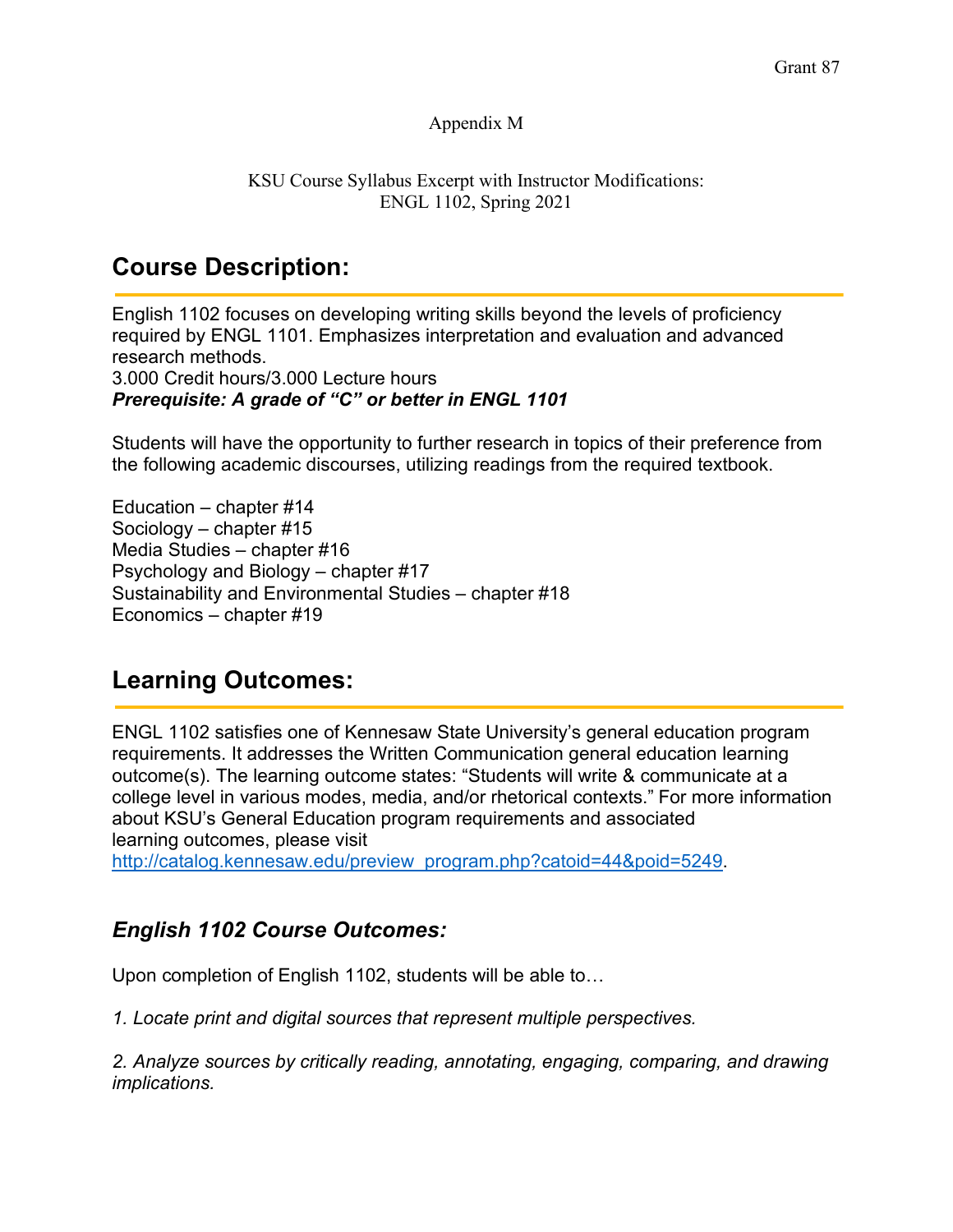Appendix M

KSU Course Syllabus Excerpt with Instructor Modifications:
ENGL 1102, Spring 2021

## Course Description:

English 1102 focuses on developing writing skills beyond the levels of proficiency required by ENGL 1101. Emphasizes interpretation and evaluation and advanced research methods.
3.000 Credit hours/3.000 Lecture hours
***Prerequisite: A grade of "C" or better in ENGL 1101***

Students will have the opportunity to further research in topics of their preference from the following academic discourses, utilizing readings from the required textbook.

Education – chapter #14
Sociology – chapter #15
Media Studies – chapter #16
Psychology and Biology – chapter #17
Sustainability and Environmental Studies – chapter #18
Economics – chapter #19

## Learning Outcomes:

ENGL 1102 satisfies one of Kennesaw State University's general education program requirements. It addresses the Written Communication general education learning outcome(s). The learning outcome states: "Students will write & communicate at a college level in various modes, media, and/or rhetorical contexts." For more information about KSU's General Education program requirements and associated learning outcomes, please visit
http://catalog.kennesaw.edu/preview_program.php?catoid=44&poid=5249.

### *English 1102 Course Outcomes:*

Upon completion of English 1102, students will be able to…

*1. Locate print and digital sources that represent multiple perspectives.*

*2. Analyze sources by critically reading, annotating, engaging, comparing, and drawing implications.*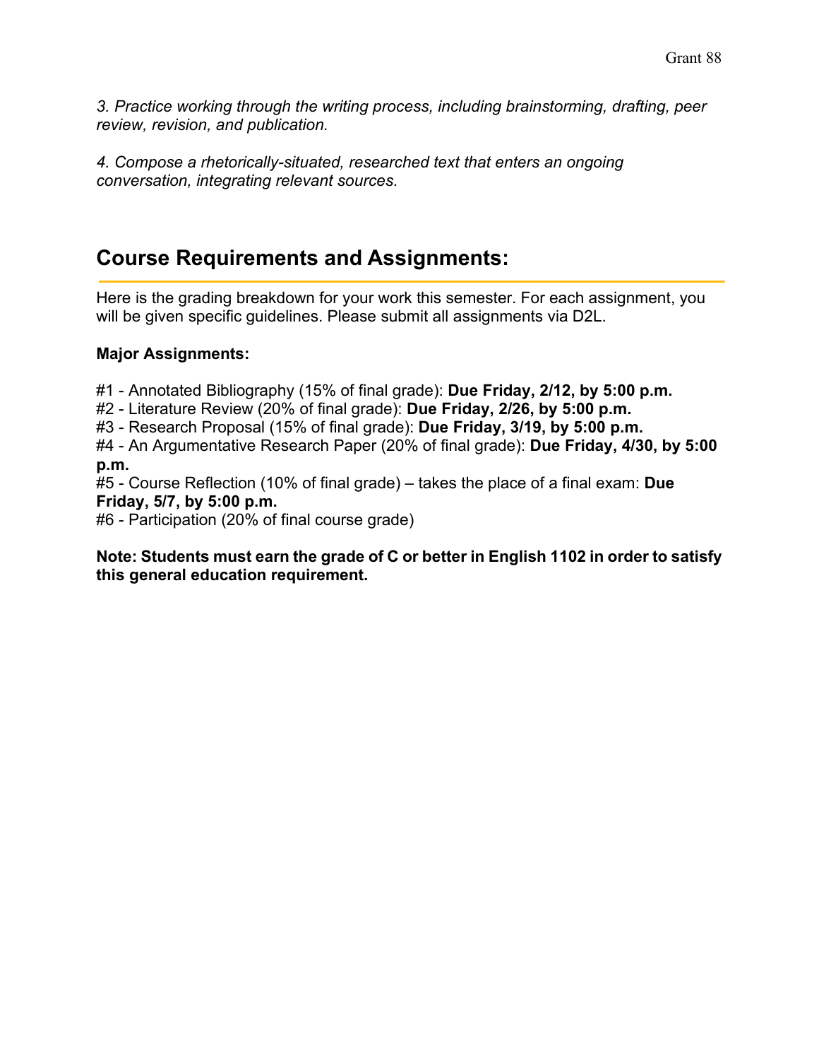*3. Practice working through the writing process, including brainstorming, drafting, peer review, revision, and publication.*

*4. Compose a rhetorically-situated, researched text that enters an ongoing conversation, integrating relevant sources.*

## Course Requirements and Assignments:

Here is the grading breakdown for your work this semester. For each assignment, you will be given specific guidelines. Please submit all assignments via D2L.

**Major Assignments:**

#1 - Annotated Bibliography (15% of final grade): **Due Friday, 2/12, by 5:00 p.m.**
#2 - Literature Review (20% of final grade): **Due Friday, 2/26, by 5:00 p.m.**
#3 - Research Proposal (15% of final grade): **Due Friday, 3/19, by 5:00 p.m.**
#4 - An Argumentative Research Paper (20% of final grade): **Due Friday, 4/30, by 5:00 p.m.**
#5 - Course Reflection (10% of final grade) – takes the place of a final exam: **Due Friday, 5/7, by 5:00 p.m.**
#6 - Participation (20% of final course grade)

**Note: Students must earn the grade of C or better in English 1102 in order to satisfy this general education requirement.**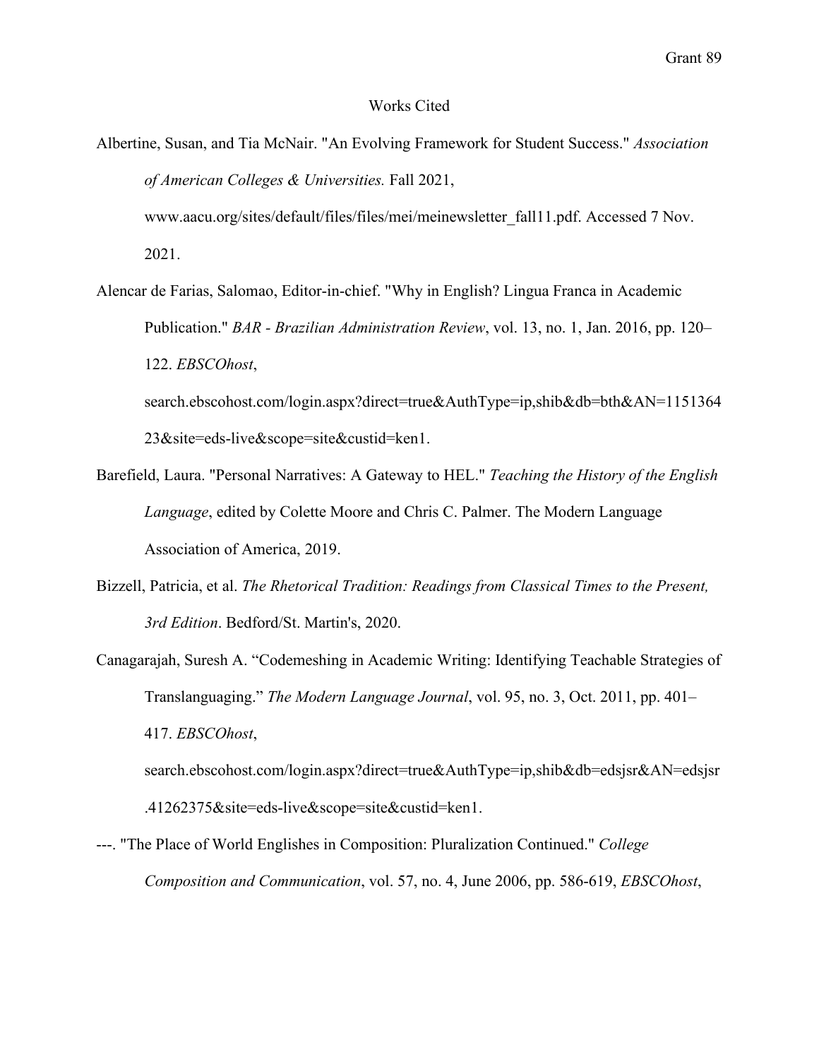# Works Cited

Albertine, Susan, and Tia McNair. "An Evolving Framework for Student Success." *Association of American Colleges & Universities.* Fall 2021, www.aacu.org/sites/default/files/files/mei/meinewsletter_fall11.pdf. Accessed 7 Nov. 2021.

Alencar de Farias, Salomao, Editor-in-chief. "Why in English? Lingua Franca in Academic Publication." *BAR - Brazilian Administration Review*, vol. 13, no. 1, Jan. 2016, pp. 120–122. *EBSCOhost*, search.ebscohost.com/login.aspx?direct=true&AuthType=ip,shib&db=bth&AN=115136423&site=eds-live&scope=site&custid=ken1.

Barefield, Laura. "Personal Narratives: A Gateway to HEL." *Teaching the History of the English Language*, edited by Colette Moore and Chris C. Palmer. The Modern Language Association of America, 2019.

Bizzell, Patricia, et al. *The Rhetorical Tradition: Readings from Classical Times to the Present, 3rd Edition*. Bedford/St. Martin's, 2020.

Canagarajah, Suresh A. "Codemeshing in Academic Writing: Identifying Teachable Strategies of Translanguaging." *The Modern Language Journal*, vol. 95, no. 3, Oct. 2011, pp. 401–417. *EBSCOhost*, search.ebscohost.com/login.aspx?direct=true&AuthType=ip,shib&db=edsjsr&AN=edsjsr.41262375&site=eds-live&scope=site&custid=ken1.

---. "The Place of World Englishes in Composition: Pluralization Continued." *College Composition and Communication*, vol. 57, no. 4, June 2006, pp. 586-619, *EBSCOhost*,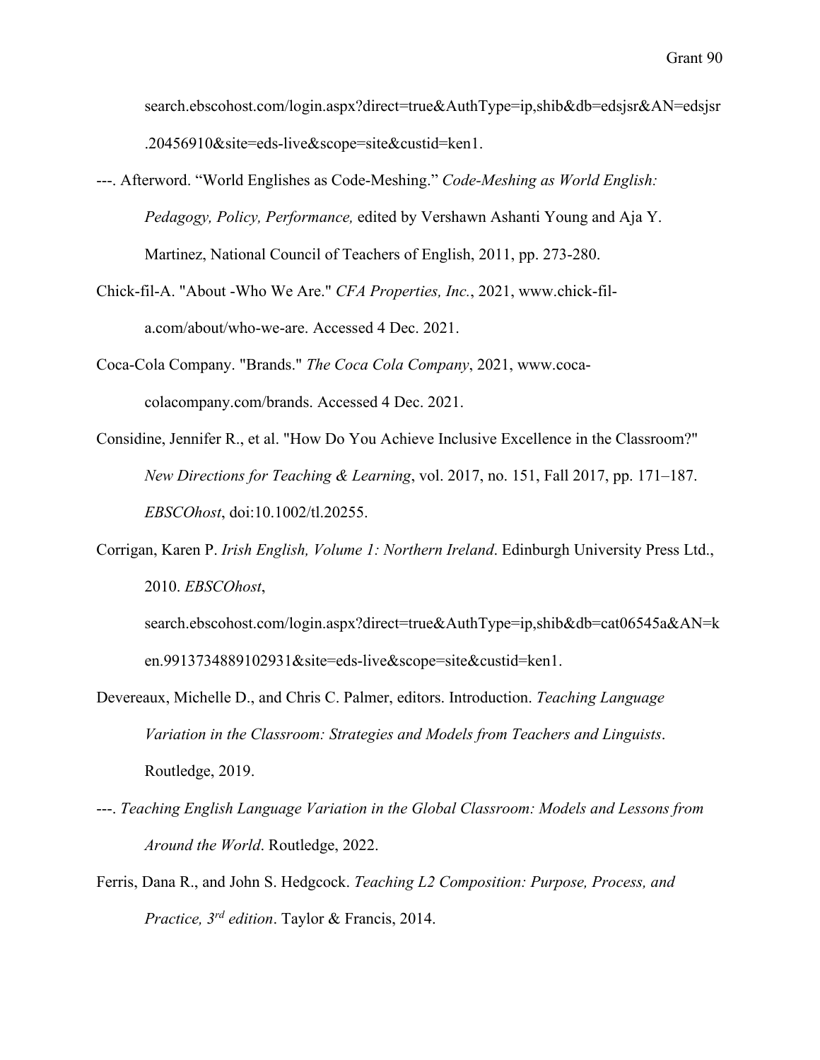search.ebscohost.com/login.aspx?direct=true&AuthType=ip,shib&db=edsjsr&AN=edsjsr.20456910&site=eds-live&scope=site&custid=ken1.

---. Afterword. "World Englishes as Code-Meshing." *Code-Meshing as World English: Pedagogy, Policy, Performance,* edited by Vershawn Ashanti Young and Aja Y. Martinez, National Council of Teachers of English, 2011, pp. 273-280.

Chick-fil-A. "About -Who We Are." *CFA Properties, Inc.*, 2021, www.chick-fil-a.com/about/who-we-are. Accessed 4 Dec. 2021.

Coca-Cola Company. "Brands." *The Coca Cola Company*, 2021, www.coca-colacompany.com/brands. Accessed 4 Dec. 2021.

Considine, Jennifer R., et al. "How Do You Achieve Inclusive Excellence in the Classroom?" *New Directions for Teaching & Learning*, vol. 2017, no. 151, Fall 2017, pp. 171–187. *EBSCOhost*, doi:10.1002/tl.20255.

Corrigan, Karen P. *Irish English, Volume 1: Northern Ireland*. Edinburgh University Press Ltd., 2010. *EBSCOhost*, search.ebscohost.com/login.aspx?direct=true&AuthType=ip,shib&db=cat06545a&AN=ken.9913734889102931&site=eds-live&scope=site&custid=ken1.

Devereaux, Michelle D., and Chris C. Palmer, editors. Introduction. *Teaching Language Variation in the Classroom: Strategies and Models from Teachers and Linguists*. Routledge, 2019.

---. *Teaching English Language Variation in the Global Classroom: Models and Lessons from Around the World*. Routledge, 2022.

Ferris, Dana R., and John S. Hedgcock. *Teaching L2 Composition: Purpose, Process, and Practice, 3rd edition*. Taylor & Francis, 2014.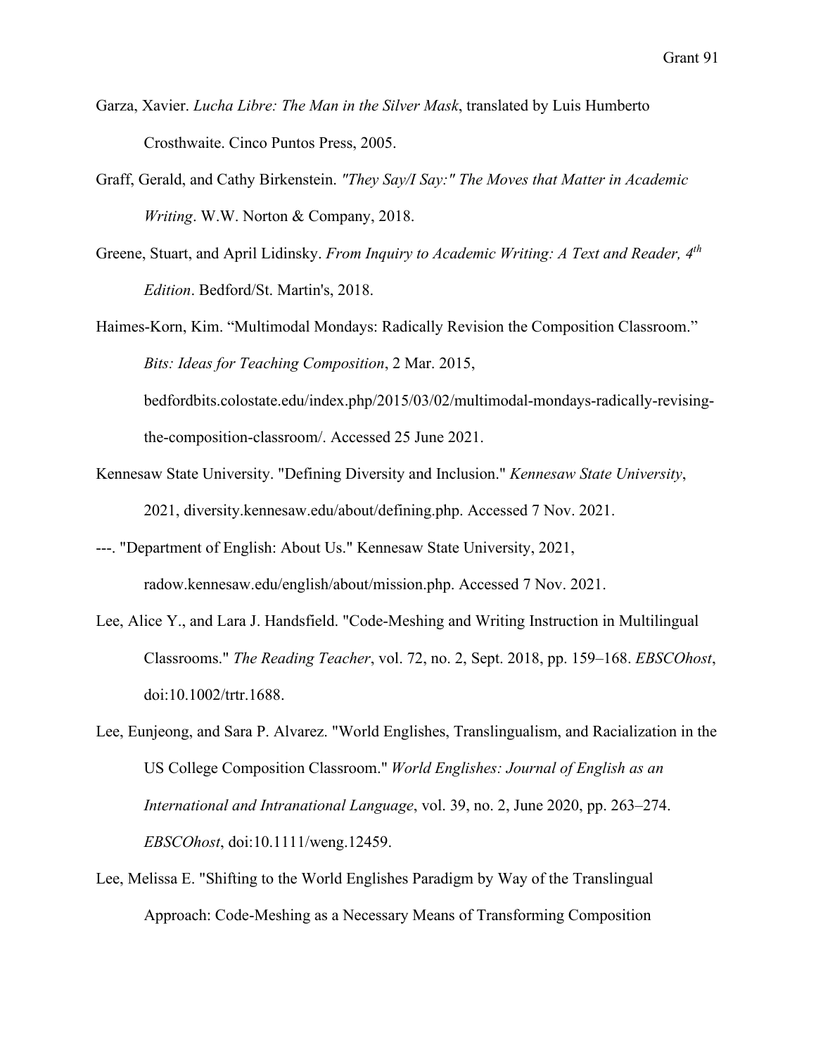Garza, Xavier. *Lucha Libre: The Man in the Silver Mask*, translated by Luis Humberto Crosthwaite. Cinco Puntos Press, 2005.

Graff, Gerald, and Cathy Birkenstein. *"They Say/I Say:" The Moves that Matter in Academic Writing*. W.W. Norton & Company, 2018.

Greene, Stuart, and April Lidinsky. *From Inquiry to Academic Writing: A Text and Reader, 4th Edition*. Bedford/St. Martin's, 2018.

Haimes-Korn, Kim. "Multimodal Mondays: Radically Revision the Composition Classroom." *Bits: Ideas for Teaching Composition*, 2 Mar. 2015, bedfordbits.colostate.edu/index.php/2015/03/02/multimodal-mondays-radically-revising-the-composition-classroom/. Accessed 25 June 2021.

Kennesaw State University. "Defining Diversity and Inclusion." *Kennesaw State University*, 2021, diversity.kennesaw.edu/about/defining.php. Accessed 7 Nov. 2021.

---. "Department of English: About Us." Kennesaw State University, 2021, radow.kennesaw.edu/english/about/mission.php. Accessed 7 Nov. 2021.

Lee, Alice Y., and Lara J. Handsfield. "Code-Meshing and Writing Instruction in Multilingual Classrooms." *The Reading Teacher*, vol. 72, no. 2, Sept. 2018, pp. 159–168. *EBSCOhost*, doi:10.1002/trtr.1688.

Lee, Eunjeong, and Sara P. Alvarez. "World Englishes, Translingualism, and Racialization in the US College Composition Classroom." *World Englishes: Journal of English as an International and Intranational Language*, vol. 39, no. 2, June 2020, pp. 263–274. *EBSCOhost*, doi:10.1111/weng.12459.

Lee, Melissa E. "Shifting to the World Englishes Paradigm by Way of the Translingual Approach: Code-Meshing as a Necessary Means of Transforming Composition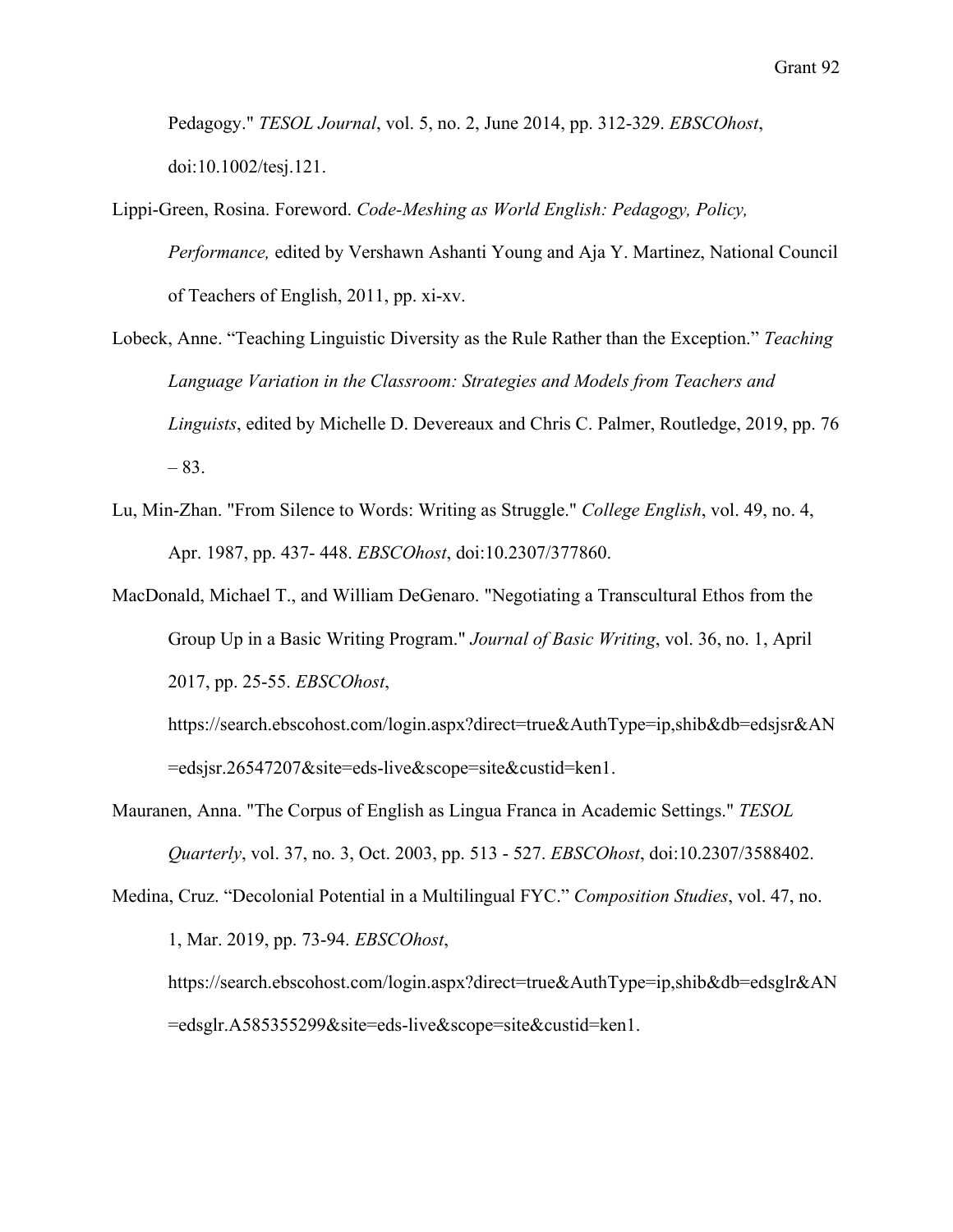Pedagogy." *TESOL Journal*, vol. 5, no. 2, June 2014, pp. 312-329. *EBSCOhost*, doi:10.1002/tesj.121.

Lippi-Green, Rosina. Foreword. *Code-Meshing as World English: Pedagogy, Policy, Performance,* edited by Vershawn Ashanti Young and Aja Y. Martinez, National Council of Teachers of English, 2011, pp. xi-xv.

Lobeck, Anne. "Teaching Linguistic Diversity as the Rule Rather than the Exception." *Teaching Language Variation in the Classroom: Strategies and Models from Teachers and Linguists*, edited by Michelle D. Devereaux and Chris C. Palmer, Routledge, 2019, pp. 76 – 83.

Lu, Min-Zhan. "From Silence to Words: Writing as Struggle." *College English*, vol. 49, no. 4, Apr. 1987, pp. 437- 448. *EBSCOhost*, doi:10.2307/377860.

MacDonald, Michael T., and William DeGenaro. "Negotiating a Transcultural Ethos from the Group Up in a Basic Writing Program." *Journal of Basic Writing*, vol. 36, no. 1, April 2017, pp. 25-55. *EBSCOhost*, https://search.ebscohost.com/login.aspx?direct=true&AuthType=ip,shib&db=edsjsr&AN=edsjsr.26547207&site=eds-live&scope=site&custid=ken1.

Mauranen, Anna. "The Corpus of English as Lingua Franca in Academic Settings." *TESOL Quarterly*, vol. 37, no. 3, Oct. 2003, pp. 513 - 527. *EBSCOhost*, doi:10.2307/3588402.

Medina, Cruz. "Decolonial Potential in a Multilingual FYC." *Composition Studies*, vol. 47, no. 1, Mar. 2019, pp. 73-94. *EBSCOhost*, https://search.ebscohost.com/login.aspx?direct=true&AuthType=ip,shib&db=edsglr&AN=edsglr.A585355299&site=eds-live&scope=site&custid=ken1.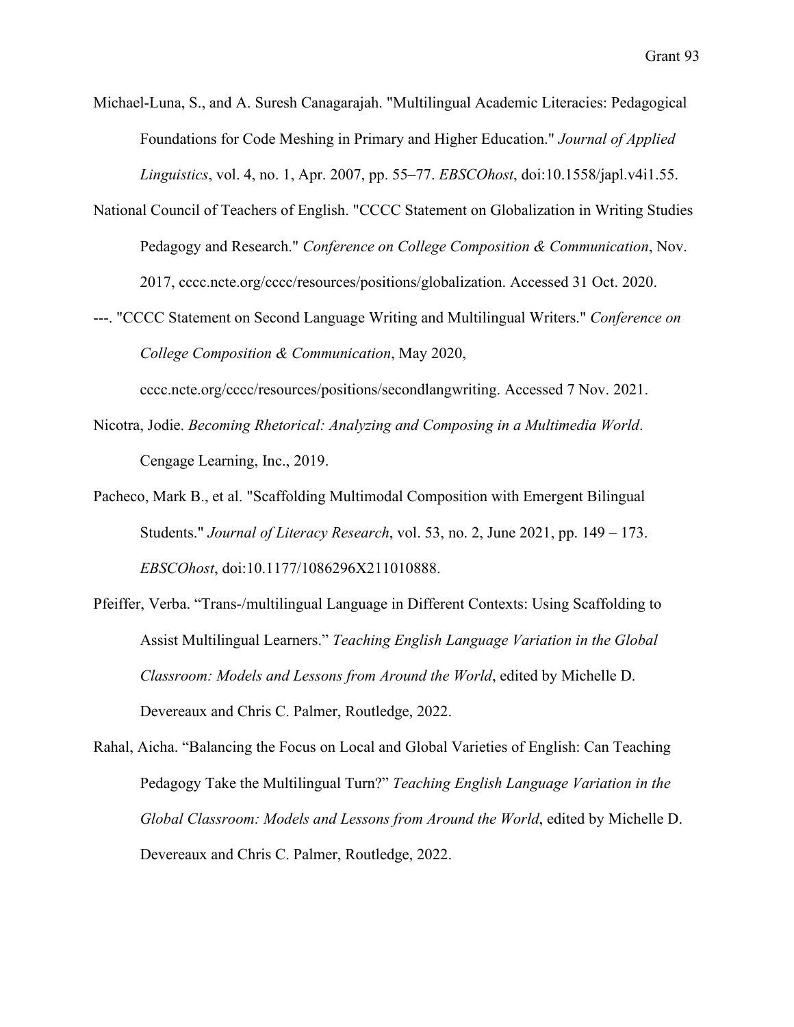Michael-Luna, S., and A. Suresh Canagarajah. "Multilingual Academic Literacies: Pedagogical Foundations for Code Meshing in Primary and Higher Education." *Journal of Applied Linguistics*, vol. 4, no. 1, Apr. 2007, pp. 55–77. *EBSCOhost*, doi:10.1558/japl.v4i1.55.

National Council of Teachers of English. "CCCC Statement on Globalization in Writing Studies Pedagogy and Research." *Conference on College Composition & Communication*, Nov. 2017, cccc.ncte.org/cccc/resources/positions/globalization. Accessed 31 Oct. 2020.

---. "CCCC Statement on Second Language Writing and Multilingual Writers." *Conference on College Composition & Communication*, May 2020, cccc.ncte.org/cccc/resources/positions/secondlangwriting. Accessed 7 Nov. 2021.

Nicotra, Jodie. *Becoming Rhetorical: Analyzing and Composing in a Multimedia World*. Cengage Learning, Inc., 2019.

Pacheco, Mark B., et al. "Scaffolding Multimodal Composition with Emergent Bilingual Students." *Journal of Literacy Research*, vol. 53, no. 2, June 2021, pp. 149 – 173. *EBSCOhost*, doi:10.1177/1086296X211010888.

Pfeiffer, Verba. "Trans-/multilingual Language in Different Contexts: Using Scaffolding to Assist Multilingual Learners." *Teaching English Language Variation in the Global Classroom: Models and Lessons from Around the World*, edited by Michelle D. Devereaux and Chris C. Palmer, Routledge, 2022.

Rahal, Aicha. "Balancing the Focus on Local and Global Varieties of English: Can Teaching Pedagogy Take the Multilingual Turn?" *Teaching English Language Variation in the Global Classroom: Models and Lessons from Around the World*, edited by Michelle D. Devereaux and Chris C. Palmer, Routledge, 2022.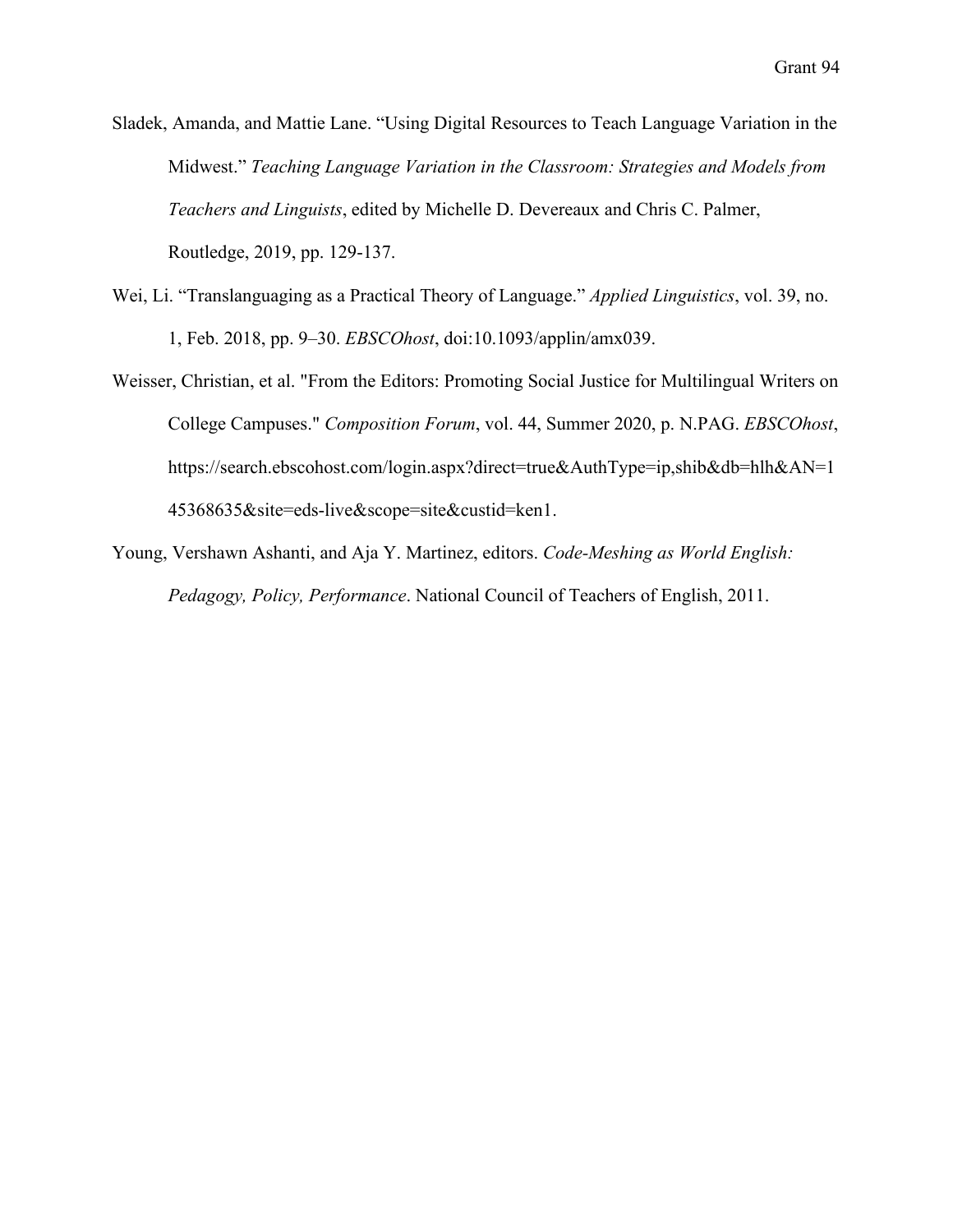Sladek, Amanda, and Mattie Lane. “Using Digital Resources to Teach Language Variation in the Midwest.” *Teaching Language Variation in the Classroom: Strategies and Models from Teachers and Linguists*, edited by Michelle D. Devereaux and Chris C. Palmer, Routledge, 2019, pp. 129-137.

Wei, Li. “Translanguaging as a Practical Theory of Language.” *Applied Linguistics*, vol. 39, no. 1, Feb. 2018, pp. 9–30. *EBSCOhost*, doi:10.1093/applin/amx039.

Weisser, Christian, et al. "From the Editors: Promoting Social Justice for Multilingual Writers on College Campuses." *Composition Forum*, vol. 44, Summer 2020, p. N.PAG. *EBSCOhost*, https://search.ebscohost.com/login.aspx?direct=true&AuthType=ip,shib&db=hlh&AN=145368635&site=eds-live&scope=site&custid=ken1.

Young, Vershawn Ashanti, and Aja Y. Martinez, editors. *Code-Meshing as World English: Pedagogy, Policy, Performance*. National Council of Teachers of English, 2011.